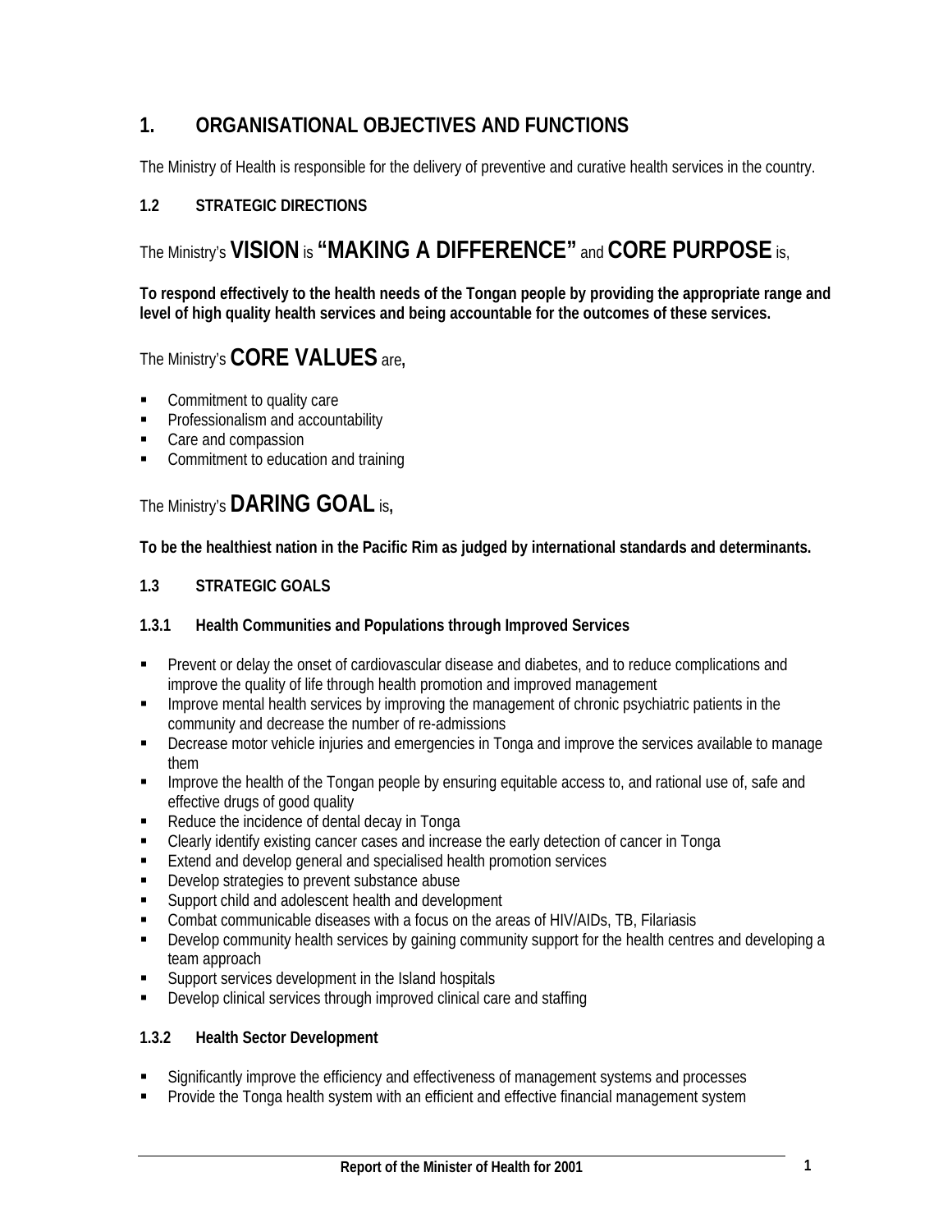# 1. ORGANISATIONAL OBJECTIVES AND FUNCTIONS

The Ministry of Health is responsible for the delivery of preventive and curative health services in the country.

### 1.2 STRATEGIC DIRECTIONS

The Ministry's **VISION** is **"MAKING A DIFFERENCE"** and **CORE PURPOSE** is,

**To respond effectively to the health needs of the Tongan people by providing the appropriate range and level of high quality health services and being accountable for the outcomes of these services.**

The Ministry's **CORE VALUES** are**,**

- Commitment to quality care
- Professionalism and accountability
- Care and compassion
- Commitment to education and training

The Ministry's **DARING GOAL** is**,**

**To be the healthiest nation in the Pacific Rim as judged by international standards and determinants.**

### 1.3 STRATEGIC GOALS

#### 1.3.1 Health Communities and Populations through Improved Services

- Prevent or delay the onset of cardiovascular disease and diabetes, and to reduce complications and improve the quality of life through health promotion and improved management
- Improve mental health services by improving the management of chronic psychiatric patients in the community and decrease the number of re-admissions
- Decrease motor vehicle injuries and emergencies in Tonga and improve the services available to manage them
- Improve the health of the Tongan people by ensuring equitable access to, and rational use of, safe and effective drugs of good quality
- Reduce the incidence of dental decay in Tonga
- Clearly identify existing cancer cases and increase the early detection of cancer in Tonga
- Extend and develop general and specialised health promotion services
- Develop strategies to prevent substance abuse
- Support child and adolescent health and development
- Combat communicable diseases with a focus on the areas of HIV/AIDs, TB, Filariasis
- Develop community health services by gaining community support for the health centres and developing a team approach
- Support services development in the Island hospitals
- Develop clinical services through improved clinical care and staffing

#### 1.3.2 Health Sector Development

- Significantly improve the efficiency and effectiveness of management systems and processes
- Provide the Tonga health system with an efficient and effective financial management system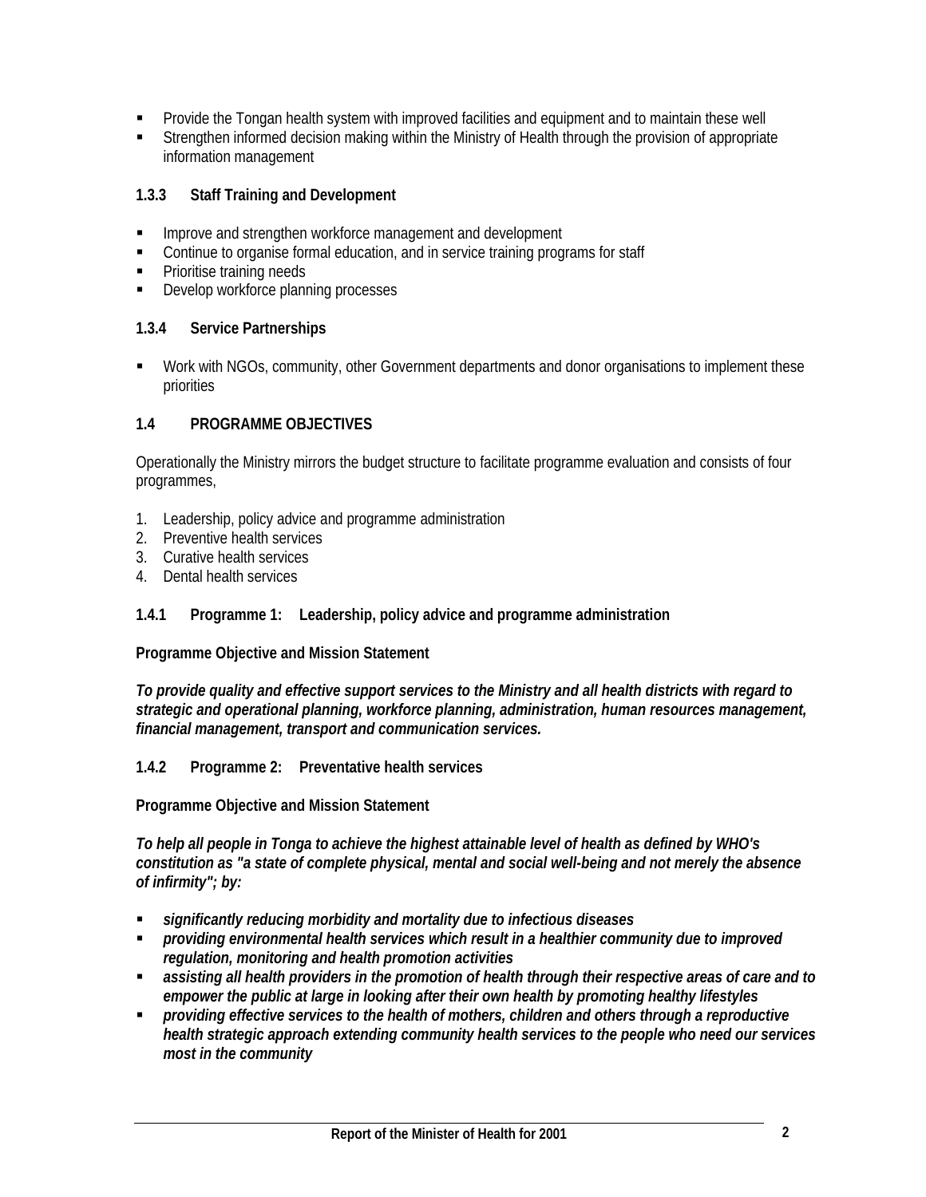- Provide the Tongan health system with improved facilities and equipment and to maintain these well
- Strengthen informed decision making within the Ministry of Health through the provision of appropriate information management

### 1.3.3 Staff Training and Development

- Improve and strengthen workforce management and development
- Continue to organise formal education, and in service training programs for staff
- Prioritise training needs
- Develop workforce planning processes

### 1.3.4 Service Partnerships

- Work with NGOs, community, other Government departments and donor organisations to implement these priorities

## 1.4 PROGRAMME OBJECTIVES

Operationally the Ministry mirrors the budget structure to facilitate programme evaluation and consists of four programmes,

1. Leadership, policy advice and programme administration
2. Preventive health services
3. Curative health services
4. Dental health services

### 1.4.1 Programme 1: Leadership, policy advice and programme administration

**Programme Objective and Mission Statement**

***To provide quality and effective support services to the Ministry and all health districts with regard to strategic and operational planning, workforce planning, administration, human resources management, financial management, transport and communication services.***

### 1.4.2 Programme 2: Preventative health services

**Programme Objective and Mission Statement**

***To help all people in Tonga to achieve the highest attainable level of health as defined by WHO's constitution as "a state of complete physical, mental and social well-being and not merely the absence of infirmity"; by:***

- ***significantly reducing morbidity and mortality due to infectious diseases***
- ***providing environmental health services which result in a healthier community due to improved regulation, monitoring and health promotion activities***
- ***assisting all health providers in the promotion of health through their respective areas of care and to empower the public at large in looking after their own health by promoting healthy lifestyles***
- ***providing effective services to the health of mothers, children and others through a reproductive health strategic approach extending community health services to the people who need our services most in the community***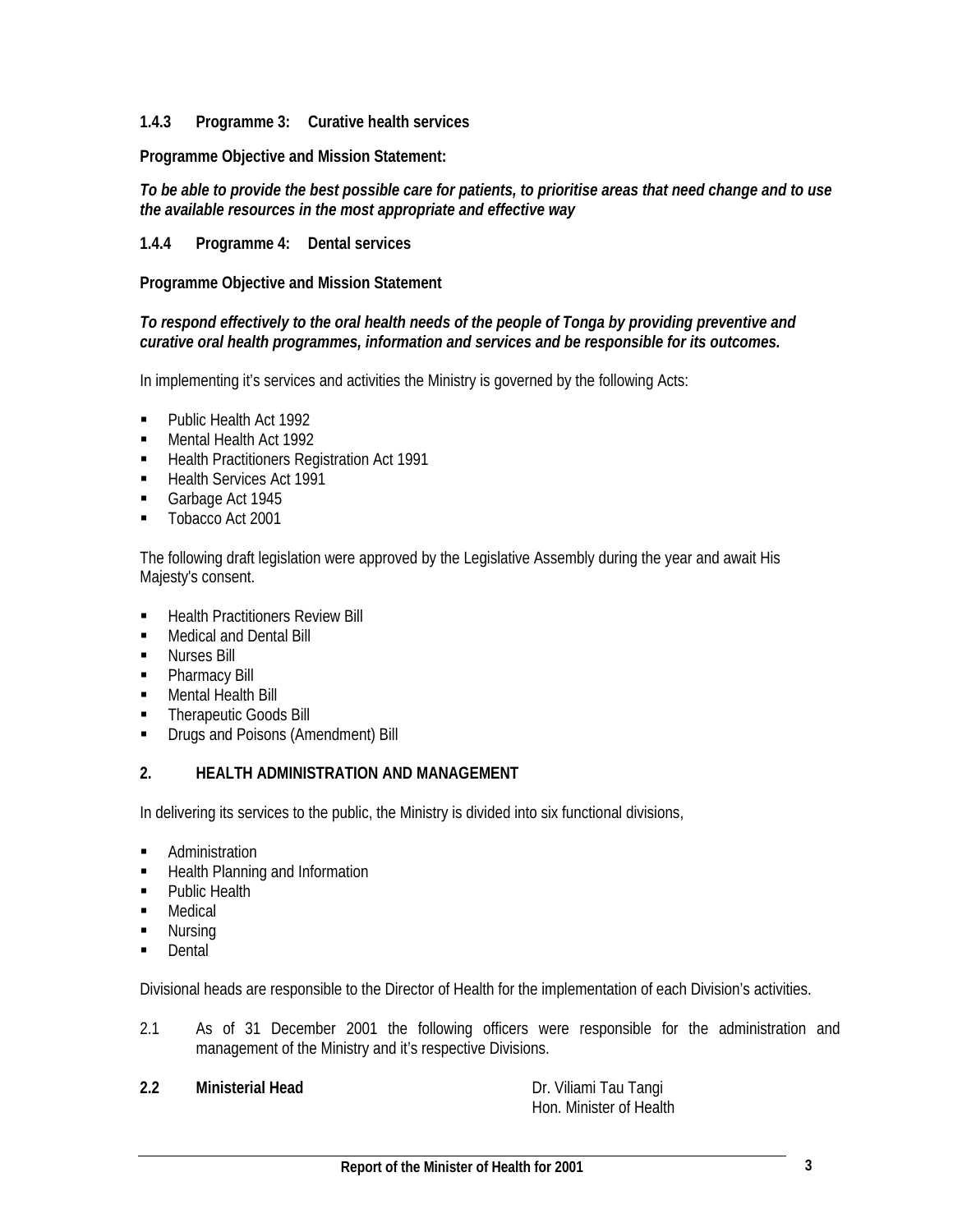### 1.4.3 Programme 3: Curative health services

**Programme Objective and Mission Statement:**

***To be able to provide the best possible care for patients, to prioritise areas that need change and to use the available resources in the most appropriate and effective way***

### 1.4.4 Programme 4: Dental services

**Programme Objective and Mission Statement**

***To respond effectively to the oral health needs of the people of Tonga by providing preventive and curative oral health programmes, information and services and be responsible for its outcomes.***

In implementing it's services and activities the Ministry is governed by the following Acts:

- Public Health Act 1992
- Mental Health Act 1992
- Health Practitioners Registration Act 1991
- Health Services Act 1991
- Garbage Act 1945
- Tobacco Act 2001

The following draft legislation were approved by the Legislative Assembly during the year and await His Majesty's consent.

- Health Practitioners Review Bill
- Medical and Dental Bill
- Nurses Bill
- Pharmacy Bill
- Mental Health Bill
- Therapeutic Goods Bill
- Drugs and Poisons (Amendment) Bill

## 2. HEALTH ADMINISTRATION AND MANAGEMENT

In delivering its services to the public, the Ministry is divided into six functional divisions,

- Administration
- Health Planning and Information
- Public Health
- Medical
- Nursing
- Dental

Divisional heads are responsible to the Director of Health for the implementation of each Division's activities.

2.1 As of 31 December 2001 the following officers were responsible for the administration and management of the Ministry and it's respective Divisions.

**2.2 Ministerial Head** — Dr. Viliami Tau Tangi
Hon. Minister of Health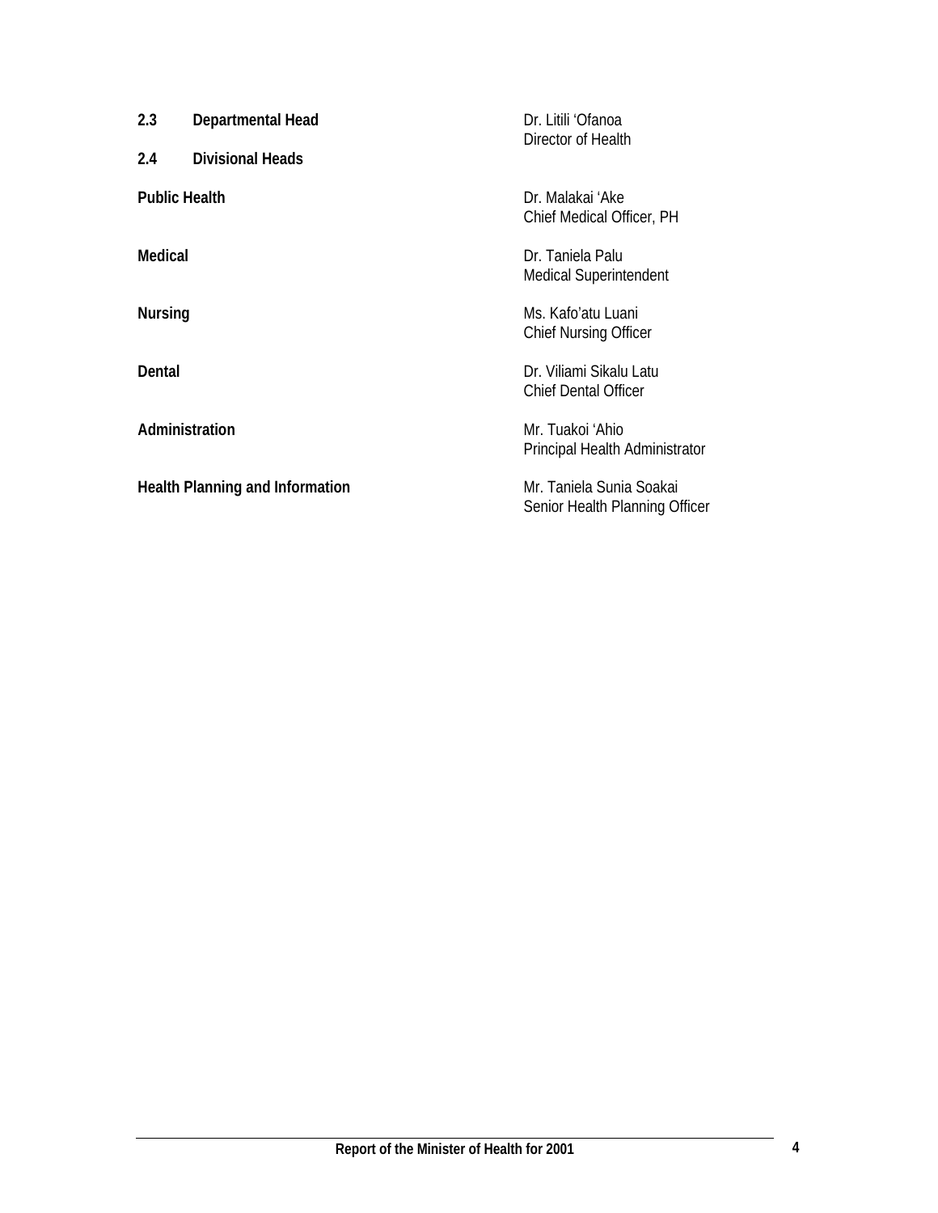## 2.3 Departmental Head

Dr. Litili 'Ofanoa
Director of Health

## 2.4 Divisional Heads

**Public Health**
Dr. Malakai 'Ake
Chief Medical Officer, PH

**Medical**
Dr. Taniela Palu
Medical Superintendent

**Nursing**
Ms. Kafo'atu Luani
Chief Nursing Officer

**Dental**
Dr. Viliami Sikalu Latu
Chief Dental Officer

**Administration**
Mr. Tuakoi 'Ahio
Principal Health Administrator

**Health Planning and Information**
Mr. Taniela Sunia Soakai
Senior Health Planning Officer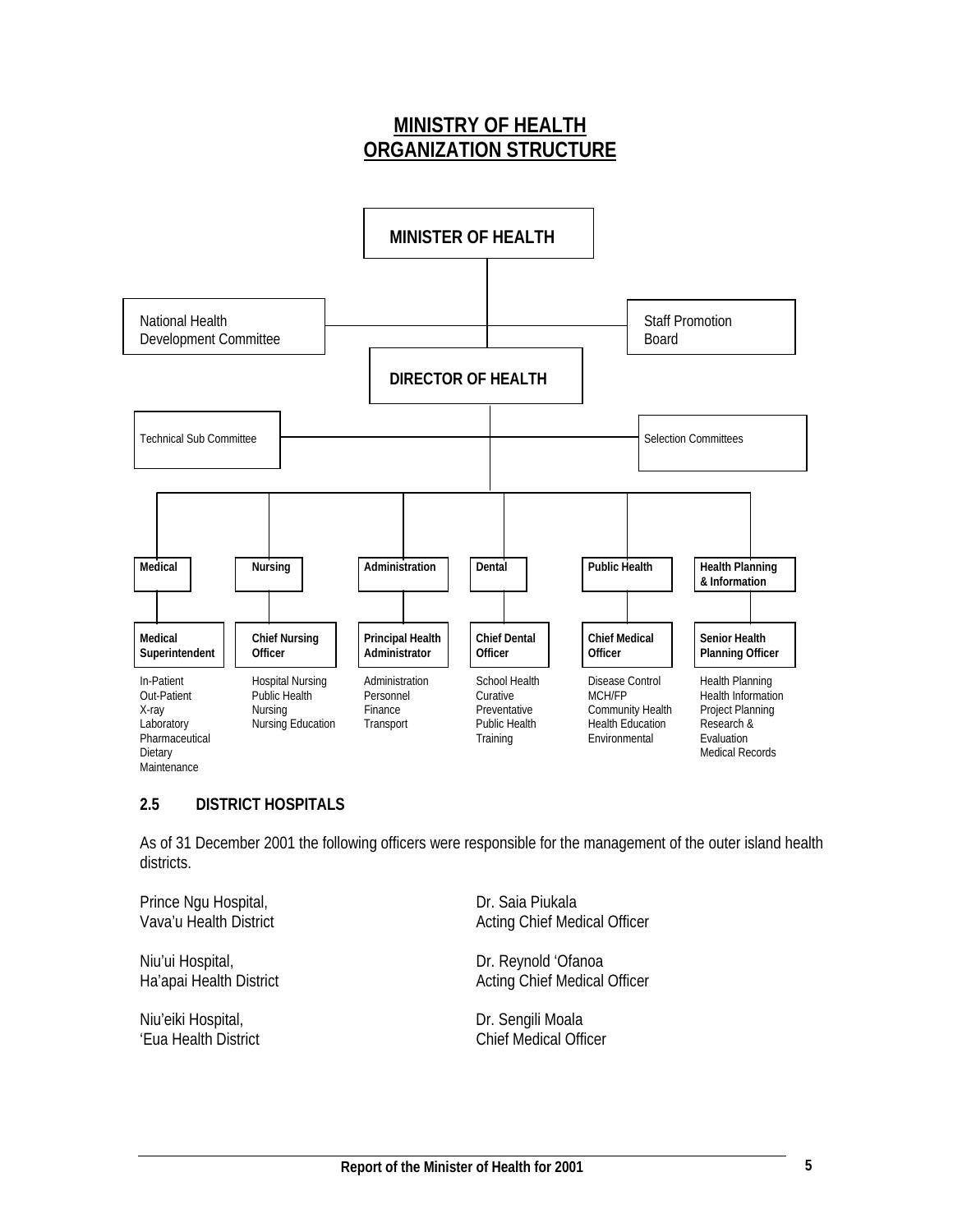# MINISTRY OF HEALTH
# ORGANIZATION STRUCTURE

**MINISTER OF HEALTH**

National Health Development Committee — Staff Promotion Board

**DIRECTOR OF HEALTH**

Technical Sub Committee — Selection Committees

| **Medical** | **Nursing** | **Administration** | **Dental** | **Public Health** | **Health Planning & Information** |
|---|---|---|---|---|---|
| **Medical Superintendent** | **Chief Nursing Officer** | **Principal Health Administrator** | **Chief Dental Officer** | **Chief Medical Officer** | **Senior Health Planning Officer** |
| In-Patient<br>Out-Patient<br>X-ray<br>Laboratory<br>Pharmaceutical<br>Dietary<br>Maintenance | Hospital Nursing<br>Public Health<br>Nursing<br>Nursing Education | Administration<br>Personnel<br>Finance<br>Transport | School Health<br>Curative<br>Preventative<br>Public Health<br>Training | Disease Control<br>MCH/FP<br>Community Health<br>Health Education<br>Environmental | Health Planning<br>Health Information<br>Project Planning<br>Research &<br>Evaluation<br>Medical Records |

## 2.5 DISTRICT HOSPITALS

As of 31 December 2001 the following officers were responsible for the management of the outer island health districts.

| | |
|---|---|
| Prince Ngu Hospital,<br>Vava'u Health District | Dr. Saia Piukala<br>Acting Chief Medical Officer |
| Niu'ui Hospital,<br>Ha'apai Health District | Dr. Reynold 'Ofanoa<br>Acting Chief Medical Officer |
| Niu'eiki Hospital,<br>'Eua Health District | Dr. Sengili Moala<br>Chief Medical Officer |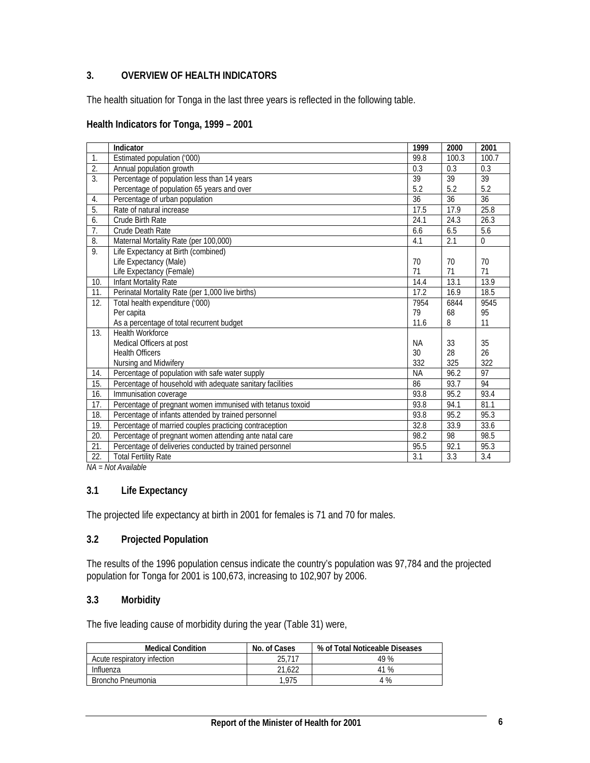## 3. OVERVIEW OF HEALTH INDICATORS

The health situation for Tonga in the last three years is reflected in the following table.

### Health Indicators for Tonga, 1999 – 2001

| | Indicator | 1999 | 2000 | 2001 |
|---|---|---|---|---|
| 1. | Estimated population ('000) | 99.8 | 100.3 | 100.7 |
| 2. | Annual population growth | 0.3 | 0.3 | 0.3 |
| 3. | Percentage of population less than 14 years<br>Percentage of population 65 years and over | 39<br>5.2 | 39<br>5.2 | 39<br>5.2 |
| 4. | Percentage of urban population | 36 | 36 | 36 |
| 5. | Rate of natural increase | 17.5 | 17.9 | 25.8 |
| 6. | Crude Birth Rate | 24.1 | 24.3 | 26.3 |
| 7. | Crude Death Rate | 6.6 | 6.5 | 5.6 |
| 8. | Maternal Mortality Rate (per 100,000) | 4.1 | 2.1 | 0 |
| 9. | Life Expectancy at Birth (combined)<br>Life Expectancy (Male)<br>Life Expectancy (Female) | <br>70<br>71 | <br>70<br>71 | <br>70<br>71 |
| 10. | Infant Mortality Rate | 14.4 | 13.1 | 13.9 |
| 11. | Perinatal Mortality Rate (per 1,000 live births) | 17.2 | 16.9 | 18.5 |
| 12. | Total health expenditure ('000)<br>Per capita<br>As a percentage of total recurrent budget | 7954<br>79<br>11.6 | 6844<br>68<br>8 | 9545<br>95<br>11 |
| 13. | Health Workforce<br>Medical Officers at post<br>Health Officers<br>Nursing and Midwifery | <br>NA<br>30<br>332 | <br>33<br>28<br>325 | <br>35<br>26<br>322 |
| 14. | Percentage of population with safe water supply | NA | 96.2 | 97 |
| 15. | Percentage of household with adequate sanitary facilities | 86 | 93.7 | 94 |
| 16. | Immunisation coverage | 93.8 | 95.2 | 93.4 |
| 17. | Percentage of pregnant women immunised with tetanus toxoid | 93.8 | 94.1 | 81.1 |
| 18. | Percentage of infants attended by trained personnel | 93.8 | 95.2 | 95.3 |
| 19. | Percentage of married couples practicing contraception | 32.8 | 33.9 | 33.6 |
| 20. | Percentage of pregnant women attending ante natal care | 98.2 | 98 | 98.5 |
| 21. | Percentage of deliveries conducted by trained personnel | 95.5 | 92.1 | 95.3 |
| 22. | Total Fertility Rate | 3.1 | 3.3 | 3.4 |

*NA = Not Available*

### 3.1 Life Expectancy

The projected life expectancy at birth in 2001 for females is 71 and 70 for males.

### 3.2 Projected Population

The results of the 1996 population census indicate the country's population was 97,784 and the projected population for Tonga for 2001 is 100,673, increasing to 102,907 by 2006.

### 3.3 Morbidity

The five leading cause of morbidity during the year (Table 31) were,

| Medical Condition | No. of Cases | % of Total Noticeable Diseases |
|---|---|---|
| Acute respiratory infection | 25,717 | 49 % |
| Influenza | 21,622 | 41 % |
| Broncho Pneumonia | 1,975 | 4 % |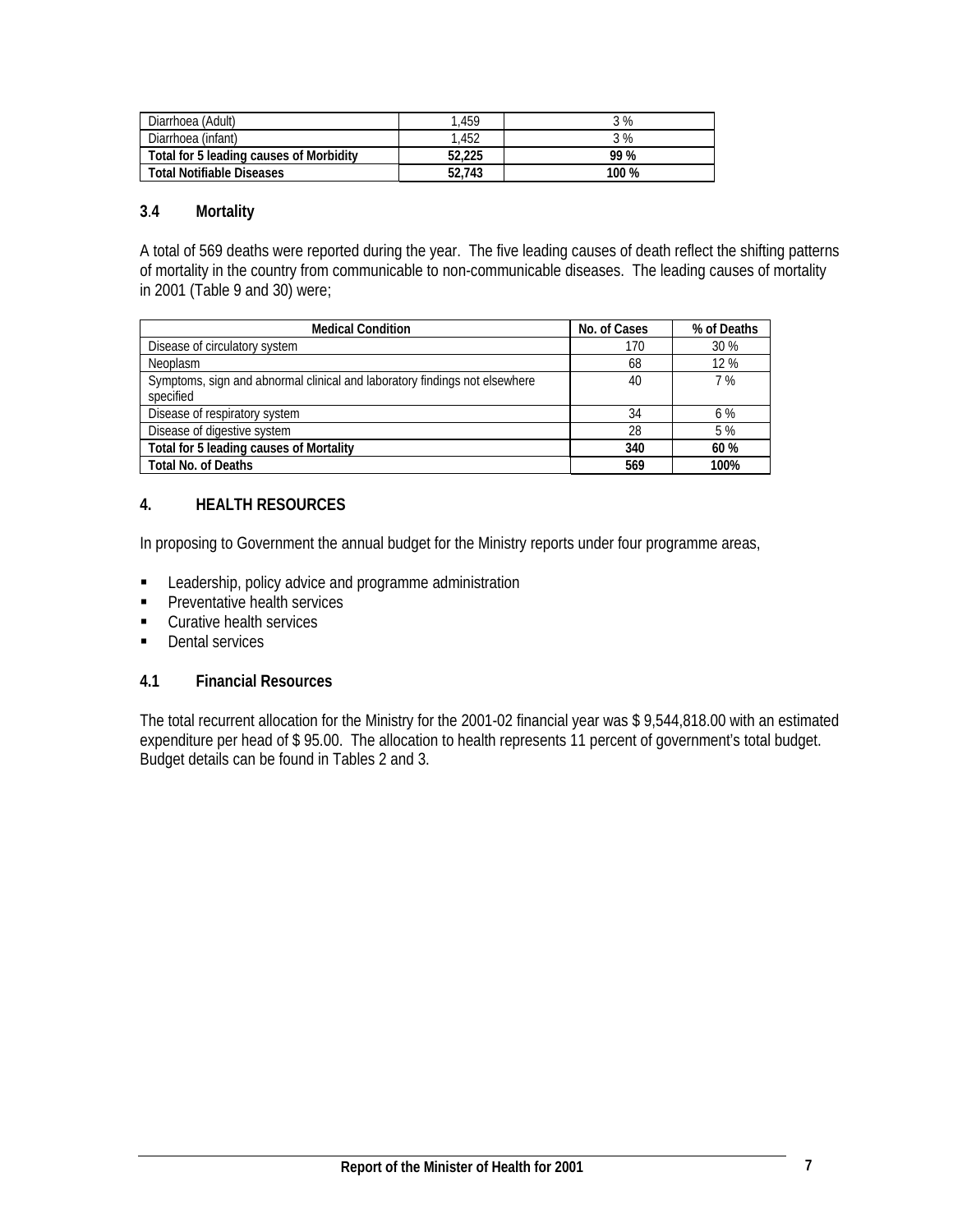| | | |
|---|---|---|
| Diarrhoea (Adult) | 1,459 | 3 % |
| Diarrhoea (infant) | 1,452 | 3 % |
| **Total for 5 leading causes of Morbidity** | **52,225** | **99 %** |
| **Total Notifiable Diseases** | **52,743** | **100 %** |

### 3.4 Mortality

A total of 569 deaths were reported during the year. The five leading causes of death reflect the shifting patterns of mortality in the country from communicable to non-communicable diseases. The leading causes of mortality in 2001 (Table 9 and 30) were;

| Medical Condition | No. of Cases | % of Deaths |
|---|---|---|
| Disease of circulatory system | 170 | 30 % |
| Neoplasm | 68 | 12 % |
| Symptoms, sign and abnormal clinical and laboratory findings not elsewhere specified | 40 | 7 % |
| Disease of respiratory system | 34 | 6 % |
| Disease of digestive system | 28 | 5 % |
| **Total for 5 leading causes of Mortality** | **340** | **60 %** |
| **Total No. of Deaths** | **569** | **100%** |

## 4. HEALTH RESOURCES

In proposing to Government the annual budget for the Ministry reports under four programme areas,

- Leadership, policy advice and programme administration
- Preventative health services
- Curative health services
- Dental services

### 4.1 Financial Resources

The total recurrent allocation for the Ministry for the 2001-02 financial year was $ 9,544,818.00 with an estimated expenditure per head of $ 95.00. The allocation to health represents 11 percent of government's total budget. Budget details can be found in Tables 2 and 3.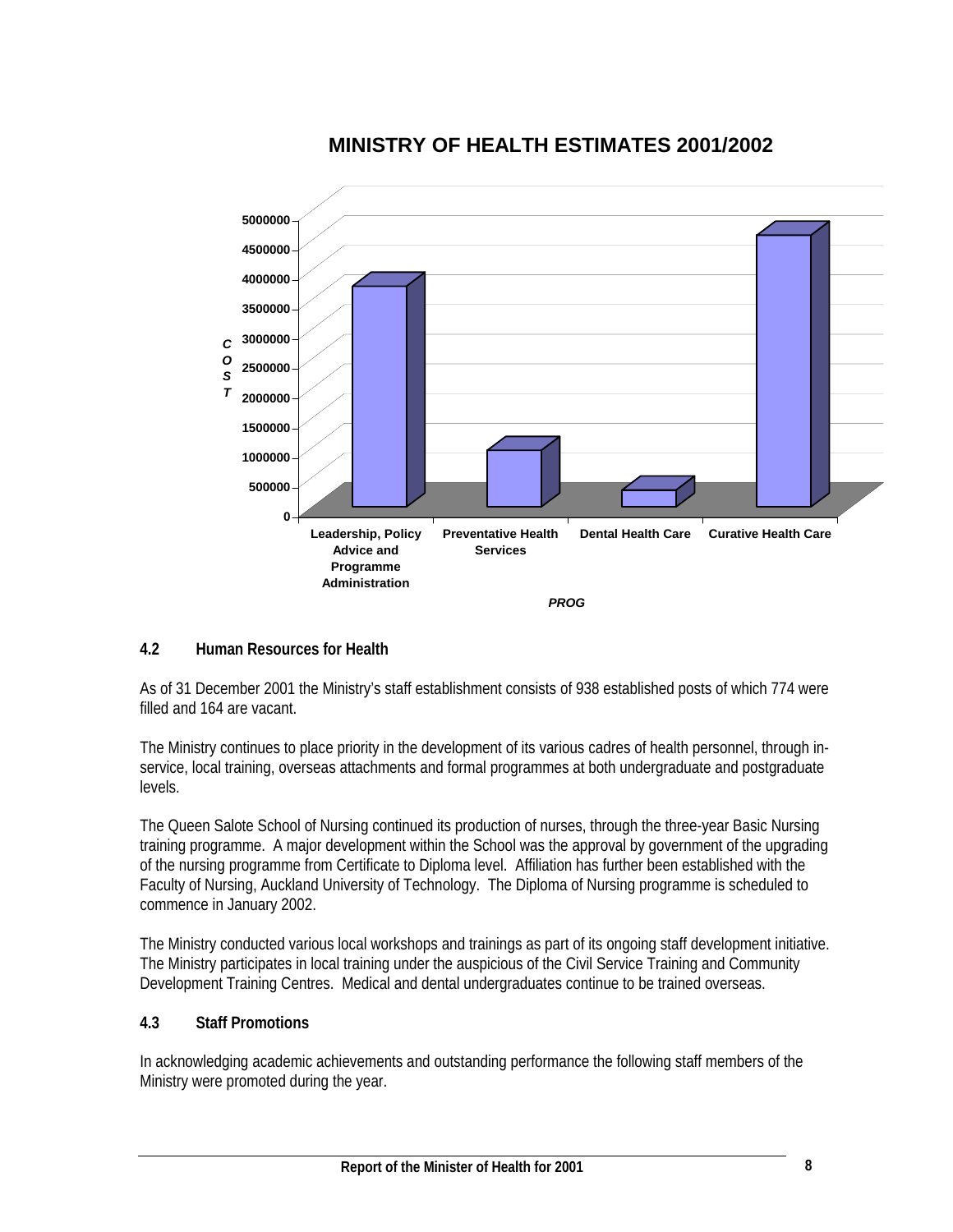## MINISTRY OF HEALTH ESTIMATES 2001/2002

### 4.2 Human Resources for Health

As of 31 December 2001 the Ministry's staff establishment consists of 938 established posts of which 774 were filled and 164 are vacant.

The Ministry continues to place priority in the development of its various cadres of health personnel, through in-service, local training, overseas attachments and formal programmes at both undergraduate and postgraduate levels.

The Queen Salote School of Nursing continued its production of nurses, through the three-year Basic Nursing training programme. A major development within the School was the approval by government of the upgrading of the nursing programme from Certificate to Diploma level. Affiliation has further been established with the Faculty of Nursing, Auckland University of Technology. The Diploma of Nursing programme is scheduled to commence in January 2002.

The Ministry conducted various local workshops and trainings as part of its ongoing staff development initiative. The Ministry participates in local training under the auspicious of the Civil Service Training and Community Development Training Centres. Medical and dental undergraduates continue to be trained overseas.

### 4.3 Staff Promotions

In acknowledging academic achievements and outstanding performance the following staff members of the Ministry were promoted during the year.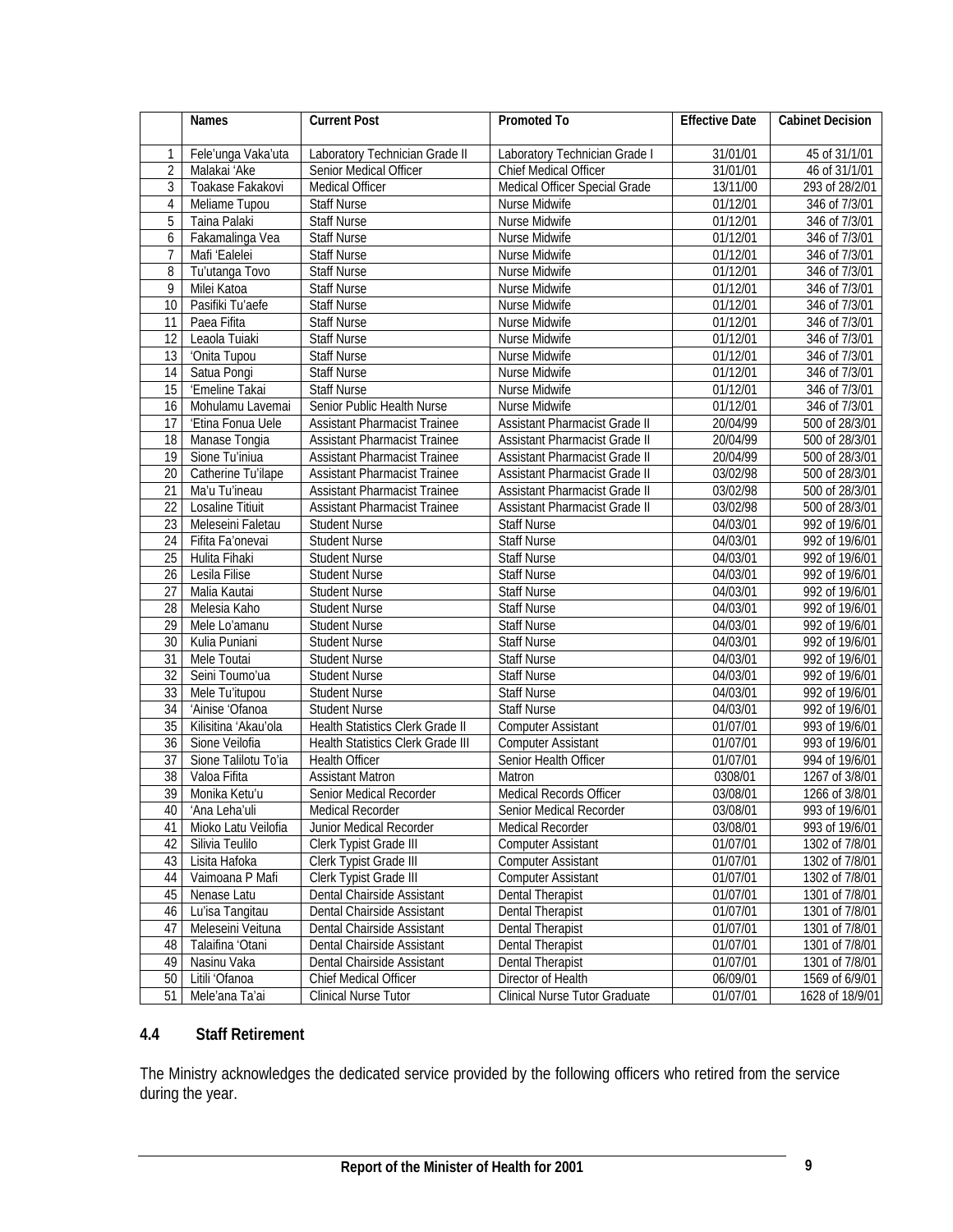| | Names | Current Post | Promoted To | Effective Date | Cabinet Decision |
|---|---|---|---|---|---|
| 1 | Fele'unga Vaka'uta | Laboratory Technician Grade II | Laboratory Technician Grade I | 31/01/01 | 45 of 31/1/01 |
| 2 | Malakai 'Ake | Senior Medical Officer | Chief Medical Officer | 31/01/01 | 46 of 31/1/01 |
| 3 | Toakase Fakakovi | Medical Officer | Medical Officer Special Grade | 13/11/00 | 293 of 28/2/01 |
| 4 | Meliame Tupou | Staff Nurse | Nurse Midwife | 01/12/01 | 346 of 7/3/01 |
| 5 | Taina Palaki | Staff Nurse | Nurse Midwife | 01/12/01 | 346 of 7/3/01 |
| 6 | Fakamalinga Vea | Staff Nurse | Nurse Midwife | 01/12/01 | 346 of 7/3/01 |
| 7 | Mafi 'Ealelei | Staff Nurse | Nurse Midwife | 01/12/01 | 346 of 7/3/01 |
| 8 | Tu'utanga Tovo | Staff Nurse | Nurse Midwife | 01/12/01 | 346 of 7/3/01 |
| 9 | Milei Katoa | Staff Nurse | Nurse Midwife | 01/12/01 | 346 of 7/3/01 |
| 10 | Pasifiki Tu'aefe | Staff Nurse | Nurse Midwife | 01/12/01 | 346 of 7/3/01 |
| 11 | Paea Fifita | Staff Nurse | Nurse Midwife | 01/12/01 | 346 of 7/3/01 |
| 12 | Leaola Tuiaki | Staff Nurse | Nurse Midwife | 01/12/01 | 346 of 7/3/01 |
| 13 | 'Onita Tupou | Staff Nurse | Nurse Midwife | 01/12/01 | 346 of 7/3/01 |
| 14 | Satua Pongi | Staff Nurse | Nurse Midwife | 01/12/01 | 346 of 7/3/01 |
| 15 | 'Emeline Takai | Staff Nurse | Nurse Midwife | 01/12/01 | 346 of 7/3/01 |
| 16 | Mohulamu Lavemai | Senior Public Health Nurse | Nurse Midwife | 01/12/01 | 346 of 7/3/01 |
| 17 | 'Etina Fonua Uele | Assistant Pharmacist Trainee | Assistant Pharmacist Grade II | 20/04/99 | 500 of 28/3/01 |
| 18 | Manase Tongia | Assistant Pharmacist Trainee | Assistant Pharmacist Grade II | 20/04/99 | 500 of 28/3/01 |
| 19 | Sione Tu'iniua | Assistant Pharmacist Trainee | Assistant Pharmacist Grade II | 20/04/99 | 500 of 28/3/01 |
| 20 | Catherine Tu'ilape | Assistant Pharmacist Trainee | Assistant Pharmacist Grade II | 03/02/98 | 500 of 28/3/01 |
| 21 | Ma'u Tu'ineau | Assistant Pharmacist Trainee | Assistant Pharmacist Grade II | 03/02/98 | 500 of 28/3/01 |
| 22 | Losaline Titiuit | Assistant Pharmacist Trainee | Assistant Pharmacist Grade II | 03/02/98 | 500 of 28/3/01 |
| 23 | Meleseini Faletau | Student Nurse | Staff Nurse | 04/03/01 | 992 of 19/6/01 |
| 24 | Fifita Fa'onevai | Student Nurse | Staff Nurse | 04/03/01 | 992 of 19/6/01 |
| 25 | Hulita Fihaki | Student Nurse | Staff Nurse | 04/03/01 | 992 of 19/6/01 |
| 26 | Lesila Filise | Student Nurse | Staff Nurse | 04/03/01 | 992 of 19/6/01 |
| 27 | Malia Kautai | Student Nurse | Staff Nurse | 04/03/01 | 992 of 19/6/01 |
| 28 | Melesia Kaho | Student Nurse | Staff Nurse | 04/03/01 | 992 of 19/6/01 |
| 29 | Mele Lo'amanu | Student Nurse | Staff Nurse | 04/03/01 | 992 of 19/6/01 |
| 30 | Kulia Puniani | Student Nurse | Staff Nurse | 04/03/01 | 992 of 19/6/01 |
| 31 | Mele Toutai | Student Nurse | Staff Nurse | 04/03/01 | 992 of 19/6/01 |
| 32 | Seini Toumo'ua | Student Nurse | Staff Nurse | 04/03/01 | 992 of 19/6/01 |
| 33 | Mele Tu'itupou | Student Nurse | Staff Nurse | 04/03/01 | 992 of 19/6/01 |
| 34 | 'Ainise 'Ofanoa | Student Nurse | Staff Nurse | 04/03/01 | 992 of 19/6/01 |
| 35 | Kilisitina 'Akau'ola | Health Statistics Clerk Grade II | Computer Assistant | 01/07/01 | 993 of 19/6/01 |
| 36 | Sione Veilofia | Health Statistics Clerk Grade III | Computer Assistant | 01/07/01 | 993 of 19/6/01 |
| 37 | Sione Talilotu To'ia | Health Officer | Senior Health Officer | 01/07/01 | 994 of 19/6/01 |
| 38 | Valoa Fifita | Assistant Matron | Matron | 0308/01 | 1267 of 3/8/01 |
| 39 | Monika Ketu'u | Senior Medical Recorder | Medical Records Officer | 03/08/01 | 1266 of 3/8/01 |
| 40 | 'Ana Leha'uli | Medical Recorder | Senior Medical Recorder | 03/08/01 | 993 of 19/6/01 |
| 41 | Mioko Latu Veilofia | Junior Medical Recorder | Medical Recorder | 03/08/01 | 993 of 19/6/01 |
| 42 | Silivia Teulilo | Clerk Typist Grade III | Computer Assistant | 01/07/01 | 1302 of 7/8/01 |
| 43 | Lisita Hafoka | Clerk Typist Grade III | Computer Assistant | 01/07/01 | 1302 of 7/8/01 |
| 44 | Vaimoana P Mafi | Clerk Typist Grade III | Computer Assistant | 01/07/01 | 1302 of 7/8/01 |
| 45 | Nenase Latu | Dental Chairside Assistant | Dental Therapist | 01/07/01 | 1301 of 7/8/01 |
| 46 | Lu'isa Tangitau | Dental Chairside Assistant | Dental Therapist | 01/07/01 | 1301 of 7/8/01 |
| 47 | Meleseini Veituna | Dental Chairside Assistant | Dental Therapist | 01/07/01 | 1301 of 7/8/01 |
| 48 | Talaifina 'Otani | Dental Chairside Assistant | Dental Therapist | 01/07/01 | 1301 of 7/8/01 |
| 49 | Nasinu Vaka | Dental Chairside Assistant | Dental Therapist | 01/07/01 | 1301 of 7/8/01 |
| 50 | Litili 'Ofanoa | Chief Medical Officer | Director of Health | 06/09/01 | 1569 of 6/9/01 |
| 51 | Mele'ana Ta'ai | Clinical Nurse Tutor | Clinical Nurse Tutor Graduate | 01/07/01 | 1628 of 18/9/01 |

### 4.4 Staff Retirement

The Ministry acknowledges the dedicated service provided by the following officers who retired from the service during the year.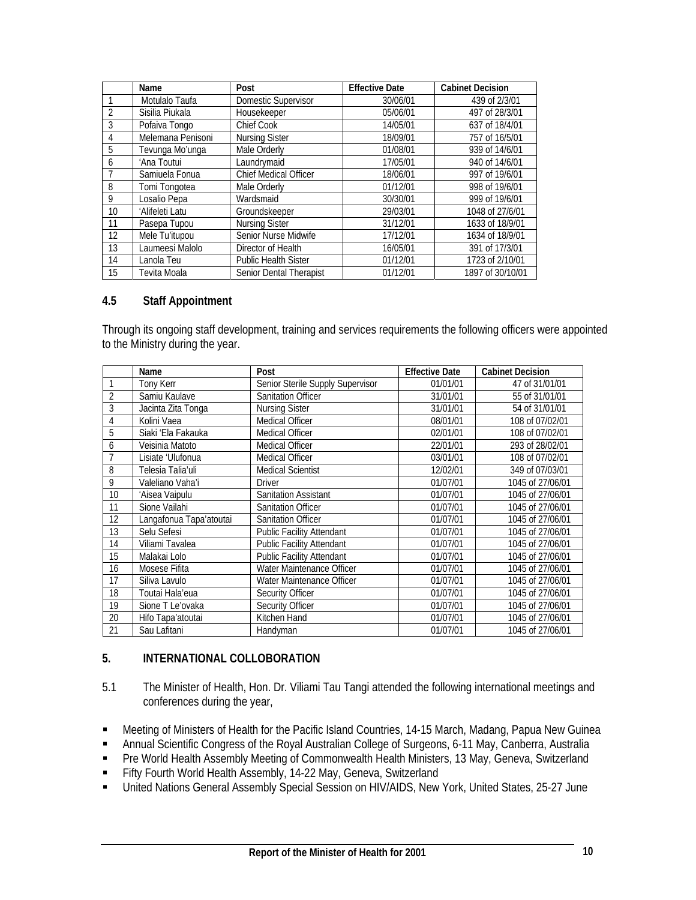|  | Name | Post | Effective Date | Cabinet Decision |
|---|---|---|---|---|
| 1 | Motulalo Taufa | Domestic Supervisor | 30/06/01 | 439 of 2/3/01 |
| 2 | Sisilia Piukala | Housekeeper | 05/06/01 | 497 of 28/3/01 |
| 3 | Pofaiva Tongo | Chief Cook | 14/05/01 | 637 of 18/4/01 |
| 4 | Melemana Penisoni | Nursing Sister | 18/09/01 | 757 of 16/5/01 |
| 5 | Tevunga Mo'unga | Male Orderly | 01/08/01 | 939 of 14/6/01 |
| 6 | 'Ana Toutui | Laundrymaid | 17/05/01 | 940 of 14/6/01 |
| 7 | Samiuela Fonua | Chief Medical Officer | 18/06/01 | 997 of 19/6/01 |
| 8 | Tomi Tongotea | Male Orderly | 01/12/01 | 998 of 19/6/01 |
| 9 | Losalio Pepa | Wardsmaid | 30/30/01 | 999 of 19/6/01 |
| 10 | 'Alifeleti Latu | Groundskeeper | 29/03/01 | 1048 of 27/6/01 |
| 11 | Pasepa Tupou | Nursing Sister | 31/12/01 | 1633 of 18/9/01 |
| 12 | Mele Tu'itupou | Senior Nurse Midwife | 17/12/01 | 1634 of 18/9/01 |
| 13 | Laumeesi Malolo | Director of Health | 16/05/01 | 391 of 17/3/01 |
| 14 | Lanola Teu | Public Health Sister | 01/12/01 | 1723 of 2/10/01 |
| 15 | Tevita Moala | Senior Dental Therapist | 01/12/01 | 1897 of 30/10/01 |

### 4.5 Staff Appointment

Through its ongoing staff development, training and services requirements the following officers were appointed to the Ministry during the year.

|  | Name | Post | Effective Date | Cabinet Decision |
|---|---|---|---|---|
| 1 | Tony Kerr | Senior Sterile Supply Supervisor | 01/01/01 | 47 of 31/01/01 |
| 2 | Samiu Kaulave | Sanitation Officer | 31/01/01 | 55 of 31/01/01 |
| 3 | Jacinta Zita Tonga | Nursing Sister | 31/01/01 | 54 of 31/01/01 |
| 4 | Kolini Vaea | Medical Officer | 08/01/01 | 108 of 07/02/01 |
| 5 | Siaki 'Ela Fakauka | Medical Officer | 02/01/01 | 108 of 07/02/01 |
| 6 | Veisinia Matoto | Medical Officer | 22/01/01 | 293 of 28/02/01 |
| 7 | Lisiate 'Ulufonua | Medical Officer | 03/01/01 | 108 of 07/02/01 |
| 8 | Telesia Talia'uli | Medical Scientist | 12/02/01 | 349 of 07/03/01 |
| 9 | Valeliano Vaha'i | Driver | 01/07/01 | 1045 of 27/06/01 |
| 10 | 'Aisea Vaipulu | Sanitation Assistant | 01/07/01 | 1045 of 27/06/01 |
| 11 | Sione Vailahi | Sanitation Officer | 01/07/01 | 1045 of 27/06/01 |
| 12 | Langafonua Tapa'atoutai | Sanitation Officer | 01/07/01 | 1045 of 27/06/01 |
| 13 | Selu Sefesi | Public Facility Attendant | 01/07/01 | 1045 of 27/06/01 |
| 14 | Viliami Tavalea | Public Facility Attendant | 01/07/01 | 1045 of 27/06/01 |
| 15 | Malakai Lolo | Public Facility Attendant | 01/07/01 | 1045 of 27/06/01 |
| 16 | Mosese Fifita | Water Maintenance Officer | 01/07/01 | 1045 of 27/06/01 |
| 17 | Siliva Lavulo | Water Maintenance Officer | 01/07/01 | 1045 of 27/06/01 |
| 18 | Toutai Hala'eua | Security Officer | 01/07/01 | 1045 of 27/06/01 |
| 19 | Sione T Le'ovaka | Security Officer | 01/07/01 | 1045 of 27/06/01 |
| 20 | Hifo Tapa'atoutai | Kitchen Hand | 01/07/01 | 1045 of 27/06/01 |
| 21 | Sau Lafitani | Handyman | 01/07/01 | 1045 of 27/06/01 |

## 5. INTERNATIONAL COLLOBORATION

5.1 The Minister of Health, Hon. Dr. Viliami Tau Tangi attended the following international meetings and conferences during the year,

- Meeting of Ministers of Health for the Pacific Island Countries, 14-15 March, Madang, Papua New Guinea
- Annual Scientific Congress of the Royal Australian College of Surgeons, 6-11 May, Canberra, Australia
- Pre World Health Assembly Meeting of Commonwealth Health Ministers, 13 May, Geneva, Switzerland
- Fifty Fourth World Health Assembly, 14-22 May, Geneva, Switzerland
- United Nations General Assembly Special Session on HIV/AIDS, New York, United States, 25-27 June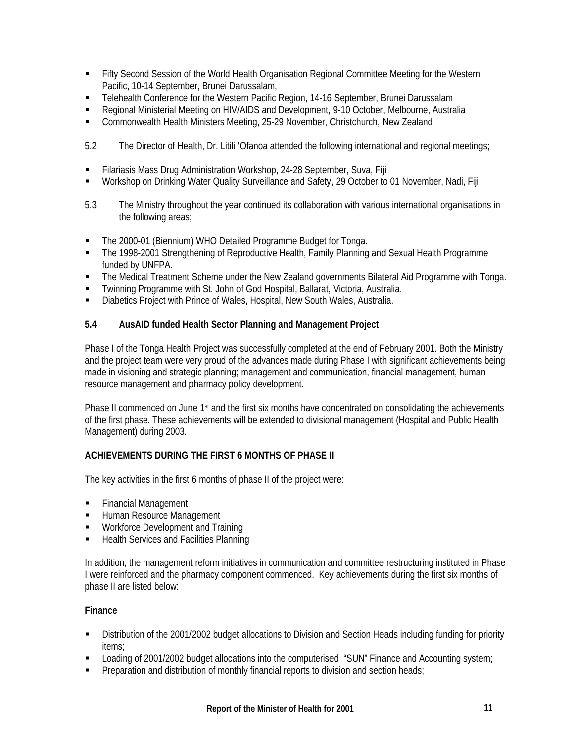- Fifty Second Session of the World Health Organisation Regional Committee Meeting for the Western Pacific, 10-14 September, Brunei Darussalam,
- Telehealth Conference for the Western Pacific Region, 14-16 September, Brunei Darussalam
- Regional Ministerial Meeting on HIV/AIDS and Development, 9-10 October, Melbourne, Australia
- Commonwealth Health Ministers Meeting, 25-29 November, Christchurch, New Zealand

5.2 The Director of Health, Dr. Litili 'Ofanoa attended the following international and regional meetings;

- Filariasis Mass Drug Administration Workshop, 24-28 September, Suva, Fiji
- Workshop on Drinking Water Quality Surveillance and Safety, 29 October to 01 November, Nadi, Fiji

5.3 The Ministry throughout the year continued its collaboration with various international organisations in the following areas;

- The 2000-01 (Biennium) WHO Detailed Programme Budget for Tonga.
- The 1998-2001 Strengthening of Reproductive Health, Family Planning and Sexual Health Programme funded by UNFPA.
- The Medical Treatment Scheme under the New Zealand governments Bilateral Aid Programme with Tonga.
- Twinning Programme with St. John of God Hospital, Ballarat, Victoria, Australia.
- Diabetics Project with Prince of Wales, Hospital, New South Wales, Australia.

## 5.4 AusAID funded Health Sector Planning and Management Project

Phase I of the Tonga Health Project was successfully completed at the end of February 2001. Both the Ministry and the project team were very proud of the advances made during Phase I with significant achievements being made in visioning and strategic planning; management and communication, financial management, human resource management and pharmacy policy development.

Phase II commenced on June 1st and the first six months have concentrated on consolidating the achievements of the first phase. These achievements will be extended to divisional management (Hospital and Public Health Management) during 2003.

### ACHIEVEMENTS DURING THE FIRST 6 MONTHS OF PHASE II

The key activities in the first 6 months of phase II of the project were:

- Financial Management
- Human Resource Management
- Workforce Development and Training
- Health Services and Facilities Planning

In addition, the management reform initiatives in communication and committee restructuring instituted in Phase I were reinforced and the pharmacy component commenced. Key achievements during the first six months of phase II are listed below:

#### Finance

- Distribution of the 2001/2002 budget allocations to Division and Section Heads including funding for priority items;
- Loading of 2001/2002 budget allocations into the computerised "SUN" Finance and Accounting system;
- Preparation and distribution of monthly financial reports to division and section heads;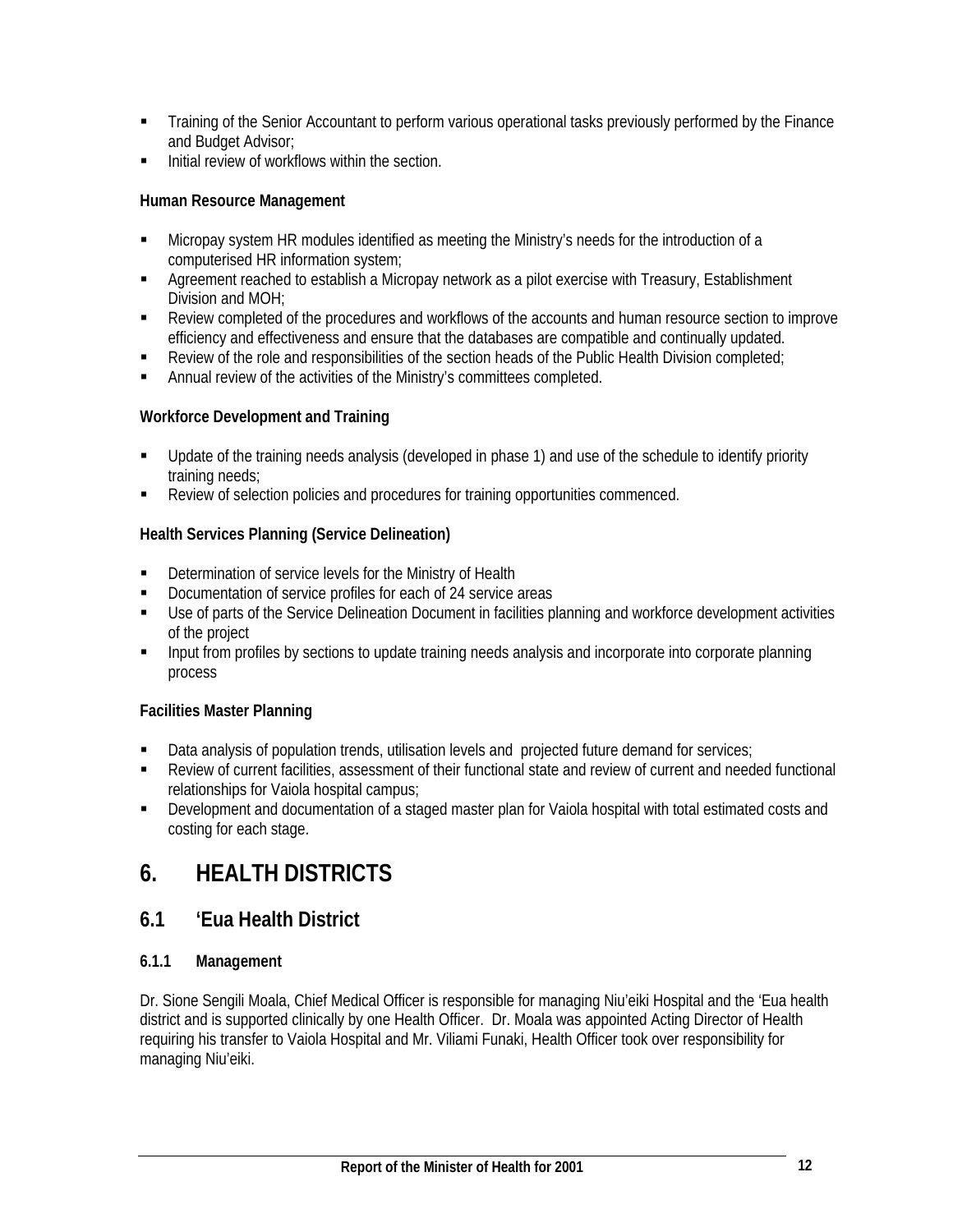- Training of the Senior Accountant to perform various operational tasks previously performed by the Finance and Budget Advisor;
- Initial review of workflows within the section.

**Human Resource Management**

- Micropay system HR modules identified as meeting the Ministry's needs for the introduction of a computerised HR information system;
- Agreement reached to establish a Micropay network as a pilot exercise with Treasury, Establishment Division and MOH;
- Review completed of the procedures and workflows of the accounts and human resource section to improve efficiency and effectiveness and ensure that the databases are compatible and continually updated.
- Review of the role and responsibilities of the section heads of the Public Health Division completed;
- Annual review of the activities of the Ministry's committees completed.

**Workforce Development and Training**

- Update of the training needs analysis (developed in phase 1) and use of the schedule to identify priority training needs;
- Review of selection policies and procedures for training opportunities commenced.

**Health Services Planning (Service Delineation)**

- Determination of service levels for the Ministry of Health
- Documentation of service profiles for each of 24 service areas
- Use of parts of the Service Delineation Document in facilities planning and workforce development activities of the project
- Input from profiles by sections to update training needs analysis and incorporate into corporate planning process

**Facilities Master Planning**

- Data analysis of population trends, utilisation levels and projected future demand for services;
- Review of current facilities, assessment of their functional state and review of current and needed functional relationships for Vaiola hospital campus;
- Development and documentation of a staged master plan for Vaiola hospital with total estimated costs and costing for each stage.

# 6. HEALTH DISTRICTS

## 6.1 'Eua Health District

### 6.1.1 Management

Dr. Sione Sengili Moala, Chief Medical Officer is responsible for managing Niu'eiki Hospital and the 'Eua health district and is supported clinically by one Health Officer. Dr. Moala was appointed Acting Director of Health requiring his transfer to Vaiola Hospital and Mr. Viliami Funaki, Health Officer took over responsibility for managing Niu'eiki.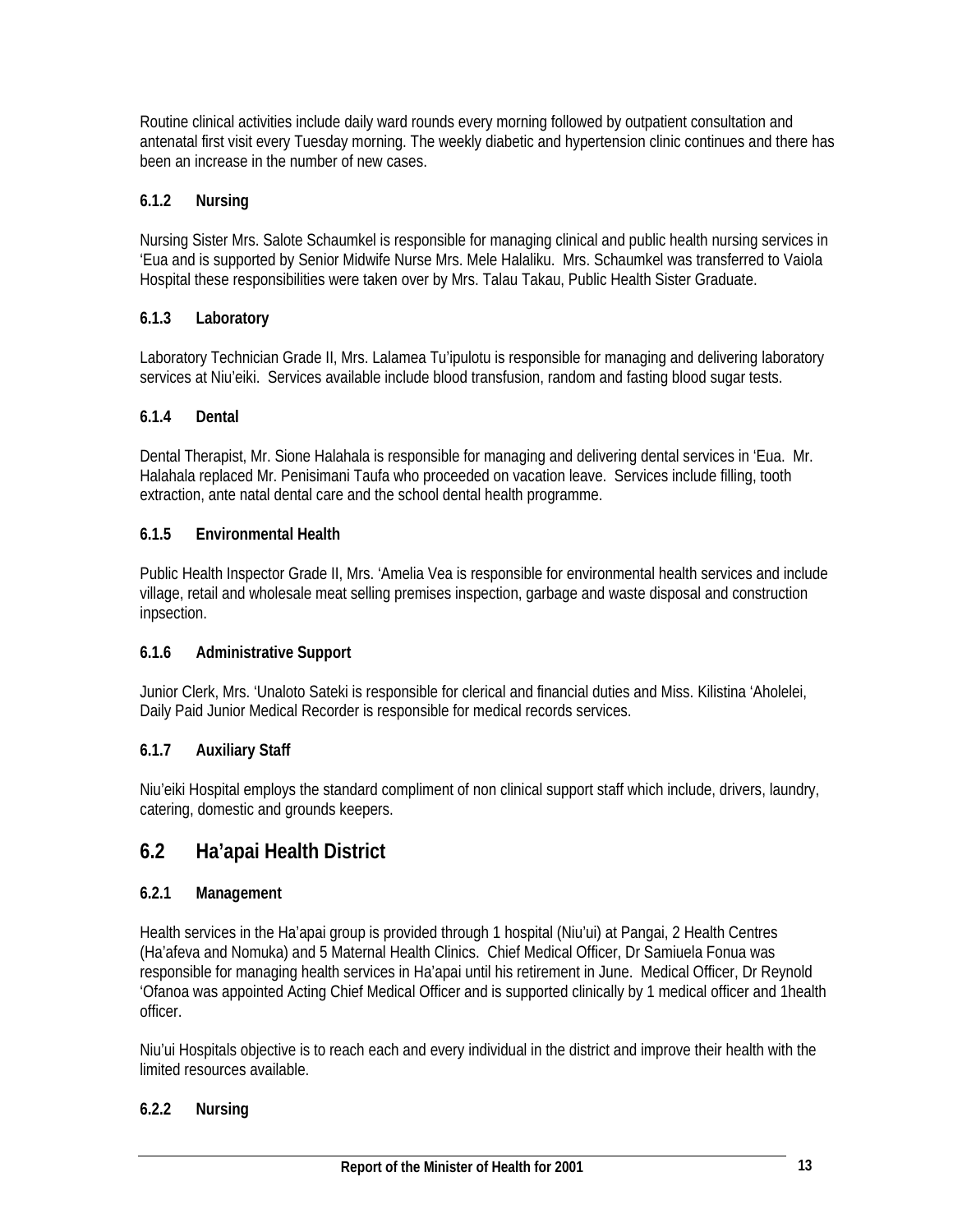Routine clinical activities include daily ward rounds every morning followed by outpatient consultation and antenatal first visit every Tuesday morning. The weekly diabetic and hypertension clinic continues and there has been an increase in the number of new cases.

### 6.1.2 Nursing

Nursing Sister Mrs. Salote Schaumkel is responsible for managing clinical and public health nursing services in 'Eua and is supported by Senior Midwife Nurse Mrs. Mele Halaliku. Mrs. Schaumkel was transferred to Vaiola Hospital these responsibilities were taken over by Mrs. Talau Takau, Public Health Sister Graduate.

### 6.1.3 Laboratory

Laboratory Technician Grade II, Mrs. Lalamea Tu'ipulotu is responsible for managing and delivering laboratory services at Niu'eiki. Services available include blood transfusion, random and fasting blood sugar tests.

### 6.1.4 Dental

Dental Therapist, Mr. Sione Halahala is responsible for managing and delivering dental services in 'Eua. Mr. Halahala replaced Mr. Penisimani Taufa who proceeded on vacation leave. Services include filling, tooth extraction, ante natal dental care and the school dental health programme.

### 6.1.5 Environmental Health

Public Health Inspector Grade II, Mrs. 'Amelia Vea is responsible for environmental health services and include village, retail and wholesale meat selling premises inspection, garbage and waste disposal and construction inpsection.

### 6.1.6 Administrative Support

Junior Clerk, Mrs. 'Unaloto Sateki is responsible for clerical and financial duties and Miss. Kilistina 'Aholelei, Daily Paid Junior Medical Recorder is responsible for medical records services.

### 6.1.7 Auxiliary Staff

Niu'eiki Hospital employs the standard compliment of non clinical support staff which include, drivers, laundry, catering, domestic and grounds keepers.

## 6.2 Ha'apai Health District

### 6.2.1 Management

Health services in the Ha'apai group is provided through 1 hospital (Niu'ui) at Pangai, 2 Health Centres (Ha'afeva and Nomuka) and 5 Maternal Health Clinics. Chief Medical Officer, Dr Samiuela Fonua was responsible for managing health services in Ha'apai until his retirement in June. Medical Officer, Dr Reynold 'Ofanoa was appointed Acting Chief Medical Officer and is supported clinically by 1 medical officer and 1health officer.

Niu'ui Hospitals objective is to reach each and every individual in the district and improve their health with the limited resources available.

### 6.2.2 Nursing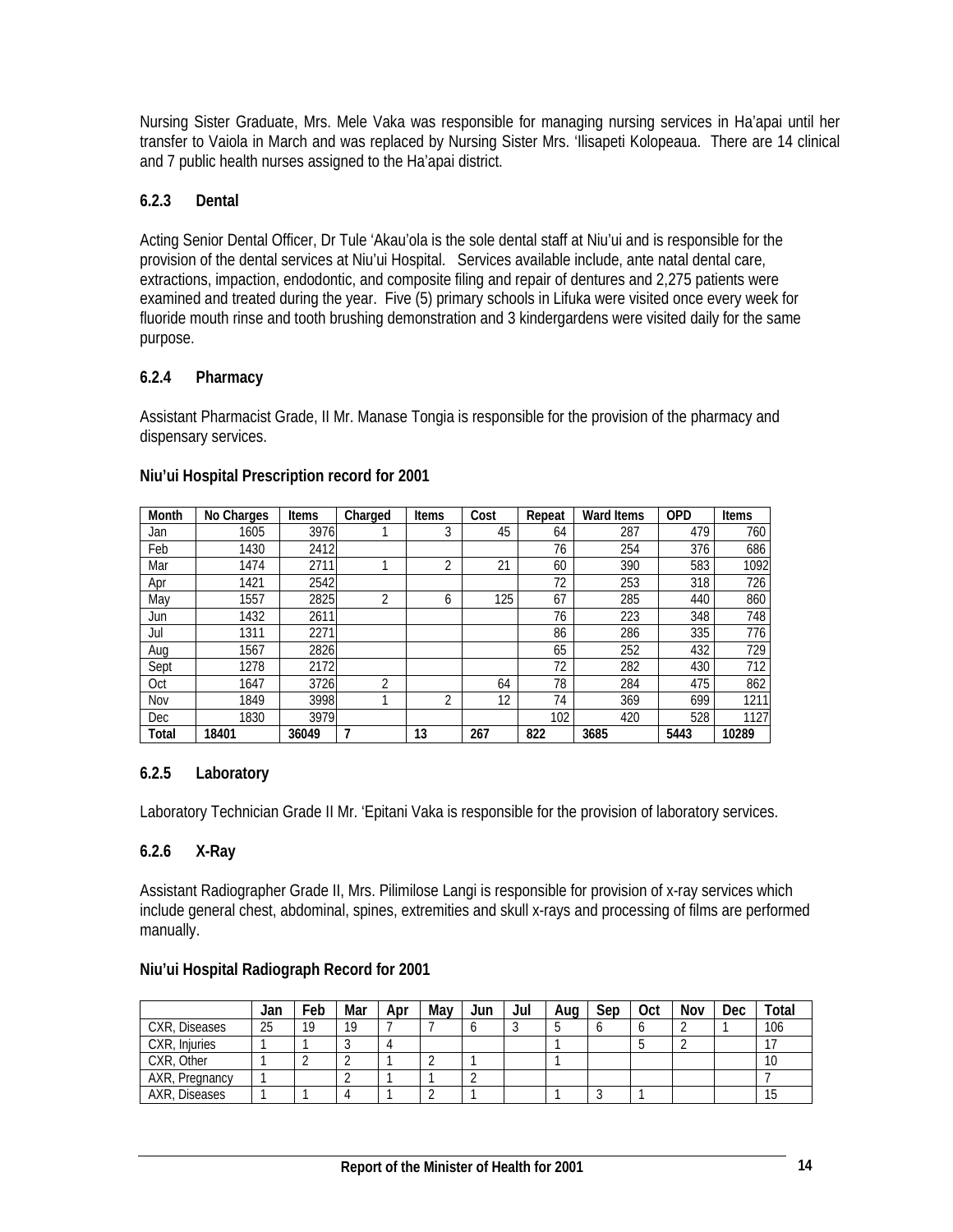Nursing Sister Graduate, Mrs. Mele Vaka was responsible for managing nursing services in Ha'apai until her transfer to Vaiola in March and was replaced by Nursing Sister Mrs. 'Ilisapeti Kolopeaua. There are 14 clinical and 7 public health nurses assigned to the Ha'apai district.

### 6.2.3 Dental

Acting Senior Dental Officer, Dr Tule 'Akau'ola is the sole dental staff at Niu'ui and is responsible for the provision of the dental services at Niu'ui Hospital. Services available include, ante natal dental care, extractions, impaction, endodontic, and composite filing and repair of dentures and 2,275 patients were examined and treated during the year. Five (5) primary schools in Lifuka were visited once every week for fluoride mouth rinse and tooth brushing demonstration and 3 kindergardens were visited daily for the same purpose.

### 6.2.4 Pharmacy

Assistant Pharmacist Grade, II Mr. Manase Tongia is responsible for the provision of the pharmacy and dispensary services.

**Niu'ui Hospital Prescription record for 2001**

| Month | No Charges | Items | Charged | Items | Cost | Repeat | Ward Items | OPD | Items |
|---|---|---|---|---|---|---|---|---|---|
| Jan | 1605 | 3976 | 1 | 3 | 45 | 64 | 287 | 479 | 760 |
| Feb | 1430 | 2412 | | | | 76 | 254 | 376 | 686 |
| Mar | 1474 | 2711 | 1 | 2 | 21 | 60 | 390 | 583 | 1092 |
| Apr | 1421 | 2542 | | | | 72 | 253 | 318 | 726 |
| May | 1557 | 2825 | 2 | 6 | 125 | 67 | 285 | 440 | 860 |
| Jun | 1432 | 2611 | | | | 76 | 223 | 348 | 748 |
| Jul | 1311 | 2271 | | | | 86 | 286 | 335 | 776 |
| Aug | 1567 | 2826 | | | | 65 | 252 | 432 | 729 |
| Sept | 1278 | 2172 | | | | 72 | 282 | 430 | 712 |
| Oct | 1647 | 3726 | 2 | | 64 | 78 | 284 | 475 | 862 |
| Nov | 1849 | 3998 | 1 | 2 | 12 | 74 | 369 | 699 | 1211 |
| Dec | 1830 | 3979 | | | | 102 | 420 | 528 | 1127 |
| **Total** | **18401** | **36049** | **7** | **13** | **267** | **822** | **3685** | **5443** | **10289** |

### 6.2.5 Laboratory

Laboratory Technician Grade II Mr. 'Epitani Vaka is responsible for the provision of laboratory services.

### 6.2.6 X-Ray

Assistant Radiographer Grade II, Mrs. Pilimilose Langi is responsible for provision of x-ray services which include general chest, abdominal, spines, extremities and skull x-rays and processing of films are performed manually.

**Niu'ui Hospital Radiograph Record for 2001**

| | Jan | Feb | Mar | Apr | May | Jun | Jul | Aug | Sep | Oct | Nov | Dec | Total |
|---|---|---|---|---|---|---|---|---|---|---|---|---|---|
| CXR, Diseases | 25 | 19 | 19 | 7 | 7 | 6 | 3 | 5 | 6 | 6 | 2 | 1 | 106 |
| CXR, Injuries | 1 | 1 | 3 | 4 | | | | 1 | | 5 | 2 | | 17 |
| CXR, Other | 1 | 2 | 2 | 1 | 2 | 1 | | 1 | | | | | 10 |
| AXR, Pregnancy | 1 | | 2 | 1 | 1 | 2 | | | | | | | 7 |
| AXR, Diseases | 1 | 1 | 4 | 1 | 2 | 1 | | 1 | 3 | 1 | | | 15 |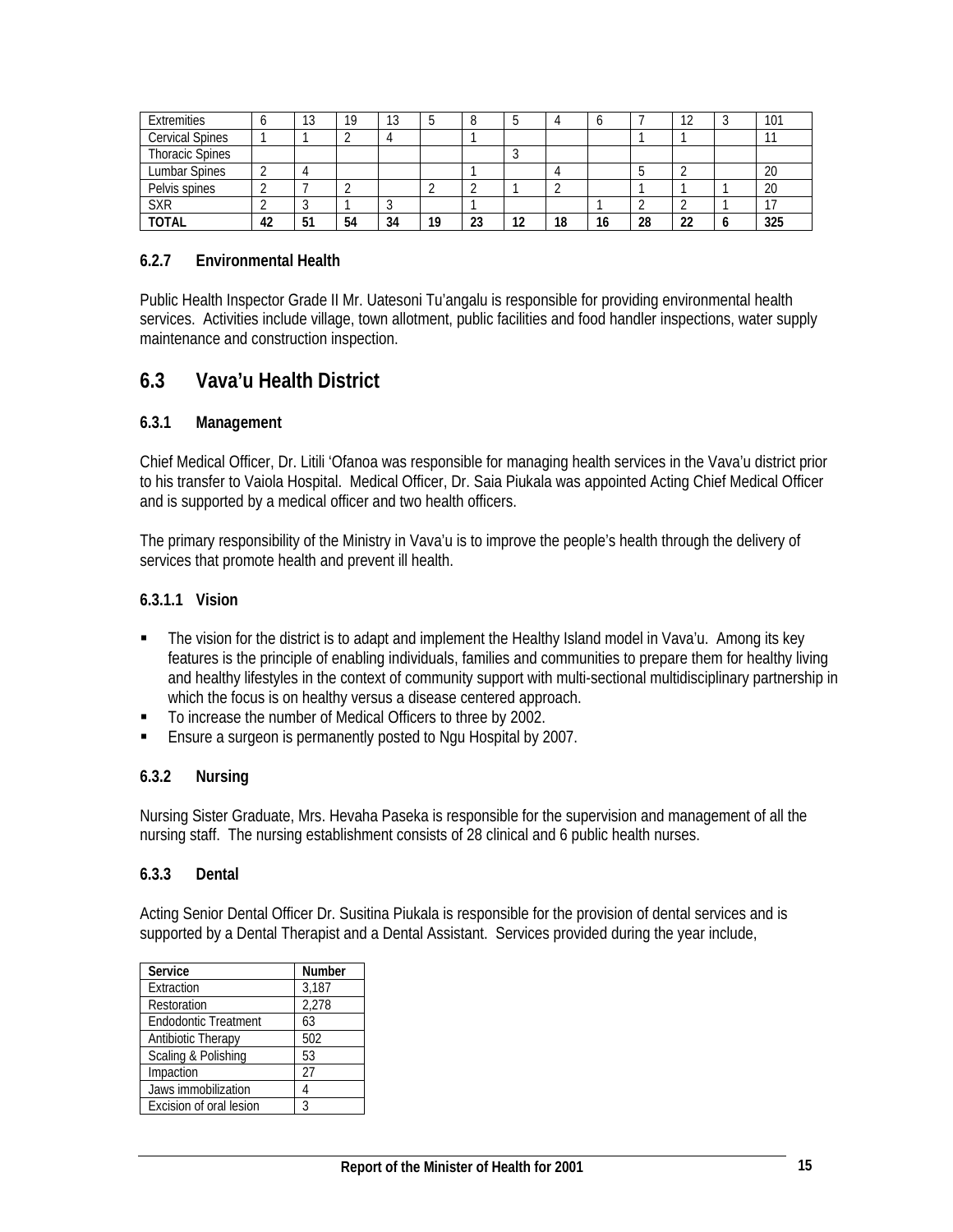| Extremities | 6 | 13 | 19 | 13 | 5 | 8 | 5 | 4 | 6 | 7 | 12 | 3 | 101 |
|---|---|---|---|---|---|---|---|---|---|---|---|---|---|
| Cervical Spines | 1 | 1 | 2 | 4 | | 1 | | | | 1 | 1 | | 11 |
| Thoracic Spines | | | | | | | 3 | | | | | | |
| Lumbar Spines | 2 | 4 | | | | 1 | | 4 | | 5 | 2 | | 20 |
| Pelvis spines | 2 | 7 | 2 | | 2 | 2 | 1 | 2 | | 1 | 1 | 1 | 20 |
| SXR | 2 | 3 | 1 | 3 | | 1 | | | 1 | 2 | 2 | 1 | 17 |
| **TOTAL** | **42** | **51** | **54** | **34** | **19** | **23** | **12** | **18** | **16** | **28** | **22** | **6** | **325** |

### 6.2.7 Environmental Health

Public Health Inspector Grade II Mr. Uatesoni Tu'angalu is responsible for providing environmental health services. Activities include village, town allotment, public facilities and food handler inspections, water supply maintenance and construction inspection.

## 6.3 Vava'u Health District

### 6.3.1 Management

Chief Medical Officer, Dr. Litili 'Ofanoa was responsible for managing health services in the Vava'u district prior to his transfer to Vaiola Hospital. Medical Officer, Dr. Saia Piukala was appointed Acting Chief Medical Officer and is supported by a medical officer and two health officers.

The primary responsibility of the Ministry in Vava'u is to improve the people's health through the delivery of services that promote health and prevent ill health.

#### 6.3.1.1 Vision

- The vision for the district is to adapt and implement the Healthy Island model in Vava'u. Among its key features is the principle of enabling individuals, families and communities to prepare them for healthy living and healthy lifestyles in the context of community support with multi-sectional multidisciplinary partnership in which the focus is on healthy versus a disease centered approach.
- To increase the number of Medical Officers to three by 2002.
- Ensure a surgeon is permanently posted to Ngu Hospital by 2007.

### 6.3.2 Nursing

Nursing Sister Graduate, Mrs. Hevaha Paseka is responsible for the supervision and management of all the nursing staff. The nursing establishment consists of 28 clinical and 6 public health nurses.

### 6.3.3 Dental

Acting Senior Dental Officer Dr. Susitina Piukala is responsible for the provision of dental services and is supported by a Dental Therapist and a Dental Assistant. Services provided during the year include,

| Service | Number |
|---|---|
| Extraction | 3,187 |
| Restoration | 2,278 |
| Endodontic Treatment | 63 |
| Antibiotic Therapy | 502 |
| Scaling & Polishing | 53 |
| Impaction | 27 |
| Jaws immobilization | 4 |
| Excision of oral lesion | 3 |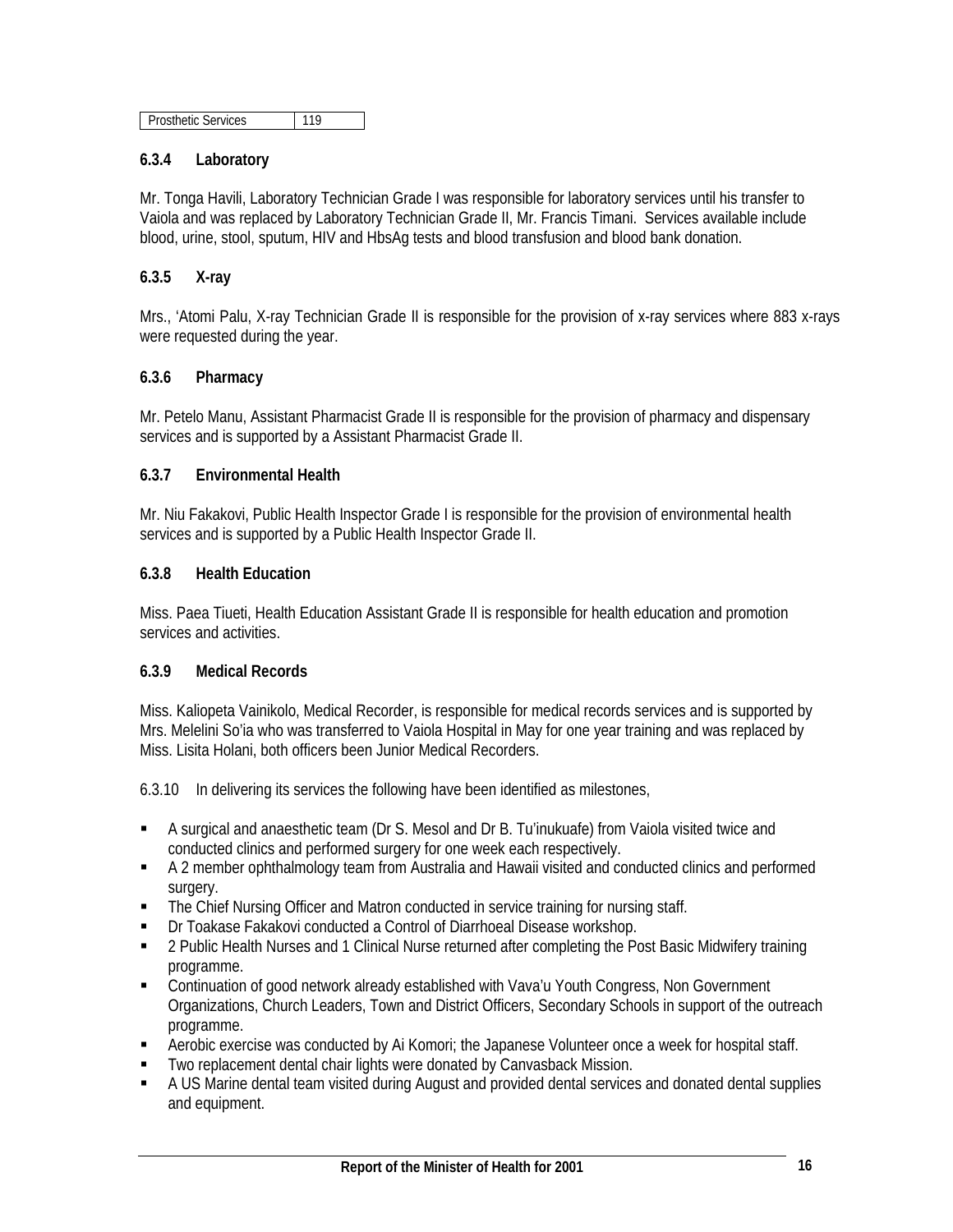| Prosthetic Services | 119 |
|---|---|

### 6.3.4 Laboratory

Mr. Tonga Havili, Laboratory Technician Grade I was responsible for laboratory services until his transfer to Vaiola and was replaced by Laboratory Technician Grade II, Mr. Francis Timani. Services available include blood, urine, stool, sputum, HIV and HbsAg tests and blood transfusion and blood bank donation.

### 6.3.5 X-ray

Mrs., 'Atomi Palu, X-ray Technician Grade II is responsible for the provision of x-ray services where 883 x-rays were requested during the year.

### 6.3.6 Pharmacy

Mr. Petelo Manu, Assistant Pharmacist Grade II is responsible for the provision of pharmacy and dispensary services and is supported by a Assistant Pharmacist Grade II.

### 6.3.7 Environmental Health

Mr. Niu Fakakovi, Public Health Inspector Grade I is responsible for the provision of environmental health services and is supported by a Public Health Inspector Grade II.

### 6.3.8 Health Education

Miss. Paea Tiueti, Health Education Assistant Grade II is responsible for health education and promotion services and activities.

### 6.3.9 Medical Records

Miss. Kaliopeta Vainikolo, Medical Recorder, is responsible for medical records services and is supported by Mrs. Melelini So'ia who was transferred to Vaiola Hospital in May for one year training and was replaced by Miss. Lisita Holani, both officers been Junior Medical Recorders.

6.3.10 In delivering its services the following have been identified as milestones,

- A surgical and anaesthetic team (Dr S. Mesol and Dr B. Tu'inukuafe) from Vaiola visited twice and conducted clinics and performed surgery for one week each respectively.
- A 2 member ophthalmology team from Australia and Hawaii visited and conducted clinics and performed surgery.
- The Chief Nursing Officer and Matron conducted in service training for nursing staff.
- Dr Toakase Fakakovi conducted a Control of Diarrhoeal Disease workshop.
- 2 Public Health Nurses and 1 Clinical Nurse returned after completing the Post Basic Midwifery training programme.
- Continuation of good network already established with Vava'u Youth Congress, Non Government Organizations, Church Leaders, Town and District Officers, Secondary Schools in support of the outreach programme.
- Aerobic exercise was conducted by Ai Komori; the Japanese Volunteer once a week for hospital staff.
- Two replacement dental chair lights were donated by Canvasback Mission.
- A US Marine dental team visited during August and provided dental services and donated dental supplies and equipment.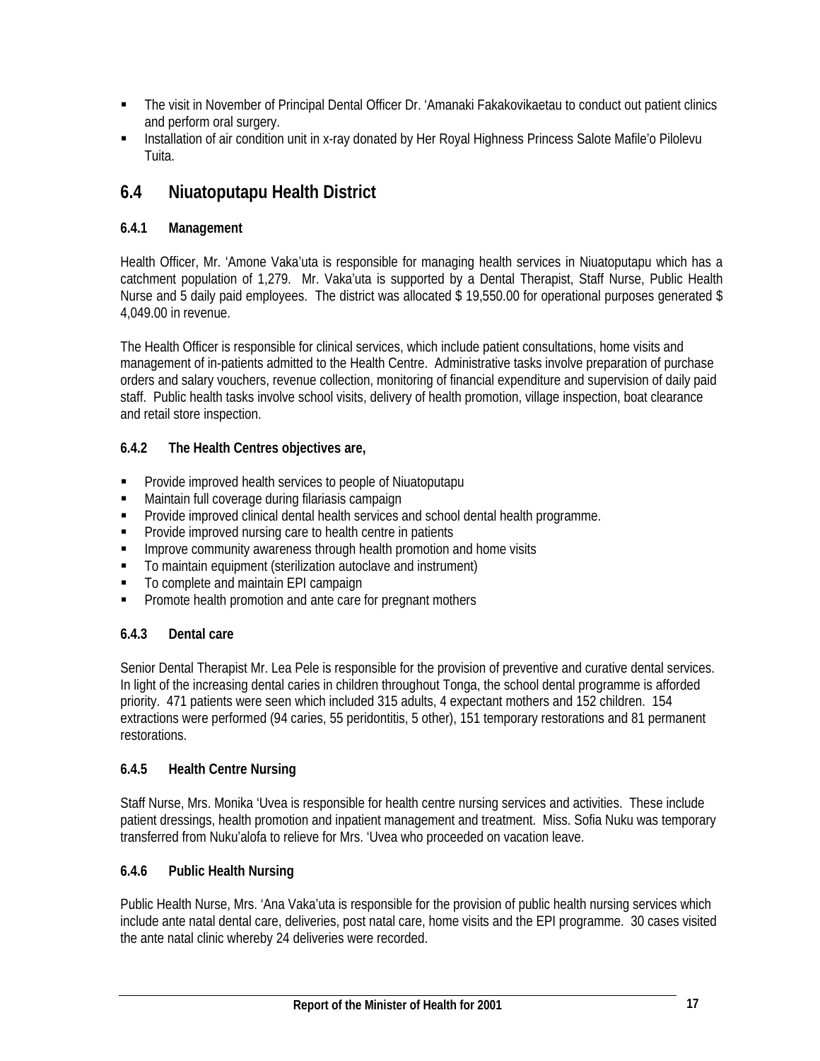- The visit in November of Principal Dental Officer Dr. ‘Amanaki Fakakovikaetau to conduct out patient clinics and perform oral surgery.
- Installation of air condition unit in x-ray donated by Her Royal Highness Princess Salote Mafile’o Pilolevu Tuita.

## 6.4 Niuatoputapu Health District

### 6.4.1 Management

Health Officer, Mr. ‘Amone Vaka’uta is responsible for managing health services in Niuatoputapu which has a catchment population of 1,279. Mr. Vaka’uta is supported by a Dental Therapist, Staff Nurse, Public Health Nurse and 5 daily paid employees. The district was allocated $ 19,550.00 for operational purposes generated $ 4,049.00 in revenue.

The Health Officer is responsible for clinical services, which include patient consultations, home visits and management of in-patients admitted to the Health Centre. Administrative tasks involve preparation of purchase orders and salary vouchers, revenue collection, monitoring of financial expenditure and supervision of daily paid staff. Public health tasks involve school visits, delivery of health promotion, village inspection, boat clearance and retail store inspection.

### 6.4.2 The Health Centres objectives are,

- Provide improved health services to people of Niuatoputapu
- Maintain full coverage during filariasis campaign
- Provide improved clinical dental health services and school dental health programme.
- Provide improved nursing care to health centre in patients
- Improve community awareness through health promotion and home visits
- To maintain equipment (sterilization autoclave and instrument)
- To complete and maintain EPI campaign
- Promote health promotion and ante care for pregnant mothers

### 6.4.3 Dental care

Senior Dental Therapist Mr. Lea Pele is responsible for the provision of preventive and curative dental services. In light of the increasing dental caries in children throughout Tonga, the school dental programme is afforded priority. 471 patients were seen which included 315 adults, 4 expectant mothers and 152 children. 154 extractions were performed (94 caries, 55 peridontitis, 5 other), 151 temporary restorations and 81 permanent restorations.

### 6.4.5 Health Centre Nursing

Staff Nurse, Mrs. Monika ‘Uvea is responsible for health centre nursing services and activities. These include patient dressings, health promotion and inpatient management and treatment. Miss. Sofia Nuku was temporary transferred from Nuku’alofa to relieve for Mrs. ‘Uvea who proceeded on vacation leave.

### 6.4.6 Public Health Nursing

Public Health Nurse, Mrs. ‘Ana Vaka’uta is responsible for the provision of public health nursing services which include ante natal dental care, deliveries, post natal care, home visits and the EPI programme. 30 cases visited the ante natal clinic whereby 24 deliveries were recorded.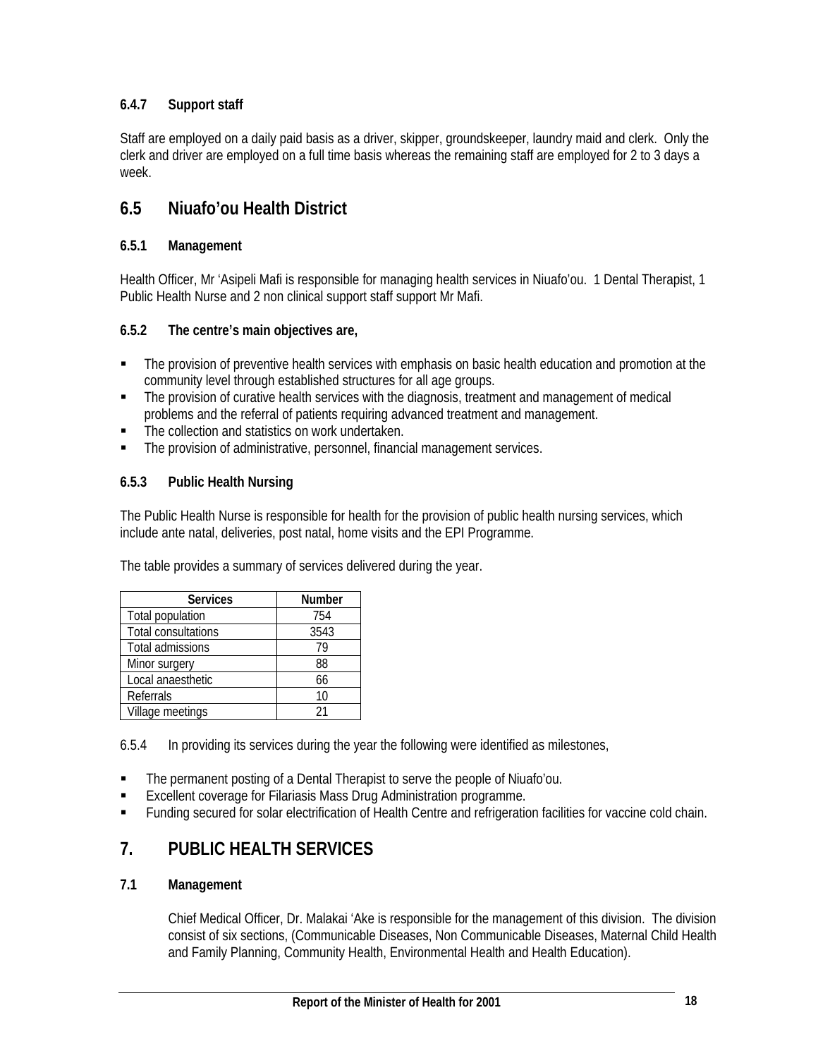#### 6.4.7 Support staff

Staff are employed on a daily paid basis as a driver, skipper, groundskeeper, laundry maid and clerk. Only the clerk and driver are employed on a full time basis whereas the remaining staff are employed for 2 to 3 days a week.

### 6.5 Niuafo'ou Health District

#### 6.5.1 Management

Health Officer, Mr 'Asipeli Mafi is responsible for managing health services in Niuafo'ou. 1 Dental Therapist, 1 Public Health Nurse and 2 non clinical support staff support Mr Mafi.

#### 6.5.2 The centre's main objectives are,

- The provision of preventive health services with emphasis on basic health education and promotion at the community level through established structures for all age groups.
- The provision of curative health services with the diagnosis, treatment and management of medical problems and the referral of patients requiring advanced treatment and management.
- The collection and statistics on work undertaken.
- The provision of administrative, personnel, financial management services.

#### 6.5.3 Public Health Nursing

The Public Health Nurse is responsible for health for the provision of public health nursing services, which include ante natal, deliveries, post natal, home visits and the EPI Programme.

The table provides a summary of services delivered during the year.

| Services | Number |
|---|---|
| Total population | 754 |
| Total consultations | 3543 |
| Total admissions | 79 |
| Minor surgery | 88 |
| Local anaesthetic | 66 |
| Referrals | 10 |
| Village meetings | 21 |

6.5.4 In providing its services during the year the following were identified as milestones,

- The permanent posting of a Dental Therapist to serve the people of Niuafo'ou.
- Excellent coverage for Filariasis Mass Drug Administration programme.
- Funding secured for solar electrification of Health Centre and refrigeration facilities for vaccine cold chain.

## 7. PUBLIC HEALTH SERVICES

#### 7.1 Management

Chief Medical Officer, Dr. Malakai 'Ake is responsible for the management of this division. The division consist of six sections, (Communicable Diseases, Non Communicable Diseases, Maternal Child Health and Family Planning, Community Health, Environmental Health and Health Education).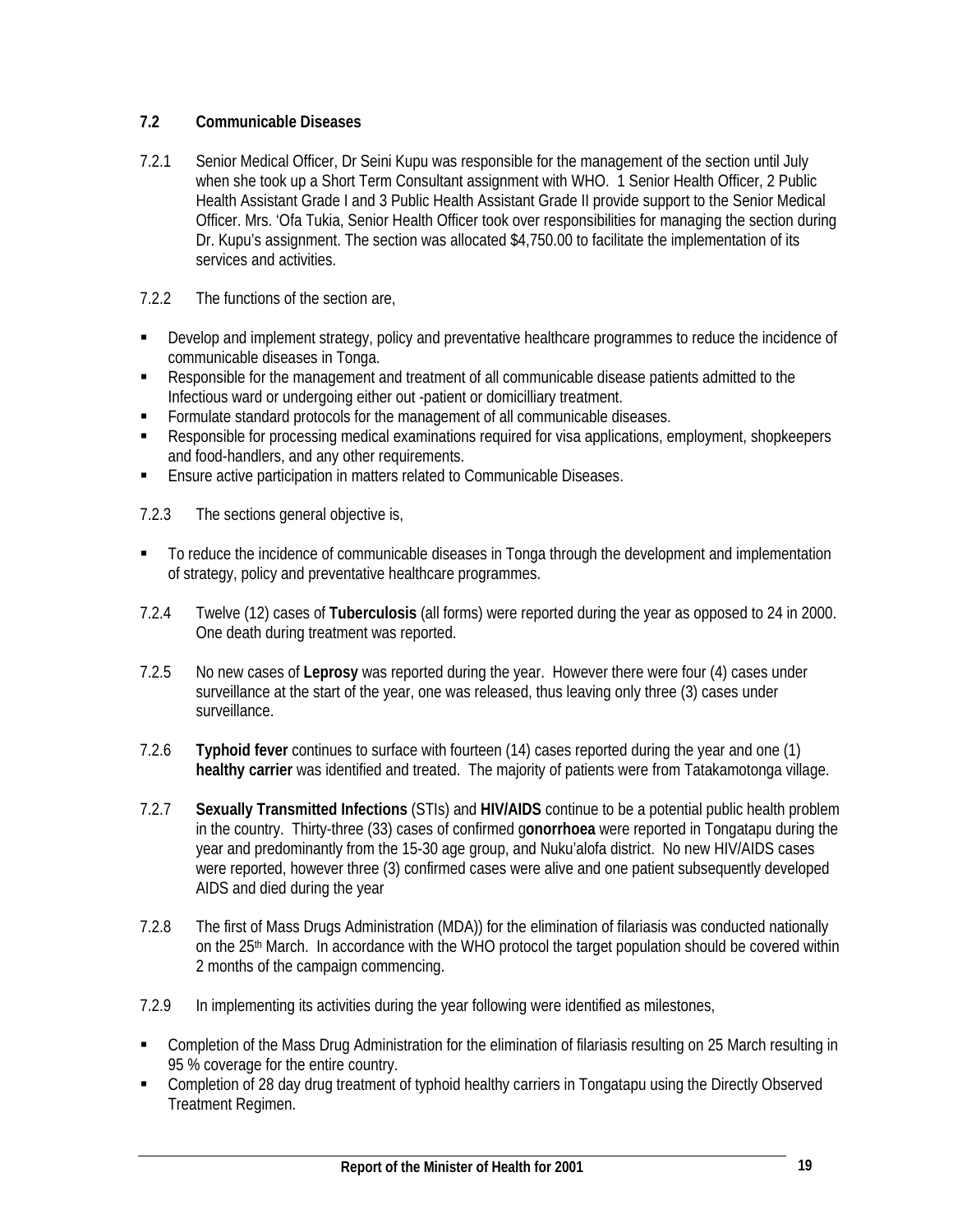### 7.2 Communicable Diseases

7.2.1 Senior Medical Officer, Dr Seini Kupu was responsible for the management of the section until July when she took up a Short Term Consultant assignment with WHO. 1 Senior Health Officer, 2 Public Health Assistant Grade I and 3 Public Health Assistant Grade II provide support to the Senior Medical Officer. Mrs. 'Ofa Tukia, Senior Health Officer took over responsibilities for managing the section during Dr. Kupu's assignment. The section was allocated $4,750.00 to facilitate the implementation of its services and activities.

7.2.2 The functions of the section are,

- Develop and implement strategy, policy and preventative healthcare programmes to reduce the incidence of communicable diseases in Tonga.
- Responsible for the management and treatment of all communicable disease patients admitted to the Infectious ward or undergoing either out -patient or domicilliary treatment.
- Formulate standard protocols for the management of all communicable diseases.
- Responsible for processing medical examinations required for visa applications, employment, shopkeepers and food-handlers, and any other requirements.
- Ensure active participation in matters related to Communicable Diseases.

7.2.3 The sections general objective is,

- To reduce the incidence of communicable diseases in Tonga through the development and implementation of strategy, policy and preventative healthcare programmes.

7.2.4 Twelve (12) cases of **Tuberculosis** (all forms) were reported during the year as opposed to 24 in 2000. One death during treatment was reported.

7.2.5 No new cases of **Leprosy** was reported during the year. However there were four (4) cases under surveillance at the start of the year, one was released, thus leaving only three (3) cases under surveillance.

7.2.6 **Typhoid fever** continues to surface with fourteen (14) cases reported during the year and one (1) **healthy carrier** was identified and treated. The majority of patients were from Tatakamotonga village.

7.2.7 **Sexually Transmitted Infections** (STIs) and **HIV/AIDS** continue to be a potential public health problem in the country. Thirty-three (33) cases of confirmed g**onorrhoea** were reported in Tongatapu during the year and predominantly from the 15-30 age group, and Nuku'alofa district. No new HIV/AIDS cases were reported, however three (3) confirmed cases were alive and one patient subsequently developed AIDS and died during the year

7.2.8 The first of Mass Drugs Administration (MDA)) for the elimination of filariasis was conducted nationally on the 25th March. In accordance with the WHO protocol the target population should be covered within 2 months of the campaign commencing.

7.2.9 In implementing its activities during the year following were identified as milestones,

- Completion of the Mass Drug Administration for the elimination of filariasis resulting on 25 March resulting in 95 % coverage for the entire country.
- Completion of 28 day drug treatment of typhoid healthy carriers in Tongatapu using the Directly Observed Treatment Regimen.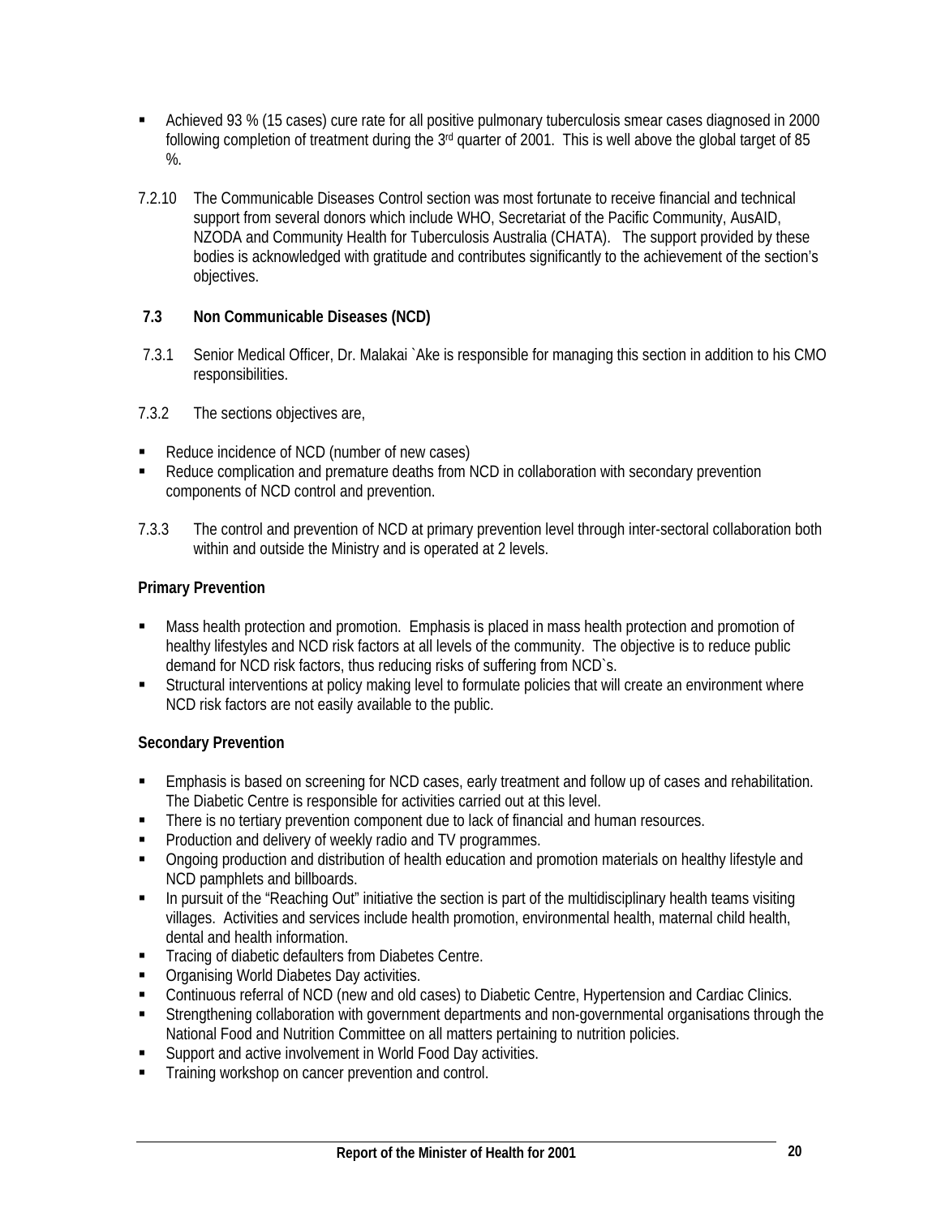- Achieved 93 % (15 cases) cure rate for all positive pulmonary tuberculosis smear cases diagnosed in 2000 following completion of treatment during the 3rd quarter of 2001. This is well above the global target of 85 %.

7.2.10 The Communicable Diseases Control section was most fortunate to receive financial and technical support from several donors which include WHO, Secretariat of the Pacific Community, AusAID, NZODA and Community Health for Tuberculosis Australia (CHATA). The support provided by these bodies is acknowledged with gratitude and contributes significantly to the achievement of the section's objectives.

### 7.3 Non Communicable Diseases (NCD)

7.3.1 Senior Medical Officer, Dr. Malakai `Ake is responsible for managing this section in addition to his CMO responsibilities.

7.3.2 The sections objectives are,

- Reduce incidence of NCD (number of new cases)
- Reduce complication and premature deaths from NCD in collaboration with secondary prevention components of NCD control and prevention.

7.3.3 The control and prevention of NCD at primary prevention level through inter-sectoral collaboration both within and outside the Ministry and is operated at 2 levels.

**Primary Prevention**

- Mass health protection and promotion. Emphasis is placed in mass health protection and promotion of healthy lifestyles and NCD risk factors at all levels of the community. The objective is to reduce public demand for NCD risk factors, thus reducing risks of suffering from NCD`s.
- Structural interventions at policy making level to formulate policies that will create an environment where NCD risk factors are not easily available to the public.

**Secondary Prevention**

- Emphasis is based on screening for NCD cases, early treatment and follow up of cases and rehabilitation. The Diabetic Centre is responsible for activities carried out at this level.
- There is no tertiary prevention component due to lack of financial and human resources.
- Production and delivery of weekly radio and TV programmes.
- Ongoing production and distribution of health education and promotion materials on healthy lifestyle and NCD pamphlets and billboards.
- In pursuit of the "Reaching Out" initiative the section is part of the multidisciplinary health teams visiting villages. Activities and services include health promotion, environmental health, maternal child health, dental and health information.
- Tracing of diabetic defaulters from Diabetes Centre.
- Organising World Diabetes Day activities.
- Continuous referral of NCD (new and old cases) to Diabetic Centre, Hypertension and Cardiac Clinics.
- Strengthening collaboration with government departments and non-governmental organisations through the National Food and Nutrition Committee on all matters pertaining to nutrition policies.
- Support and active involvement in World Food Day activities.
- Training workshop on cancer prevention and control.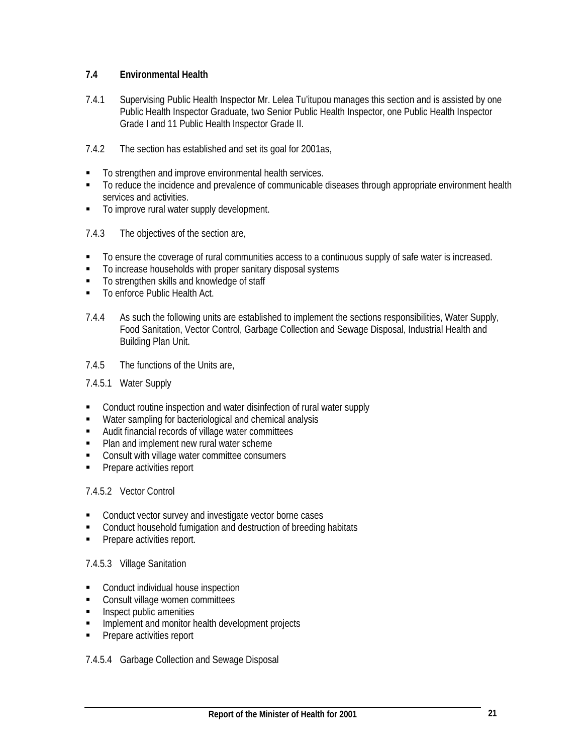### 7.4 Environmental Health

7.4.1 Supervising Public Health Inspector Mr. Lelea Tu'itupou manages this section and is assisted by one Public Health Inspector Graduate, two Senior Public Health Inspector, one Public Health Inspector Grade I and 11 Public Health Inspector Grade II.

7.4.2 The section has established and set its goal for 2001as,

- To strengthen and improve environmental health services.
- To reduce the incidence and prevalence of communicable diseases through appropriate environment health services and activities.
- To improve rural water supply development.

7.4.3 The objectives of the section are,

- To ensure the coverage of rural communities access to a continuous supply of safe water is increased.
- To increase households with proper sanitary disposal systems
- To strengthen skills and knowledge of staff
- To enforce Public Health Act.

7.4.4 As such the following units are established to implement the sections responsibilities, Water Supply, Food Sanitation, Vector Control, Garbage Collection and Sewage Disposal, Industrial Health and Building Plan Unit.

7.4.5 The functions of the Units are,

7.4.5.1 Water Supply

- Conduct routine inspection and water disinfection of rural water supply
- Water sampling for bacteriological and chemical analysis
- Audit financial records of village water committees
- Plan and implement new rural water scheme
- Consult with village water committee consumers
- Prepare activities report

7.4.5.2 Vector Control

- Conduct vector survey and investigate vector borne cases
- Conduct household fumigation and destruction of breeding habitats
- Prepare activities report.

7.4.5.3 Village Sanitation

- Conduct individual house inspection
- Consult village women committees
- Inspect public amenities
- Implement and monitor health development projects
- Prepare activities report

7.4.5.4 Garbage Collection and Sewage Disposal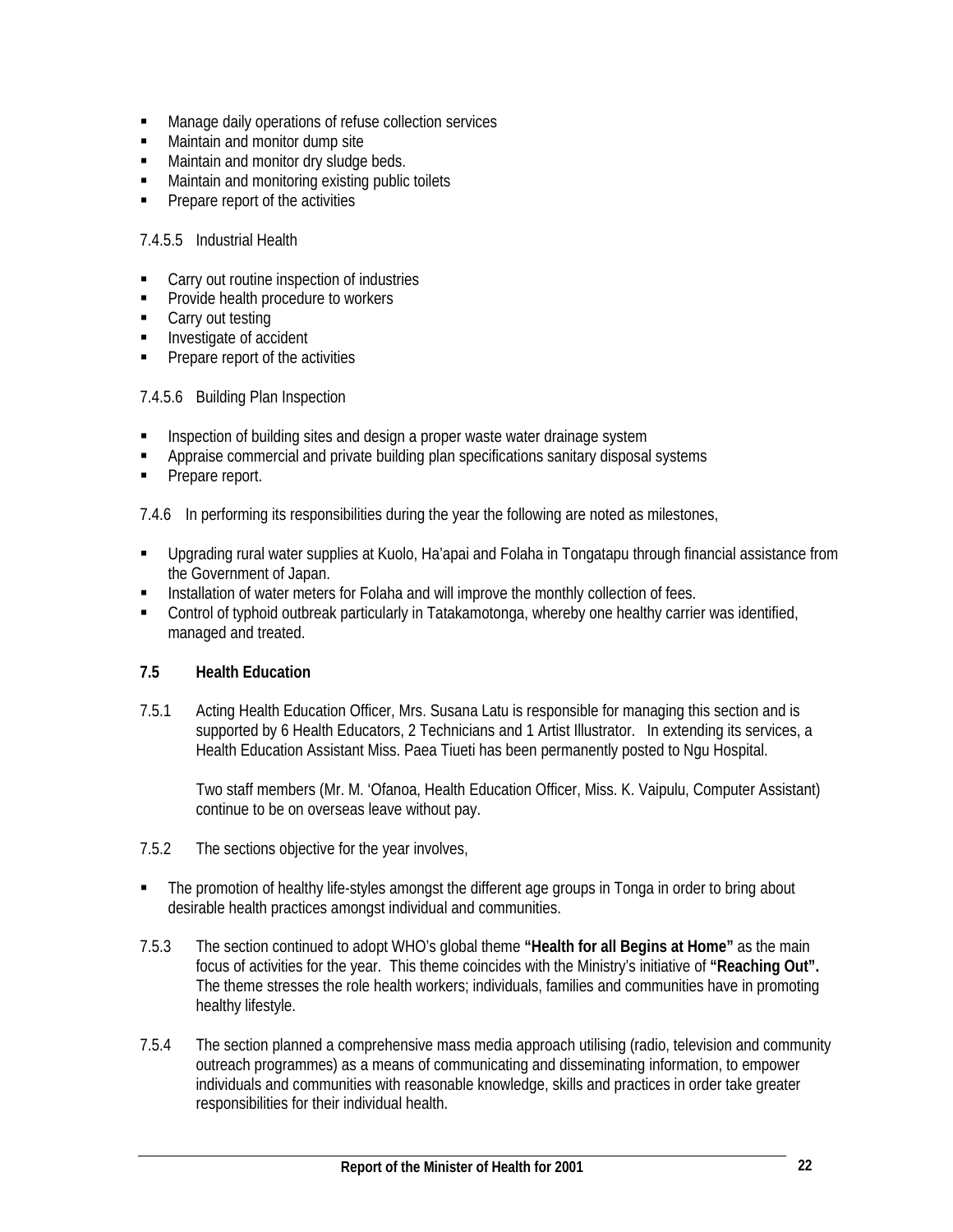- Manage daily operations of refuse collection services
- Maintain and monitor dump site
- Maintain and monitor dry sludge beds.
- Maintain and monitoring existing public toilets
- Prepare report of the activities

7.4.5.5 Industrial Health

- Carry out routine inspection of industries
- Provide health procedure to workers
- Carry out testing
- Investigate of accident
- Prepare report of the activities

7.4.5.6 Building Plan Inspection

- Inspection of building sites and design a proper waste water drainage system
- Appraise commercial and private building plan specifications sanitary disposal systems
- Prepare report.

7.4.6 In performing its responsibilities during the year the following are noted as milestones,

- Upgrading rural water supplies at Kuolo, Ha'apai and Folaha in Tongatapu through financial assistance from the Government of Japan.
- Installation of water meters for Folaha and will improve the monthly collection of fees.
- Control of typhoid outbreak particularly in Tatakamotonga, whereby one healthy carrier was identified, managed and treated.

## 7.5 Health Education

7.5.1 Acting Health Education Officer, Mrs. Susana Latu is responsible for managing this section and is supported by 6 Health Educators, 2 Technicians and 1 Artist Illustrator. In extending its services, a Health Education Assistant Miss. Paea Tiueti has been permanently posted to Ngu Hospital.

Two staff members (Mr. M. 'Ofanoa, Health Education Officer, Miss. K. Vaipulu, Computer Assistant) continue to be on overseas leave without pay.

7.5.2 The sections objective for the year involves,

- The promotion of healthy life-styles amongst the different age groups in Tonga in order to bring about desirable health practices amongst individual and communities.

7.5.3 The section continued to adopt WHO's global theme **"Health for all Begins at Home"** as the main focus of activities for the year. This theme coincides with the Ministry's initiative of **"Reaching Out".** The theme stresses the role health workers; individuals, families and communities have in promoting healthy lifestyle.

7.5.4 The section planned a comprehensive mass media approach utilising (radio, television and community outreach programmes) as a means of communicating and disseminating information, to empower individuals and communities with reasonable knowledge, skills and practices in order take greater responsibilities for their individual health.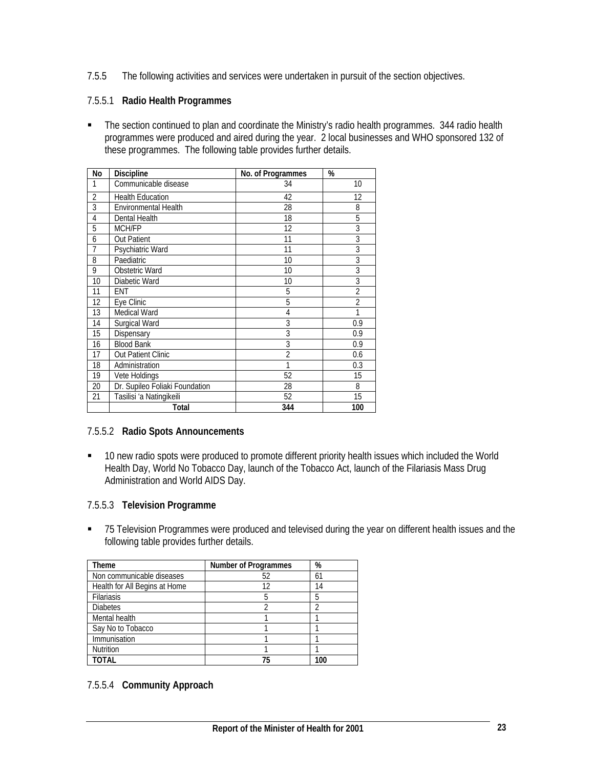7.5.5 The following activities and services were undertaken in pursuit of the section objectives.

### 7.5.5.1 **Radio Health Programmes**

- The section continued to plan and coordinate the Ministry's radio health programmes. 344 radio health programmes were produced and aired during the year. 2 local businesses and WHO sponsored 132 of these programmes. The following table provides further details.

| No | Discipline | No. of Programmes | % |
|---|---|---|---|
| 1 | Communicable disease | 34 | 10 |
| 2 | Health Education | 42 | 12 |
| 3 | Environmental Health | 28 | 8 |
| 4 | Dental Health | 18 | 5 |
| 5 | MCH/FP | 12 | 3 |
| 6 | Out Patient | 11 | 3 |
| 7 | Psychiatric Ward | 11 | 3 |
| 8 | Paediatric | 10 | 3 |
| 9 | Obstetric Ward | 10 | 3 |
| 10 | Diabetic Ward | 10 | 3 |
| 11 | ENT | 5 | 2 |
| 12 | Eye Clinic | 5 | 2 |
| 13 | Medical Ward | 4 | 1 |
| 14 | Surgical Ward | 3 | 0.9 |
| 15 | Dispensary | 3 | 0.9 |
| 16 | Blood Bank | 3 | 0.9 |
| 17 | Out Patient Clinic | 2 | 0.6 |
| 18 | Administration | 1 | 0.3 |
| 19 | Vete Holdings | 52 | 15 |
| 20 | Dr. Supileo Foliaki Foundation | 28 | 8 |
| 21 | Tasilisi 'a Natingikeili | 52 | 15 |
| | **Total** | **344** | **100** |

### 7.5.5.2 **Radio Spots Announcements**

- 10 new radio spots were produced to promote different priority health issues which included the World Health Day, World No Tobacco Day, launch of the Tobacco Act, launch of the Filariasis Mass Drug Administration and World AIDS Day.

### 7.5.5.3 **Television Programme**

- 75 Television Programmes were produced and televised during the year on different health issues and the following table provides further details.

| Theme | Number of Programmes | % |
|---|---|---|
| Non communicable diseases | 52 | 61 |
| Health for All Begins at Home | 12 | 14 |
| Filariasis | 5 | 5 |
| Diabetes | 2 | 2 |
| Mental health | 1 | 1 |
| Say No to Tobacco | 1 | 1 |
| Immunisation | 1 | 1 |
| Nutrition | 1 | 1 |
| **TOTAL** | **75** | **100** |

### 7.5.5.4 **Community Approach**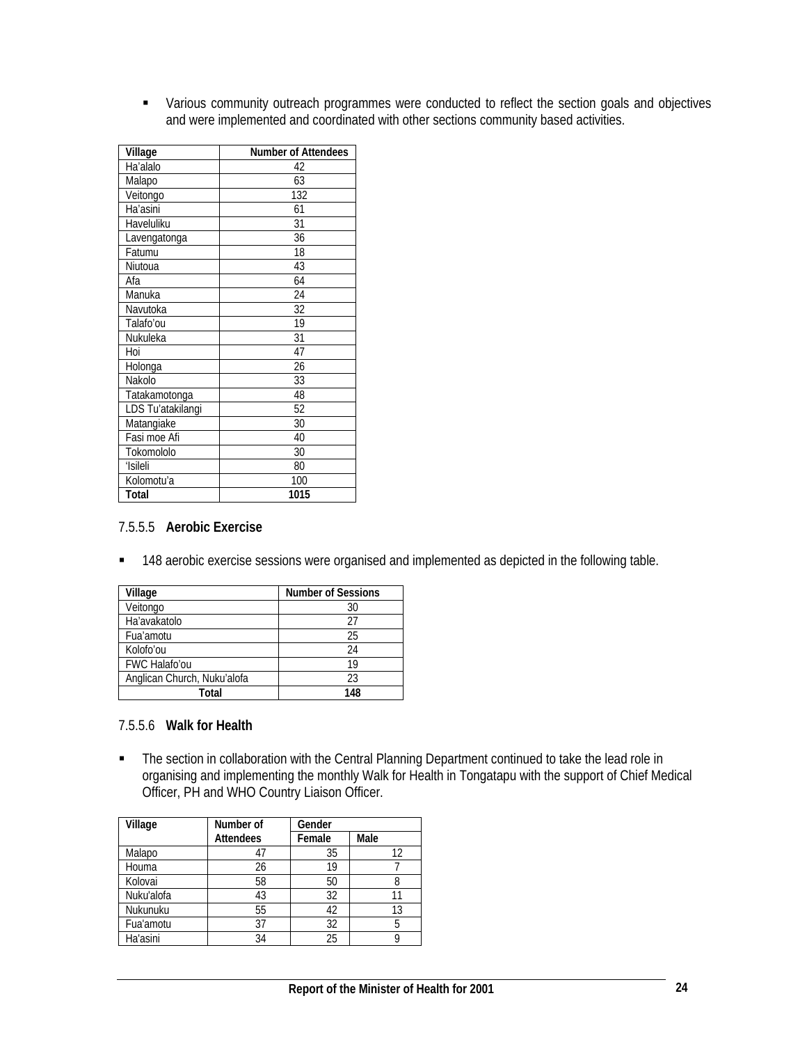- Various community outreach programmes were conducted to reflect the section goals and objectives and were implemented and coordinated with other sections community based activities.

| Village | Number of Attendees |
|---|---|
| Ha'alalo | 42 |
| Malapo | 63 |
| Veitongo | 132 |
| Ha'asini | 61 |
| Haveluliku | 31 |
| Lavengatonga | 36 |
| Fatumu | 18 |
| Niutoua | 43 |
| Afa | 64 |
| Manuka | 24 |
| Navutoka | 32 |
| Talafo'ou | 19 |
| Nukuleka | 31 |
| Hoi | 47 |
| Holonga | 26 |
| Nakolo | 33 |
| Tatakamotonga | 48 |
| LDS Tu'atakilangi | 52 |
| Matangiake | 30 |
| Fasi moe Afi | 40 |
| Tokomololo | 30 |
| 'Isileli | 80 |
| Kolomotu'a | 100 |
| **Total** | **1015** |

### 7.5.5.5 **Aerobic Exercise**

- 148 aerobic exercise sessions were organised and implemented as depicted in the following table.

| Village | Number of Sessions |
|---|---|
| Veitongo | 30 |
| Ha'avakatolo | 27 |
| Fua'amotu | 25 |
| Kolofo'ou | 24 |
| FWC Halafo'ou | 19 |
| Anglican Church, Nuku'alofa | 23 |
| **Total** | **148** |

### 7.5.5.6 **Walk for Health**

- The section in collaboration with the Central Planning Department continued to take the lead role in organising and implementing the monthly Walk for Health in Tongatapu with the support of Chief Medical Officer, PH and WHO Country Liaison Officer.

| Village | Number of Attendees | Gender | |
|---|---|---|---|
| | | Female | Male |
| Malapo | 47 | 35 | 12 |
| Houma | 26 | 19 | 7 |
| Kolovai | 58 | 50 | 8 |
| Nuku'alofa | 43 | 32 | 11 |
| Nukunuku | 55 | 42 | 13 |
| Fua'amotu | 37 | 32 | 5 |
| Ha'asini | 34 | 25 | 9 |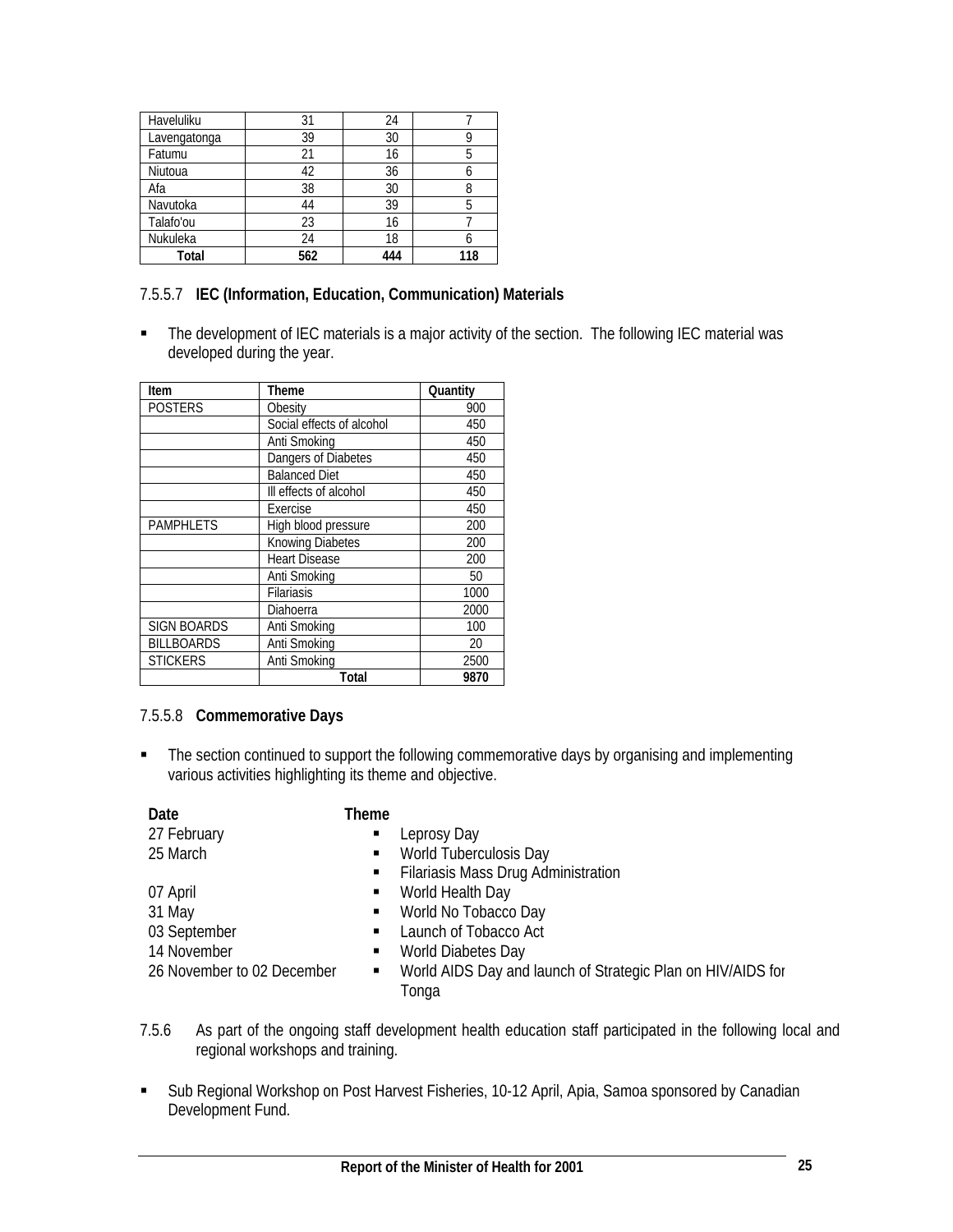| Haveluliku | 31 | 24 | 7 |
|---|---|---|---|
| Lavengatonga | 39 | 30 | 9 |
| Fatumu | 21 | 16 | 5 |
| Niutoua | 42 | 36 | 6 |
| Afa | 38 | 30 | 8 |
| Navutoka | 44 | 39 | 5 |
| Talafo'ou | 23 | 16 | 7 |
| Nukuleka | 24 | 18 | 6 |
| **Total** | **562** | **444** | **118** |

### 7.5.5.7 **IEC (Information, Education, Communication) Materials**

- The development of IEC materials is a major activity of the section. The following IEC material was developed during the year.

| Item | Theme | Quantity |
|---|---|---|
| POSTERS | Obesity | 900 |
| | Social effects of alcohol | 450 |
| | Anti Smoking | 450 |
| | Dangers of Diabetes | 450 |
| | Balanced Diet | 450 |
| | Ill effects of alcohol | 450 |
| | Exercise | 450 |
| PAMPHLETS | High blood pressure | 200 |
| | Knowing Diabetes | 200 |
| | Heart Disease | 200 |
| | Anti Smoking | 50 |
| | Filariasis | 1000 |
| | Diahoerra | 2000 |
| SIGN BOARDS | Anti Smoking | 100 |
| BILLBOARDS | Anti Smoking | 20 |
| STICKERS | Anti Smoking | 2500 |
| | **Total** | **9870** |

### 7.5.5.8 **Commemorative Days**

- The section continued to support the following commemorative days by organising and implementing various activities highlighting its theme and objective.

| Date | Theme |
|---|---|
| 27 February | ▪ Leprosy Day |
| 25 March | ▪ World Tuberculosis Day |
| | ▪ Filariasis Mass Drug Administration |
| 07 April | ▪ World Health Day |
| 31 May | ▪ World No Tobacco Day |
| 03 September | ▪ Launch of Tobacco Act |
| 14 November | ▪ World Diabetes Day |
| 26 November to 02 December | ▪ World AIDS Day and launch of Strategic Plan on HIV/AIDS for Tonga |

7.5.6 As part of the ongoing staff development health education staff participated in the following local and regional workshops and training.

- Sub Regional Workshop on Post Harvest Fisheries, 10-12 April, Apia, Samoa sponsored by Canadian Development Fund.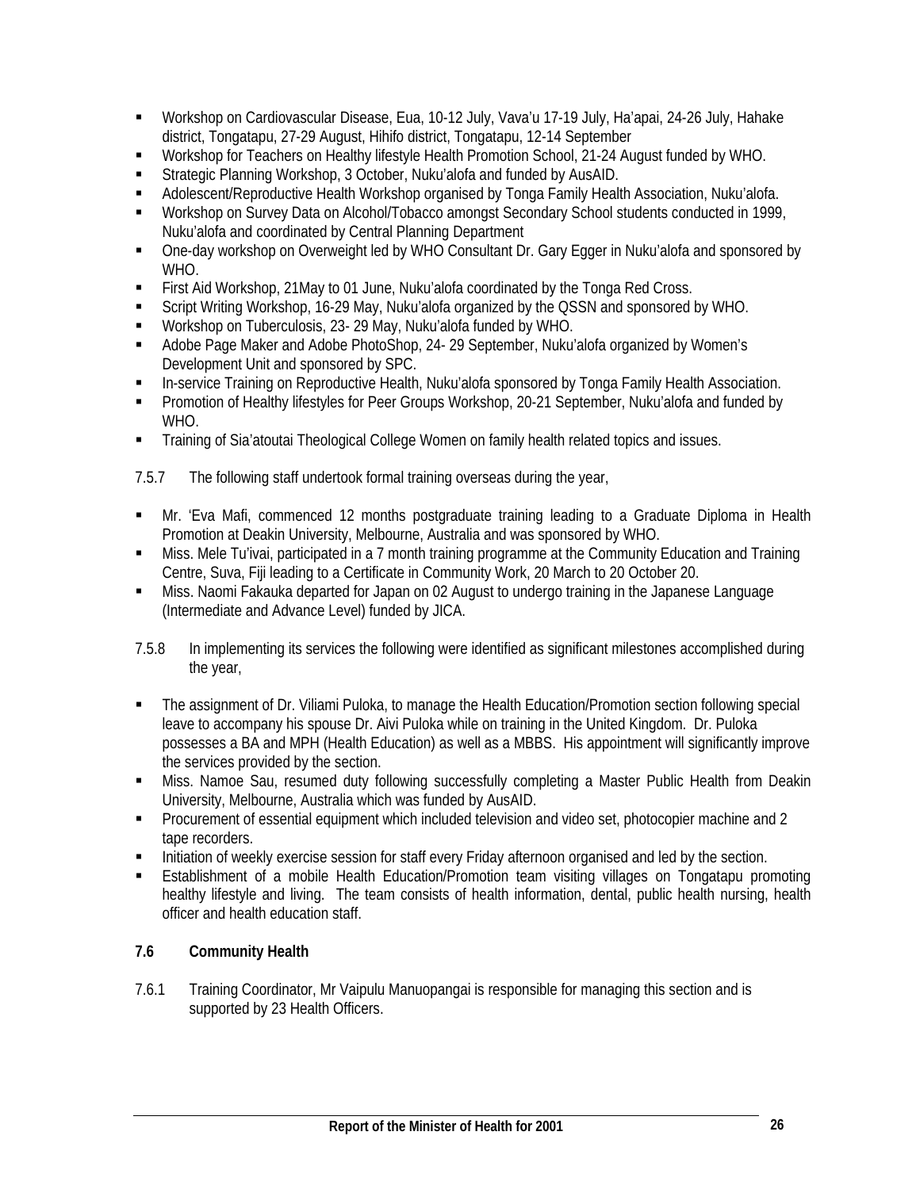- Workshop on Cardiovascular Disease, Eua, 10-12 July, Vava'u 17-19 July, Ha'apai, 24-26 July, Hahake district, Tongatapu, 27-29 August, Hihifo district, Tongatapu, 12-14 September
- Workshop for Teachers on Healthy lifestyle Health Promotion School, 21-24 August funded by WHO.
- Strategic Planning Workshop, 3 October, Nuku'alofa and funded by AusAID.
- Adolescent/Reproductive Health Workshop organised by Tonga Family Health Association, Nuku'alofa.
- Workshop on Survey Data on Alcohol/Tobacco amongst Secondary School students conducted in 1999, Nuku'alofa and coordinated by Central Planning Department
- One-day workshop on Overweight led by WHO Consultant Dr. Gary Egger in Nuku'alofa and sponsored by WHO.
- First Aid Workshop, 21May to 01 June, Nuku'alofa coordinated by the Tonga Red Cross.
- Script Writing Workshop, 16-29 May, Nuku'alofa organized by the QSSN and sponsored by WHO.
- Workshop on Tuberculosis, 23- 29 May, Nuku'alofa funded by WHO.
- Adobe Page Maker and Adobe PhotoShop, 24- 29 September, Nuku'alofa organized by Women's Development Unit and sponsored by SPC.
- In-service Training on Reproductive Health, Nuku'alofa sponsored by Tonga Family Health Association.
- Promotion of Healthy lifestyles for Peer Groups Workshop, 20-21 September, Nuku'alofa and funded by WHO.
- Training of Sia'atoutai Theological College Women on family health related topics and issues.

7.5.7 The following staff undertook formal training overseas during the year,

- Mr. 'Eva Mafi, commenced 12 months postgraduate training leading to a Graduate Diploma in Health Promotion at Deakin University, Melbourne, Australia and was sponsored by WHO.
- Miss. Mele Tu'ivai, participated in a 7 month training programme at the Community Education and Training Centre, Suva, Fiji leading to a Certificate in Community Work, 20 March to 20 October 20.
- Miss. Naomi Fakauka departed for Japan on 02 August to undergo training in the Japanese Language (Intermediate and Advance Level) funded by JICA.

7.5.8 In implementing its services the following were identified as significant milestones accomplished during the year,

- The assignment of Dr. Viliami Puloka, to manage the Health Education/Promotion section following special leave to accompany his spouse Dr. Aivi Puloka while on training in the United Kingdom. Dr. Puloka possesses a BA and MPH (Health Education) as well as a MBBS. His appointment will significantly improve the services provided by the section.
- Miss. Namoe Sau, resumed duty following successfully completing a Master Public Health from Deakin University, Melbourne, Australia which was funded by AusAID.
- Procurement of essential equipment which included television and video set, photocopier machine and 2 tape recorders.
- Initiation of weekly exercise session for staff every Friday afternoon organised and led by the section.
- Establishment of a mobile Health Education/Promotion team visiting villages on Tongatapu promoting healthy lifestyle and living. The team consists of health information, dental, public health nursing, health officer and health education staff.

### 7.6 Community Health

7.6.1 Training Coordinator, Mr Vaipulu Manuopangai is responsible for managing this section and is supported by 23 Health Officers.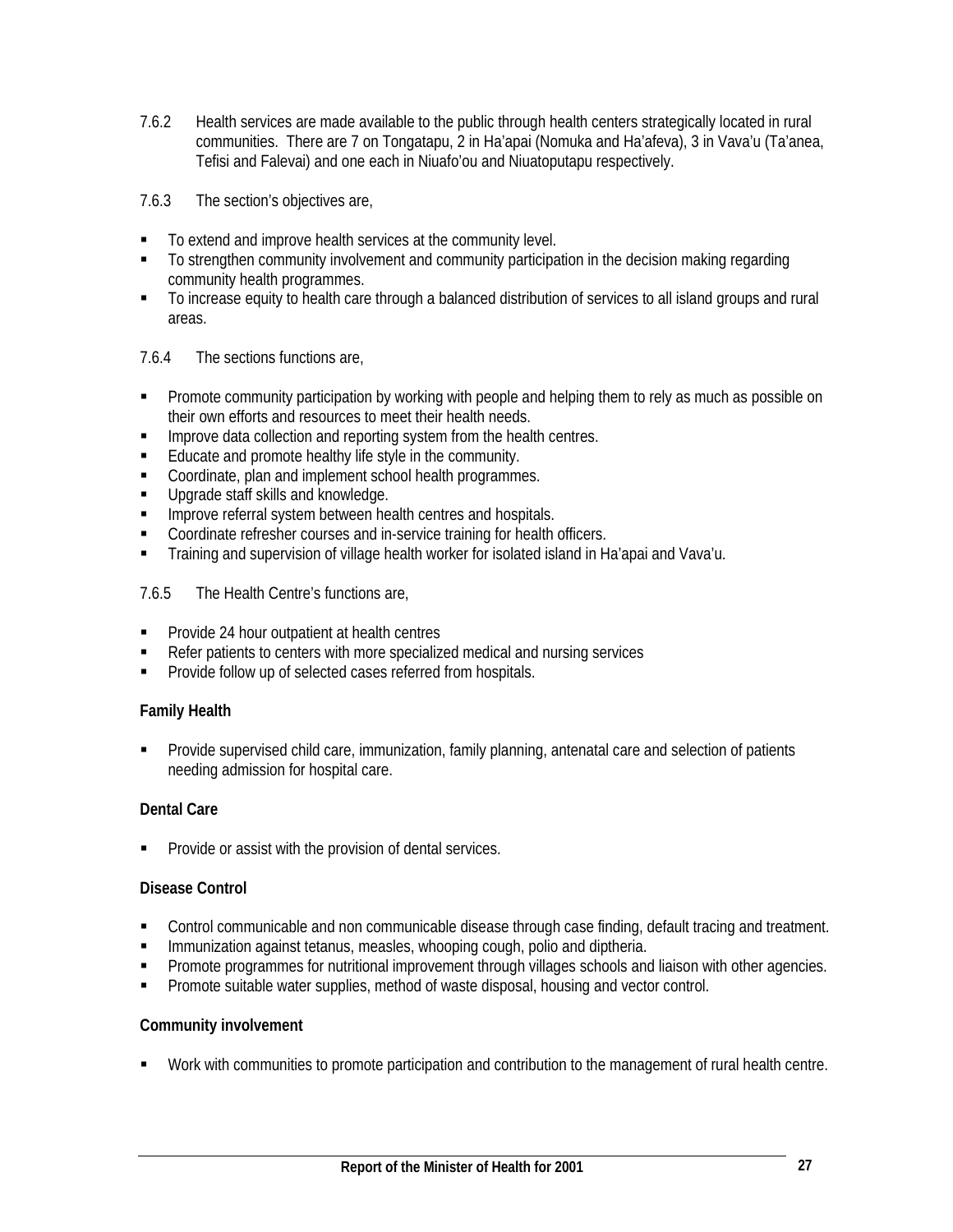7.6.2 Health services are made available to the public through health centers strategically located in rural communities. There are 7 on Tongatapu, 2 in Ha'apai (Nomuka and Ha'afeva), 3 in Vava'u (Ta'anea, Tefisi and Falevai) and one each in Niuafo'ou and Niuatoputapu respectively.

7.6.3 The section's objectives are,

- To extend and improve health services at the community level.
- To strengthen community involvement and community participation in the decision making regarding community health programmes.
- To increase equity to health care through a balanced distribution of services to all island groups and rural areas.

7.6.4 The sections functions are,

- Promote community participation by working with people and helping them to rely as much as possible on their own efforts and resources to meet their health needs.
- Improve data collection and reporting system from the health centres.
- Educate and promote healthy life style in the community.
- Coordinate, plan and implement school health programmes.
- Upgrade staff skills and knowledge.
- Improve referral system between health centres and hospitals.
- Coordinate refresher courses and in-service training for health officers.
- Training and supervision of village health worker for isolated island in Ha'apai and Vava'u.

7.6.5 The Health Centre's functions are,

- Provide 24 hour outpatient at health centres
- Refer patients to centers with more specialized medical and nursing services
- Provide follow up of selected cases referred from hospitals.

**Family Health**

- Provide supervised child care, immunization, family planning, antenatal care and selection of patients needing admission for hospital care.

**Dental Care**

- Provide or assist with the provision of dental services.

**Disease Control**

- Control communicable and non communicable disease through case finding, default tracing and treatment.
- Immunization against tetanus, measles, whooping cough, polio and diptheria.
- Promote programmes for nutritional improvement through villages schools and liaison with other agencies.
- Promote suitable water supplies, method of waste disposal, housing and vector control.

**Community involvement**

- Work with communities to promote participation and contribution to the management of rural health centre.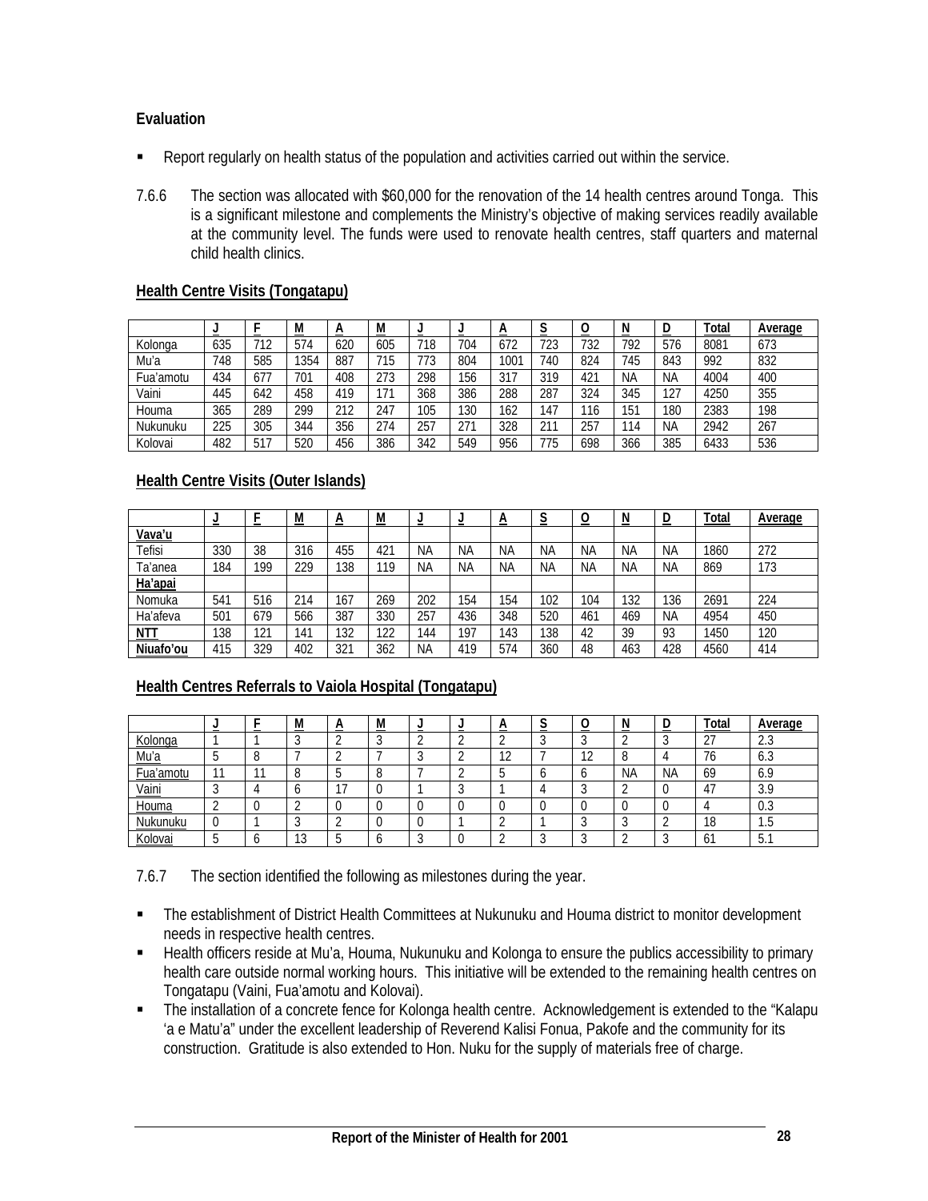**Evaluation**

- Report regularly on health status of the population and activities carried out within the service.

7.6.6 The section was allocated with $60,000 for the renovation of the 14 health centres around Tonga. This is a significant milestone and complements the Ministry's objective of making services readily available at the community level. The funds were used to renovate health centres, staff quarters and maternal child health clinics.

**Health Centre Visits (Tongatapu)**

| | J | F | M | A | M | J | J | A | S | O | N | D | Total | Average |
|---|---|---|---|---|---|---|---|---|---|---|---|---|---|---|
| Kolonga | 635 | 712 | 574 | 620 | 605 | 718 | 704 | 672 | 723 | 732 | 792 | 576 | 8081 | 673 |
| Mu'a | 748 | 585 | 1354 | 887 | 715 | 773 | 804 | 1001 | 740 | 824 | 745 | 843 | 992 | 832 |
| Fua'amotu | 434 | 677 | 701 | 408 | 273 | 298 | 156 | 317 | 319 | 421 | NA | NA | 4004 | 400 |
| Vaini | 445 | 642 | 458 | 419 | 171 | 368 | 386 | 288 | 287 | 324 | 345 | 127 | 4250 | 355 |
| Houma | 365 | 289 | 299 | 212 | 247 | 105 | 130 | 162 | 147 | 116 | 151 | 180 | 2383 | 198 |
| Nukunuku | 225 | 305 | 344 | 356 | 274 | 257 | 271 | 328 | 211 | 257 | 114 | NA | 2942 | 267 |
| Kolovai | 482 | 517 | 520 | 456 | 386 | 342 | 549 | 956 | 775 | 698 | 366 | 385 | 6433 | 536 |

**Health Centre Visits (Outer Islands)**

| | J | F | M | A | M | J | J | A | S | O | N | D | Total | Average |
|---|---|---|---|---|---|---|---|---|---|---|---|---|---|---|
| **Vava'u** | | | | | | | | | | | | | | |
| Tefisi | 330 | 38 | 316 | 455 | 421 | NA | NA | NA | NA | NA | NA | NA | 1860 | 272 |
| Ta'anea | 184 | 199 | 229 | 138 | 119 | NA | NA | NA | NA | NA | NA | NA | 869 | 173 |
| **Ha'apai** | | | | | | | | | | | | | | |
| Nomuka | 541 | 516 | 214 | 167 | 269 | 202 | 154 | 154 | 102 | 104 | 132 | 136 | 2691 | 224 |
| Ha'afeva | 501 | 679 | 566 | 387 | 330 | 257 | 436 | 348 | 520 | 461 | 469 | NA | 4954 | 450 |
| **NTT** | 138 | 121 | 141 | 132 | 122 | 144 | 197 | 143 | 138 | 42 | 39 | 93 | 1450 | 120 |
| **Niuafo'ou** | 415 | 329 | 402 | 321 | 362 | NA | 419 | 574 | 360 | 48 | 463 | 428 | 4560 | 414 |

**Health Centres Referrals to Vaiola Hospital (Tongatapu)**

| | J | F | M | A | M | J | J | A | S | O | N | D | Total | Average |
|---|---|---|---|---|---|---|---|---|---|---|---|---|---|---|
| Kolonga | 1 | 1 | 3 | 2 | 3 | 2 | 2 | 2 | 3 | 3 | 2 | 3 | 27 | 2.3 |
| Mu'a | 5 | 8 | 7 | 2 | 7 | 3 | 2 | 12 | 7 | 12 | 8 | 4 | 76 | 6.3 |
| Fua'amotu | 11 | 11 | 8 | 5 | 8 | 7 | 2 | 5 | 6 | 6 | NA | NA | 69 | 6.9 |
| Vaini | 3 | 4 | 6 | 17 | 0 | 1 | 3 | 1 | 4 | 3 | 2 | 0 | 47 | 3.9 |
| Houma | 2 | 0 | 2 | 0 | 0 | 0 | 0 | 0 | 0 | 0 | 0 | 0 | 4 | 0.3 |
| Nukunuku | 0 | 1 | 3 | 2 | 0 | 0 | 1 | 2 | 1 | 3 | 3 | 2 | 18 | 1.5 |
| Kolovai | 5 | 6 | 13 | 5 | 6 | 3 | 0 | 2 | 3 | 3 | 2 | 3 | 61 | 5.1 |

7.6.7 The section identified the following as milestones during the year.

- The establishment of District Health Committees at Nukunuku and Houma district to monitor development needs in respective health centres.
- Health officers reside at Mu'a, Houma, Nukunuku and Kolonga to ensure the publics accessibility to primary health care outside normal working hours. This initiative will be extended to the remaining health centres on Tongatapu (Vaini, Fua'amotu and Kolovai).
- The installation of a concrete fence for Kolonga health centre. Acknowledgement is extended to the "Kalapu 'a e Matu'a" under the excellent leadership of Reverend Kalisi Fonua, Pakofe and the community for its construction. Gratitude is also extended to Hon. Nuku for the supply of materials free of charge.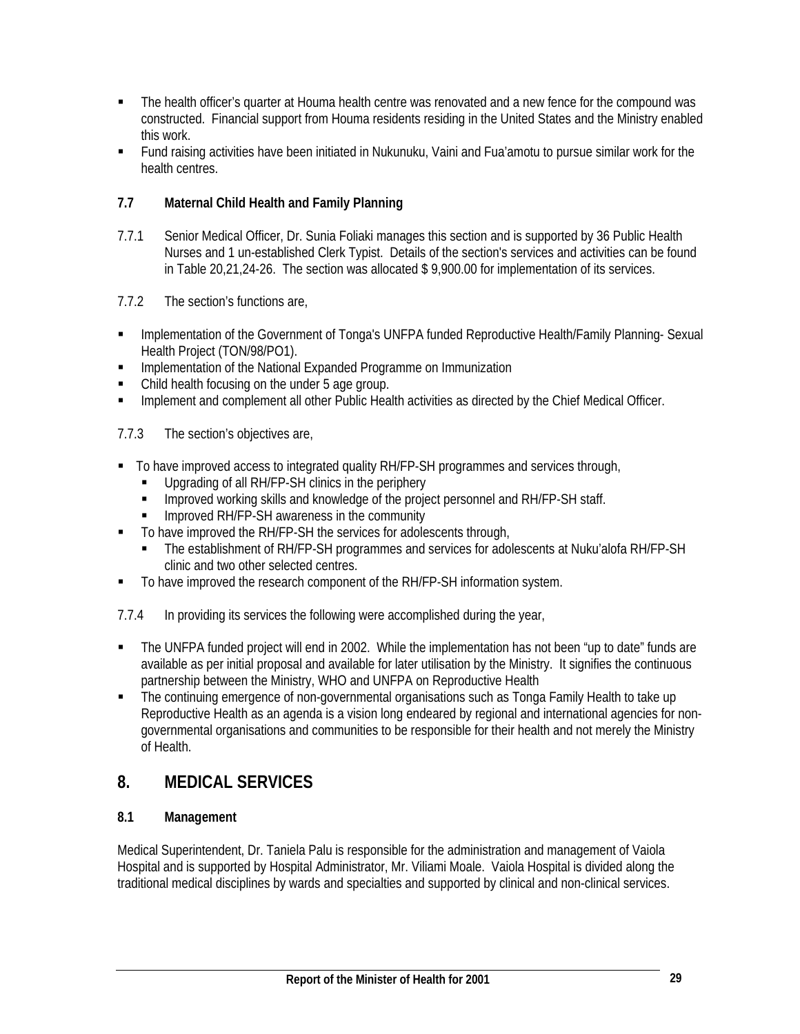- The health officer's quarter at Houma health centre was renovated and a new fence for the compound was constructed. Financial support from Houma residents residing in the United States and the Ministry enabled this work.
- Fund raising activities have been initiated in Nukunuku, Vaini and Fua'amotu to pursue similar work for the health centres.

### 7.7 Maternal Child Health and Family Planning

7.7.1 Senior Medical Officer, Dr. Sunia Foliaki manages this section and is supported by 36 Public Health Nurses and 1 un-established Clerk Typist. Details of the section's services and activities can be found in Table 20,21,24-26. The section was allocated $ 9,900.00 for implementation of its services.

7.7.2 The section's functions are,

- Implementation of the Government of Tonga's UNFPA funded Reproductive Health/Family Planning- Sexual Health Project (TON/98/PO1).
- Implementation of the National Expanded Programme on Immunization
- Child health focusing on the under 5 age group.
- Implement and complement all other Public Health activities as directed by the Chief Medical Officer.

7.7.3 The section's objectives are,

- To have improved access to integrated quality RH/FP-SH programmes and services through,
  - Upgrading of all RH/FP-SH clinics in the periphery
  - Improved working skills and knowledge of the project personnel and RH/FP-SH staff.
  - Improved RH/FP-SH awareness in the community
- To have improved the RH/FP-SH the services for adolescents through,
  - The establishment of RH/FP-SH programmes and services for adolescents at Nuku'alofa RH/FP-SH clinic and two other selected centres.
- To have improved the research component of the RH/FP-SH information system.

7.7.4 In providing its services the following were accomplished during the year,

- The UNFPA funded project will end in 2002. While the implementation has not been "up to date" funds are available as per initial proposal and available for later utilisation by the Ministry. It signifies the continuous partnership between the Ministry, WHO and UNFPA on Reproductive Health
- The continuing emergence of non-governmental organisations such as Tonga Family Health to take up Reproductive Health as an agenda is a vision long endeared by regional and international agencies for non-governmental organisations and communities to be responsible for their health and not merely the Ministry of Health.

## 8. MEDICAL SERVICES

### 8.1 Management

Medical Superintendent, Dr. Taniela Palu is responsible for the administration and management of Vaiola Hospital and is supported by Hospital Administrator, Mr. Viliami Moale. Vaiola Hospital is divided along the traditional medical disciplines by wards and specialties and supported by clinical and non-clinical services.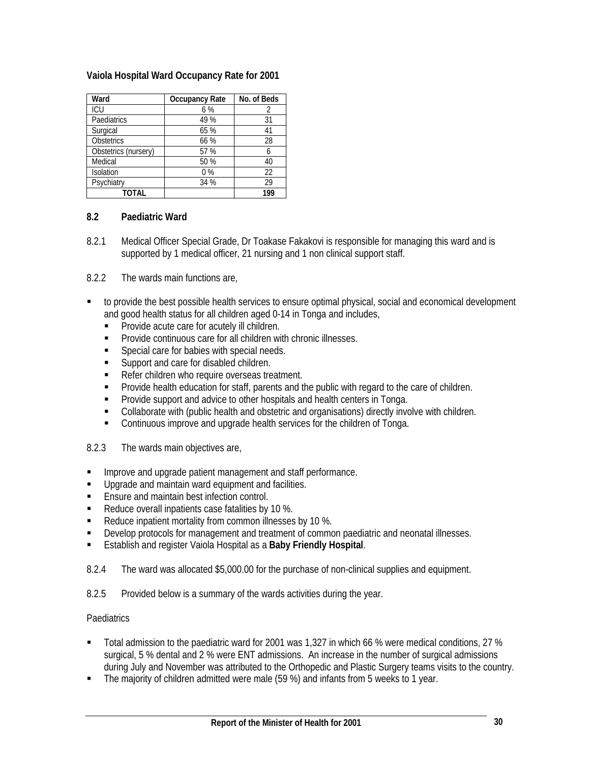**Vaiola Hospital Ward Occupancy Rate for 2001**

| Ward | Occupancy Rate | No. of Beds |
|---|---|---|
| ICU | 6 % | 2 |
| Paediatrics | 49 % | 31 |
| Surgical | 65 % | 41 |
| Obstetrics | 66 % | 28 |
| Obstetrics (nursery) | 57 % | 6 |
| Medical | 50 % | 40 |
| Isolation | 0 % | 22 |
| Psychiatry | 34 % | 29 |
| **TOTAL** | | **199** |

## 8.2 Paediatric Ward

8.2.1 Medical Officer Special Grade, Dr Toakase Fakakovi is responsible for managing this ward and is supported by 1 medical officer, 21 nursing and 1 non clinical support staff.

8.2.2 The wards main functions are,

- to provide the best possible health services to ensure optimal physical, social and economical development and good health status for all children aged 0-14 in Tonga and includes,
  - Provide acute care for acutely ill children.
  - Provide continuous care for all children with chronic illnesses.
  - Special care for babies with special needs.
  - Support and care for disabled children.
  - Refer children who require overseas treatment.
  - Provide health education for staff, parents and the public with regard to the care of children.
  - Provide support and advice to other hospitals and health centers in Tonga.
  - Collaborate with (public health and obstetric and organisations) directly involve with children.
  - Continuous improve and upgrade health services for the children of Tonga.

8.2.3 The wards main objectives are,

- Improve and upgrade patient management and staff performance.
- Upgrade and maintain ward equipment and facilities.
- Ensure and maintain best infection control.
- Reduce overall inpatients case fatalities by 10 %.
- Reduce inpatient mortality from common illnesses by 10 %.
- Develop protocols for management and treatment of common paediatric and neonatal illnesses.
- Establish and register Vaiola Hospital as a **Baby Friendly Hospital**.

8.2.4 The ward was allocated $5,000.00 for the purchase of non-clinical supplies and equipment.

8.2.5 Provided below is a summary of the wards activities during the year.

Paediatrics

- Total admission to the paediatric ward for 2001 was 1,327 in which 66 % were medical conditions, 27 % surgical, 5 % dental and 2 % were ENT admissions. An increase in the number of surgical admissions during July and November was attributed to the Orthopedic and Plastic Surgery teams visits to the country.
- The majority of children admitted were male (59 %) and infants from 5 weeks to 1 year.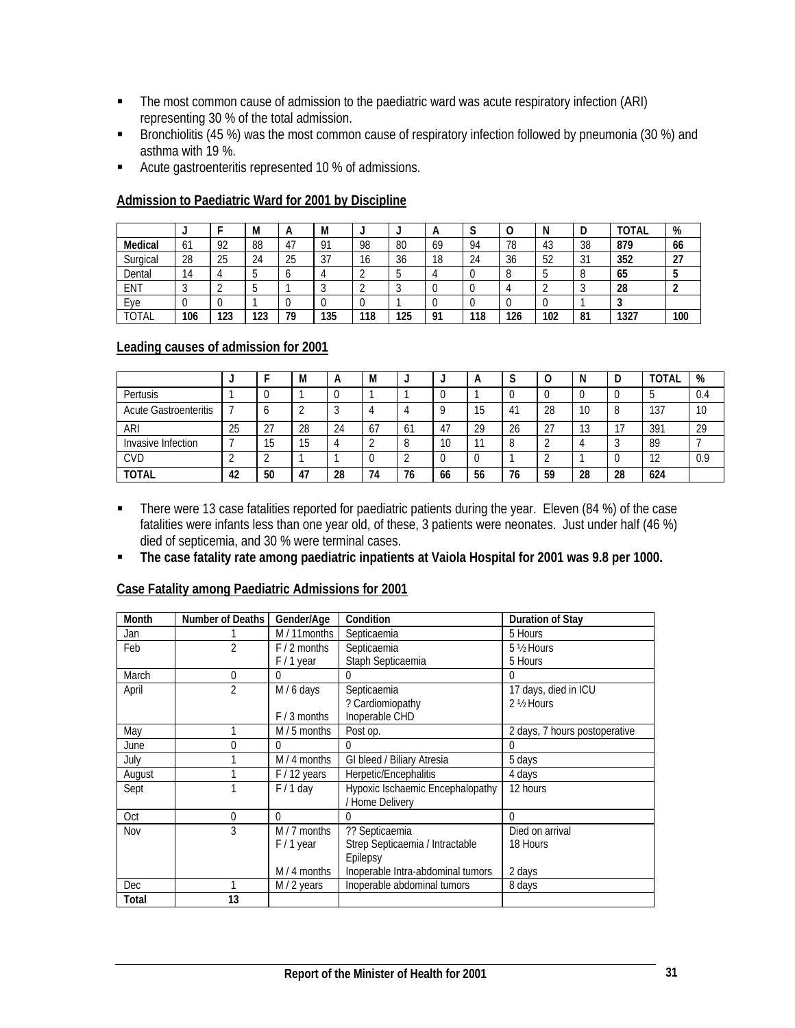- The most common cause of admission to the paediatric ward was acute respiratory infection (ARI) representing 30 % of the total admission.
- Bronchiolitis (45 %) was the most common cause of respiratory infection followed by pneumonia (30 %) and asthma with 19 %.
- Acute gastroenteritis represented 10 % of admissions.

**Admission to Paediatric Ward for 2001 by Discipline**

| | J | F | M | A | M | J | J | A | S | O | N | D | TOTAL | % |
|---|---|---|---|---|---|---|---|---|---|---|---|---|---|---|
| **Medical** | 61 | 92 | 88 | 47 | 91 | 98 | 80 | 69 | 94 | 78 | 43 | 38 | **879** | **66** |
| Surgical | 28 | 25 | 24 | 25 | 37 | 16 | 36 | 18 | 24 | 36 | 52 | 31 | **352** | **27** |
| Dental | 14 | 4 | 5 | 6 | 4 | 2 | 5 | 4 | 0 | 8 | 5 | 8 | **65** | **5** |
| ENT | 3 | 2 | 5 | 1 | 3 | 2 | 3 | 0 | 0 | 4 | 2 | 3 | **28** | **2** |
| Eye | 0 | 0 | 1 | 0 | 0 | 0 | 1 | 0 | 0 | 0 | 0 | 1 | **3** | |
| TOTAL | **106** | **123** | **123** | **79** | **135** | **118** | **125** | **91** | **118** | **126** | **102** | **81** | **1327** | **100** |

**Leading causes of admission for 2001**

| | J | F | M | A | M | J | J | A | S | O | N | D | TOTAL | % |
|---|---|---|---|---|---|---|---|---|---|---|---|---|---|---|
| Pertusis | 1 | 0 | 1 | 0 | 1 | 1 | 0 | 1 | 0 | 0 | 0 | 0 | 5 | 0.4 |
| Acute Gastroenteritis | 7 | 6 | 2 | 3 | 4 | 4 | 9 | 15 | 41 | 28 | 10 | 8 | 137 | 10 |
| ARI | 25 | 27 | 28 | 24 | 67 | 61 | 47 | 29 | 26 | 27 | 13 | 17 | 391 | 29 |
| Invasive Infection | 7 | 15 | 15 | 4 | 2 | 8 | 10 | 11 | 8 | 2 | 4 | 3 | 89 | 7 |
| CVD | 2 | 2 | 1 | 1 | 0 | 2 | 0 | 0 | 1 | 2 | 1 | 0 | 12 | 0.9 |
| **TOTAL** | **42** | **50** | **47** | **28** | **74** | **76** | **66** | **56** | **76** | **59** | **28** | **28** | **624** | |

- There were 13 case fatalities reported for paediatric patients during the year. Eleven (84 %) of the case fatalities were infants less than one year old, of these, 3 patients were neonates. Just under half (46 %) died of septicemia, and 30 % were terminal cases.
- **The case fatality rate among paediatric inpatients at Vaiola Hospital for 2001 was 9.8 per 1000.**

**Case Fatality among Paediatric Admissions for 2001**

| Month | Number of Deaths | Gender/Age | Condition | Duration of Stay |
|---|---|---|---|---|
| Jan | 1 | M / 11months | Septicaemia | 5 Hours |
| Feb | 2 | F / 2 months<br>F / 1 year | Septicaemia<br>Staph Septicaemia | 5 ½ Hours<br>5 Hours |
| March | 0 | 0 | 0 | 0 |
| April | 2 | M / 6 days<br><br>F / 3 months | Septicaemia<br>? Cardiomiopathy<br>Inoperable CHD | 17 days, died in ICU<br>2 ½ Hours |
| May | 1 | M / 5 months | Post op. | 2 days, 7 hours postoperative |
| June | 0 | 0 | 0 | 0 |
| July | 1 | M / 4 months | GI bleed / Biliary Atresia | 5 days |
| August | 1 | F / 12 years | Herpetic/Encephalitis | 4 days |
| Sept | 1 | F / 1 day | Hypoxic Ischaemic Encephalopathy / Home Delivery | 12 hours |
| Oct | 0 | 0 | 0 | 0 |
| Nov | 3 | M / 7 months<br>F / 1 year<br><br>M / 4 months | ?? Septicaemia<br>Strep Septicaemia / Intractable Epilepsy<br>Inoperable Intra-abdominal tumors | Died on arrival<br>18 Hours<br><br>2 days |
| Dec | 1 | M / 2 years | Inoperable abdominal tumors | 8 days |
| **Total** | **13** | | | |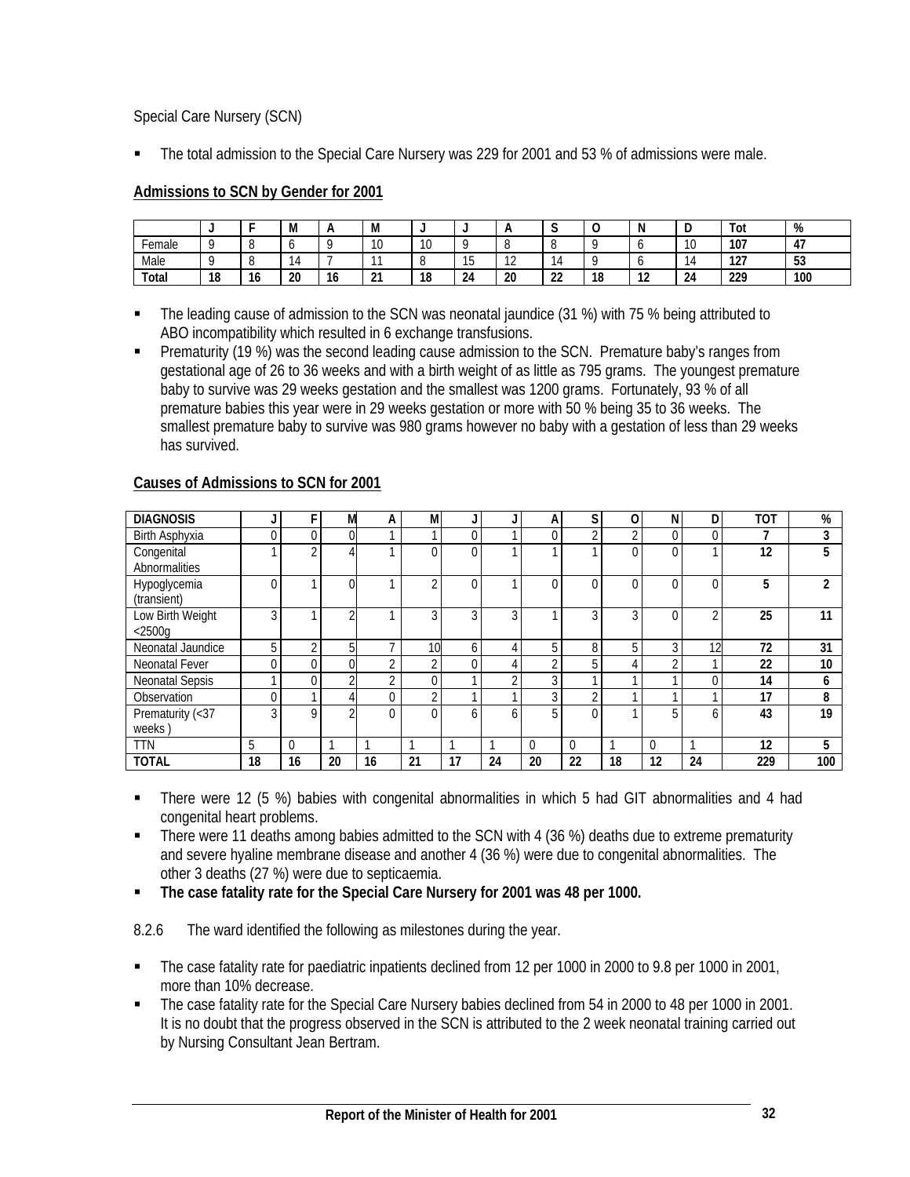Special Care Nursery (SCN)

- The total admission to the Special Care Nursery was 229 for 2001 and 53 % of admissions were male.

**Admissions to SCN by Gender for 2001**

| | J | F | M | A | M | J | J | A | S | O | N | D | Tot | % |
|---|---|---|---|---|---|---|---|---|---|---|---|---|---|---|
| Female | 9 | 8 | 6 | 9 | 10 | 10 | 9 | 8 | 8 | 9 | 6 | 10 | **107** | **47** |
| Male | 9 | 8 | 14 | 7 | 11 | 8 | 15 | 12 | 14 | 9 | 6 | 14 | **127** | **53** |
| **Total** | **18** | **16** | **20** | **16** | **21** | **18** | **24** | **20** | **22** | **18** | **12** | **24** | **229** | **100** |

- The leading cause of admission to the SCN was neonatal jaundice (31 %) with 75 % being attributed to ABO incompatibility which resulted in 6 exchange transfusions.
- Prematurity (19 %) was the second leading cause admission to the SCN. Premature baby's ranges from gestational age of 26 to 36 weeks and with a birth weight of as little as 795 grams. The youngest premature baby to survive was 29 weeks gestation and the smallest was 1200 grams. Fortunately, 93 % of all premature babies this year were in 29 weeks gestation or more with 50 % being 35 to 36 weeks. The smallest premature baby to survive was 980 grams however no baby with a gestation of less than 29 weeks has survived.

**Causes of Admissions to SCN for 2001**

| DIAGNOSIS | J | F | M | A | M | J | J | A | S | O | N | D | TOT | % |
|---|---|---|---|---|---|---|---|---|---|---|---|---|---|---|
| Birth Asphyxia | 0 | 0 | 0 | 1 | 1 | 0 | 1 | 0 | 2 | 2 | 0 | 0 | **7** | **3** |
| Congenital Abnormalities | 1 | 2 | 4 | 1 | 0 | 0 | 1 | 1 | 1 | 0 | 0 | 1 | **12** | **5** |
| Hypoglycemia (transient) | 0 | 1 | 0 | 1 | 2 | 0 | 1 | 0 | 0 | 0 | 0 | 0 | **5** | **2** |
| Low Birth Weight <2500g | 3 | 1 | 2 | 1 | 3 | 3 | 3 | 1 | 3 | 3 | 0 | 2 | **25** | **11** |
| Neonatal Jaundice | 5 | 2 | 5 | 7 | 10 | 6 | 4 | 5 | 8 | 5 | 3 | 12 | **72** | **31** |
| Neonatal Fever | 0 | 0 | 0 | 2 | 2 | 0 | 4 | 2 | 5 | 4 | 2 | 1 | **22** | **10** |
| Neonatal Sepsis | 1 | 0 | 2 | 2 | 0 | 1 | 2 | 3 | 1 | 1 | 1 | 0 | **14** | **6** |
| Observation | 0 | 1 | 4 | 0 | 2 | 1 | 1 | 3 | 2 | 1 | 1 | 1 | **17** | **8** |
| Prematurity (<37 weeks ) | 3 | 9 | 2 | 0 | 0 | 6 | 6 | 5 | 0 | 1 | 5 | 6 | **43** | **19** |
| TTN | 5 | 0 | 1 | 1 | 1 | 1 | 1 | 0 | 0 | 1 | 0 | 1 | **12** | **5** |
| **TOTAL** | **18** | **16** | **20** | **16** | **21** | **17** | **24** | **20** | **22** | **18** | **12** | **24** | **229** | **100** |

- There were 12 (5 %) babies with congenital abnormalities in which 5 had GIT abnormalities and 4 had congenital heart problems.
- There were 11 deaths among babies admitted to the SCN with 4 (36 %) deaths due to extreme prematurity and severe hyaline membrane disease and another 4 (36 %) were due to congenital abnormalities. The other 3 deaths (27 %) were due to septicaemia.
- **The case fatality rate for the Special Care Nursery for 2001 was 48 per 1000.**

8.2.6 The ward identified the following as milestones during the year.

- The case fatality rate for paediatric inpatients declined from 12 per 1000 in 2000 to 9.8 per 1000 in 2001, more than 10% decrease.
- The case fatality rate for the Special Care Nursery babies declined from 54 in 2000 to 48 per 1000 in 2001. It is no doubt that the progress observed in the SCN is attributed to the 2 week neonatal training carried out by Nursing Consultant Jean Bertram.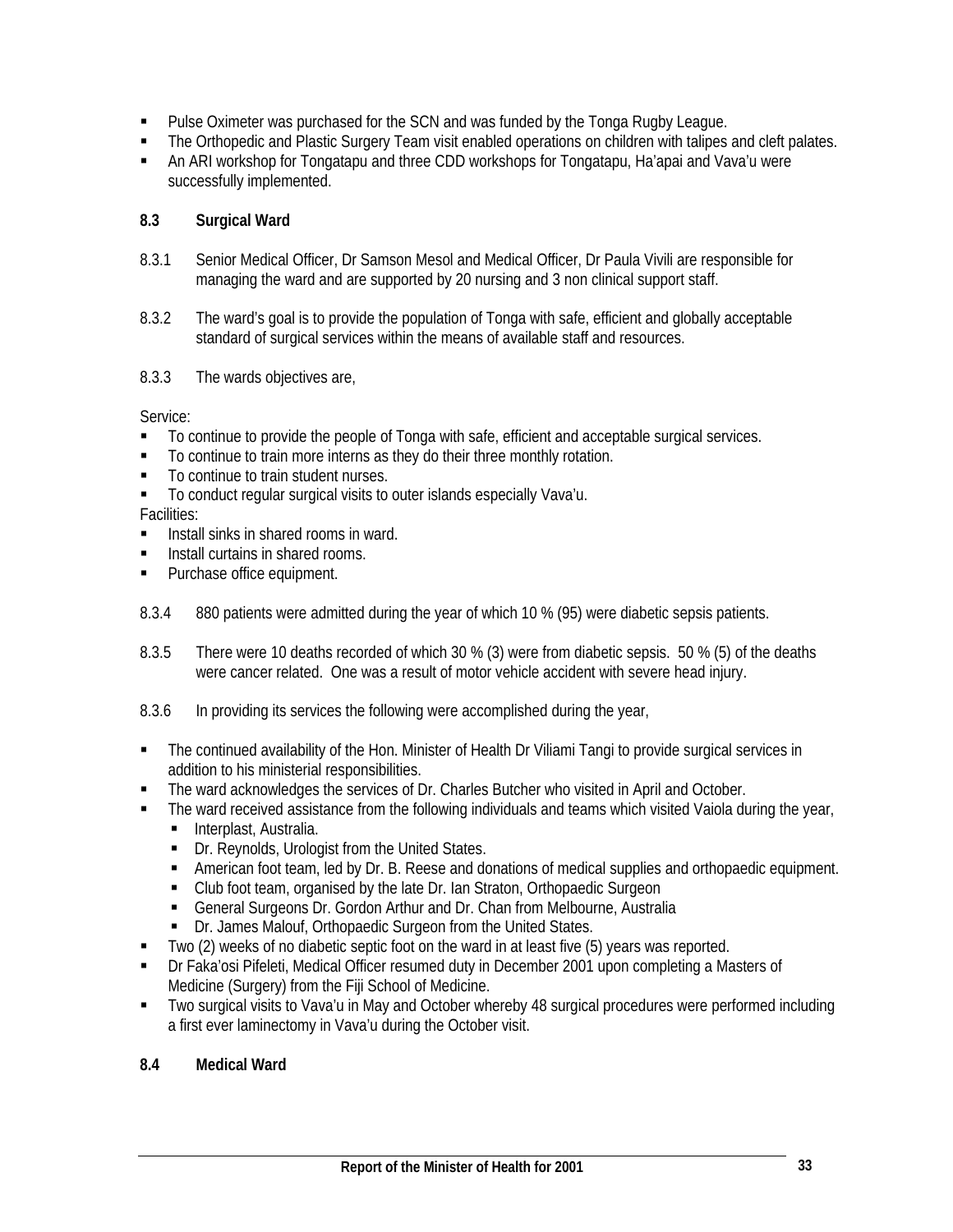- Pulse Oximeter was purchased for the SCN and was funded by the Tonga Rugby League.
- The Orthopedic and Plastic Surgery Team visit enabled operations on children with talipes and cleft palates.
- An ARI workshop for Tongatapu and three CDD workshops for Tongatapu, Ha'apai and Vava'u were successfully implemented.

### 8.3 Surgical Ward

8.3.1 Senior Medical Officer, Dr Samson Mesol and Medical Officer, Dr Paula Vivili are responsible for managing the ward and are supported by 20 nursing and 3 non clinical support staff.

8.3.2 The ward's goal is to provide the population of Tonga with safe, efficient and globally acceptable standard of surgical services within the means of available staff and resources.

8.3.3 The wards objectives are,

Service:

- To continue to provide the people of Tonga with safe, efficient and acceptable surgical services.
- To continue to train more interns as they do their three monthly rotation.
- To continue to train student nurses.
- To conduct regular surgical visits to outer islands especially Vava'u.

Facilities:

- Install sinks in shared rooms in ward.
- Install curtains in shared rooms.
- Purchase office equipment.

8.3.4 880 patients were admitted during the year of which 10 % (95) were diabetic sepsis patients.

8.3.5 There were 10 deaths recorded of which 30 % (3) were from diabetic sepsis. 50 % (5) of the deaths were cancer related. One was a result of motor vehicle accident with severe head injury.

8.3.6 In providing its services the following were accomplished during the year,

- The continued availability of the Hon. Minister of Health Dr Viliami Tangi to provide surgical services in addition to his ministerial responsibilities.
- The ward acknowledges the services of Dr. Charles Butcher who visited in April and October.
- The ward received assistance from the following individuals and teams which visited Vaiola during the year,
  - Interplast, Australia.
  - Dr. Reynolds, Urologist from the United States.
  - American foot team, led by Dr. B. Reese and donations of medical supplies and orthopaedic equipment.
  - Club foot team, organised by the late Dr. Ian Straton, Orthopaedic Surgeon
  - General Surgeons Dr. Gordon Arthur and Dr. Chan from Melbourne, Australia
  - Dr. James Malouf, Orthopaedic Surgeon from the United States.
- Two (2) weeks of no diabetic septic foot on the ward in at least five (5) years was reported.
- Dr Faka'osi Pifeleti, Medical Officer resumed duty in December 2001 upon completing a Masters of Medicine (Surgery) from the Fiji School of Medicine.
- Two surgical visits to Vava'u in May and October whereby 48 surgical procedures were performed including a first ever laminectomy in Vava'u during the October visit.

### 8.4 Medical Ward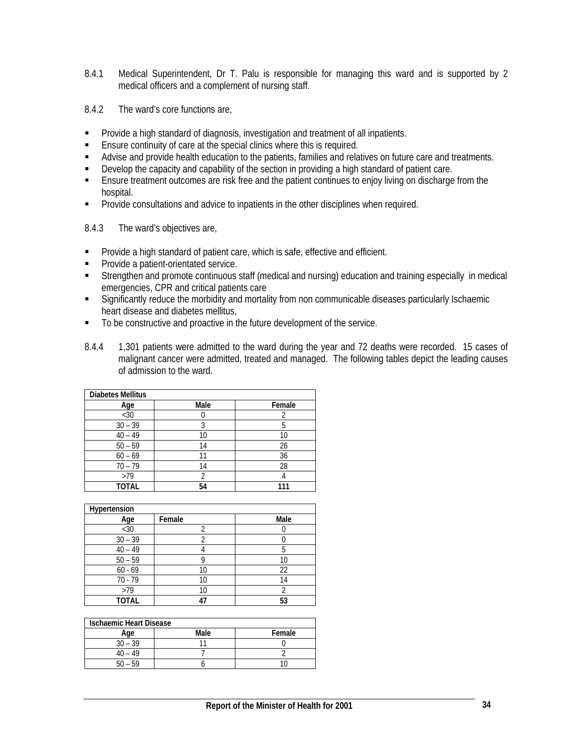8.4.1 Medical Superintendent, Dr T. Palu is responsible for managing this ward and is supported by 2 medical officers and a complement of nursing staff.

8.4.2 The ward's core functions are,

- Provide a high standard of diagnosis, investigation and treatment of all inpatients.
- Ensure continuity of care at the special clinics where this is required.
- Advise and provide health education to the patients, families and relatives on future care and treatments.
- Develop the capacity and capability of the section in providing a high standard of patient care.
- Ensure treatment outcomes are risk free and the patient continues to enjoy living on discharge from the hospital.
- Provide consultations and advice to inpatients in the other disciplines when required.

8.4.3 The ward's objectives are,

- Provide a high standard of patient care, which is safe, effective and efficient.
- Provide a patient-orientated service.
- Strengthen and promote continuous staff (medical and nursing) education and training especially in medical emergencies, CPR and critical patients care
- Significantly reduce the morbidity and mortality from non communicable diseases particularly Ischaemic heart disease and diabetes mellitus,
- To be constructive and proactive in the future development of the service.

8.4.4 1,301 patients were admitted to the ward during the year and 72 deaths were recorded. 15 cases of malignant cancer were admitted, treated and managed. The following tables depict the leading causes of admission to the ward.

| Diabetes Mellitus | | |
|---|---|---|
| Age | Male | Female |
| <30 | 0 | 2 |
| 30 – 39 | 3 | 5 |
| 40 – 49 | 10 | 10 |
| 50 – 59 | 14 | 26 |
| 60 – 69 | 11 | 36 |
| 70 – 79 | 14 | 28 |
| >79 | 2 | 4 |
| **TOTAL** | **54** | **111** |

| Hypertension | | |
|---|---|---|
| Age | Female | Male |
| <30 | 2 | 0 |
| 30 – 39 | 2 | 0 |
| 40 – 49 | 4 | 5 |
| 50 – 59 | 9 | 10 |
| 60 - 69 | 10 | 22 |
| 70 - 79 | 10 | 14 |
| >79 | 10 | 2 |
| **TOTAL** | **47** | **53** |

| Ischaemic Heart Disease | | |
|---|---|---|
| Age | Male | Female |
| 30 – 39 | 11 | 0 |
| 40 – 49 | 7 | 2 |
| 50 – 59 | 6 | 10 |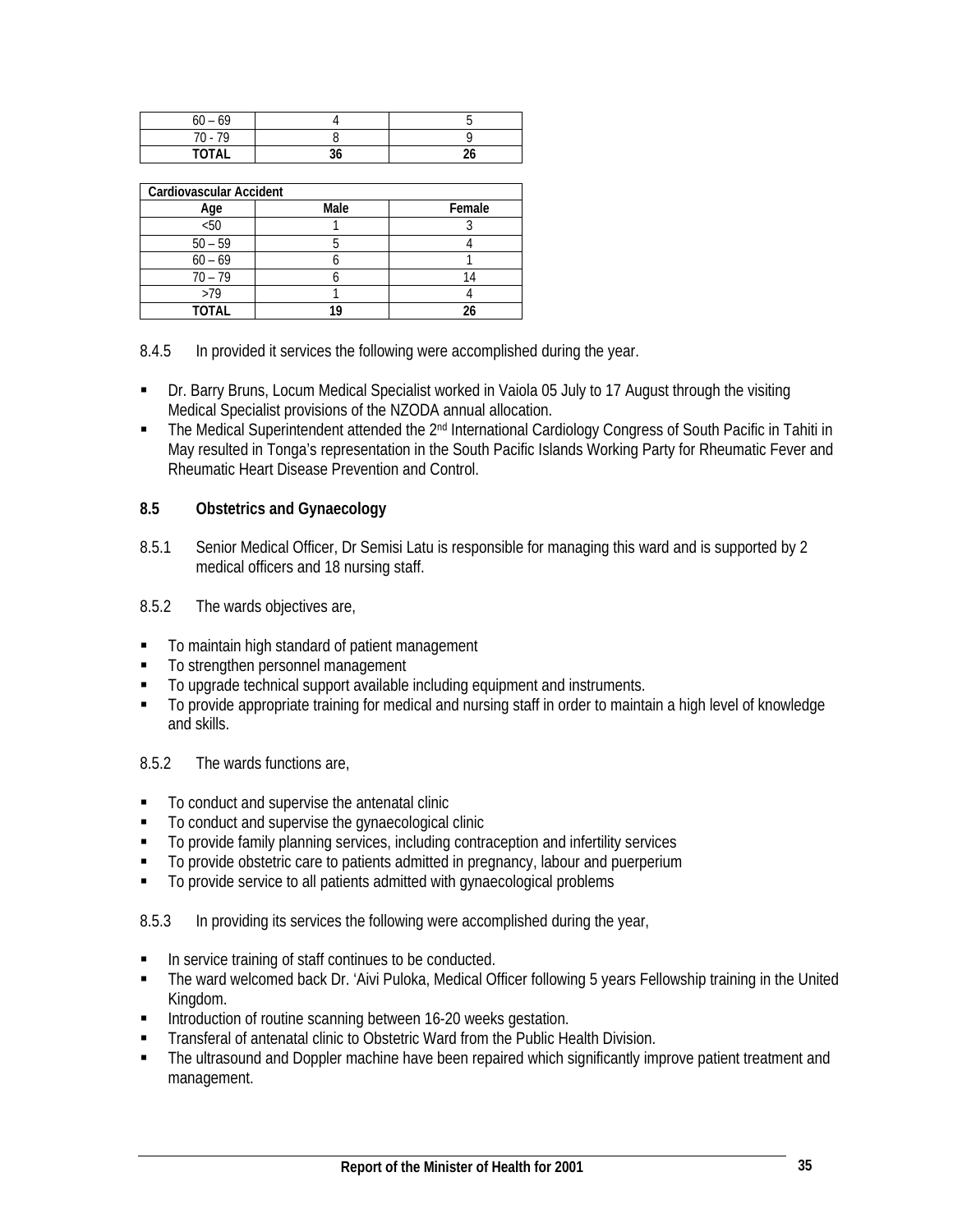| 60 – 69 | 4 | 5 |
|---|---|---|
| 70 - 79 | 8 | 9 |
| **TOTAL** | **36** | **26** |

| **Cardiovascular Accident** | | |
|---|---|---|
| **Age** | **Male** | **Female** |
| <50 | 1 | 3 |
| 50 – 59 | 5 | 4 |
| 60 – 69 | 6 | 1 |
| 70 – 79 | 6 | 14 |
| >79 | 1 | 4 |
| **TOTAL** | **19** | **26** |

8.4.5 In provided it services the following were accomplished during the year.

- Dr. Barry Bruns, Locum Medical Specialist worked in Vaiola 05 July to 17 August through the visiting Medical Specialist provisions of the NZODA annual allocation.
- The Medical Superintendent attended the 2nd International Cardiology Congress of South Pacific in Tahiti in May resulted in Tonga's representation in the South Pacific Islands Working Party for Rheumatic Fever and Rheumatic Heart Disease Prevention and Control.

## 8.5 Obstetrics and Gynaecology

8.5.1 Senior Medical Officer, Dr Semisi Latu is responsible for managing this ward and is supported by 2 medical officers and 18 nursing staff.

8.5.2 The wards objectives are,

- To maintain high standard of patient management
- To strengthen personnel management
- To upgrade technical support available including equipment and instruments.
- To provide appropriate training for medical and nursing staff in order to maintain a high level of knowledge and skills.

8.5.2 The wards functions are,

- To conduct and supervise the antenatal clinic
- To conduct and supervise the gynaecological clinic
- To provide family planning services, including contraception and infertility services
- To provide obstetric care to patients admitted in pregnancy, labour and puerperium
- To provide service to all patients admitted with gynaecological problems

8.5.3 In providing its services the following were accomplished during the year,

- In service training of staff continues to be conducted.
- The ward welcomed back Dr. 'Aivi Puloka, Medical Officer following 5 years Fellowship training in the United Kingdom.
- Introduction of routine scanning between 16-20 weeks gestation.
- Transferal of antenatal clinic to Obstetric Ward from the Public Health Division.
- The ultrasound and Doppler machine have been repaired which significantly improve patient treatment and management.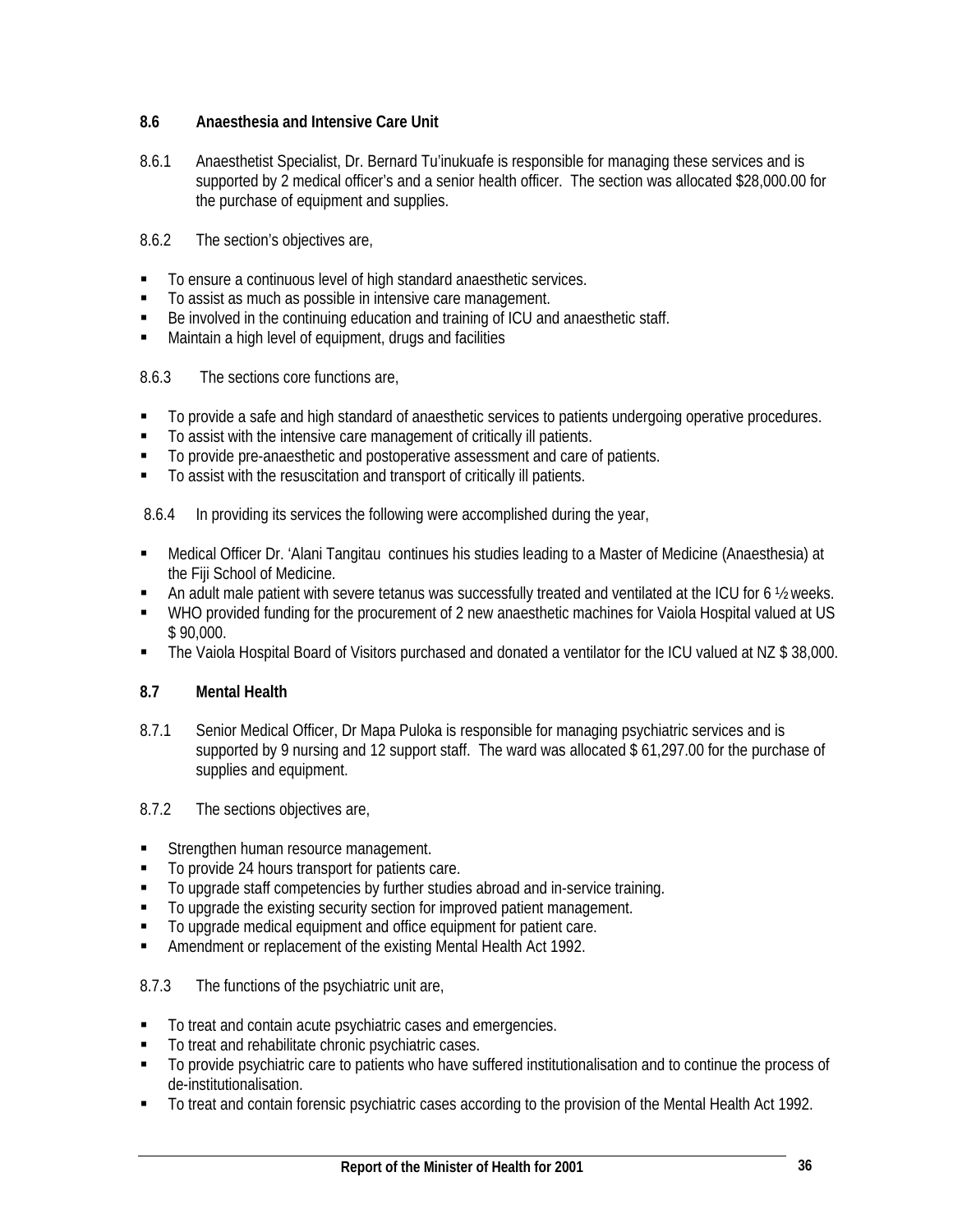### 8.6 Anaesthesia and Intensive Care Unit

8.6.1 Anaesthetist Specialist, Dr. Bernard Tu'inukuafe is responsible for managing these services and is supported by 2 medical officer's and a senior health officer. The section was allocated $28,000.00 for the purchase of equipment and supplies.

8.6.2 The section's objectives are,

- To ensure a continuous level of high standard anaesthetic services.
- To assist as much as possible in intensive care management.
- Be involved in the continuing education and training of ICU and anaesthetic staff.
- Maintain a high level of equipment, drugs and facilities

8.6.3 The sections core functions are,

- To provide a safe and high standard of anaesthetic services to patients undergoing operative procedures.
- To assist with the intensive care management of critically ill patients.
- To provide pre-anaesthetic and postoperative assessment and care of patients.
- To assist with the resuscitation and transport of critically ill patients.

8.6.4 In providing its services the following were accomplished during the year,

- Medical Officer Dr. 'Alani Tangitau continues his studies leading to a Master of Medicine (Anaesthesia) at the Fiji School of Medicine.
- An adult male patient with severe tetanus was successfully treated and ventilated at the ICU for 6 ½ weeks.
- WHO provided funding for the procurement of 2 new anaesthetic machines for Vaiola Hospital valued at US $ 90,000.
- The Vaiola Hospital Board of Visitors purchased and donated a ventilator for the ICU valued at NZ $ 38,000.

### 8.7 Mental Health

8.7.1 Senior Medical Officer, Dr Mapa Puloka is responsible for managing psychiatric services and is supported by 9 nursing and 12 support staff. The ward was allocated $ 61,297.00 for the purchase of supplies and equipment.

8.7.2 The sections objectives are,

- Strengthen human resource management.
- To provide 24 hours transport for patients care.
- To upgrade staff competencies by further studies abroad and in-service training.
- To upgrade the existing security section for improved patient management.
- To upgrade medical equipment and office equipment for patient care.
- Amendment or replacement of the existing Mental Health Act 1992.

8.7.3 The functions of the psychiatric unit are,

- To treat and contain acute psychiatric cases and emergencies.
- To treat and rehabilitate chronic psychiatric cases.
- To provide psychiatric care to patients who have suffered institutionalisation and to continue the process of de-institutionalisation.
- To treat and contain forensic psychiatric cases according to the provision of the Mental Health Act 1992.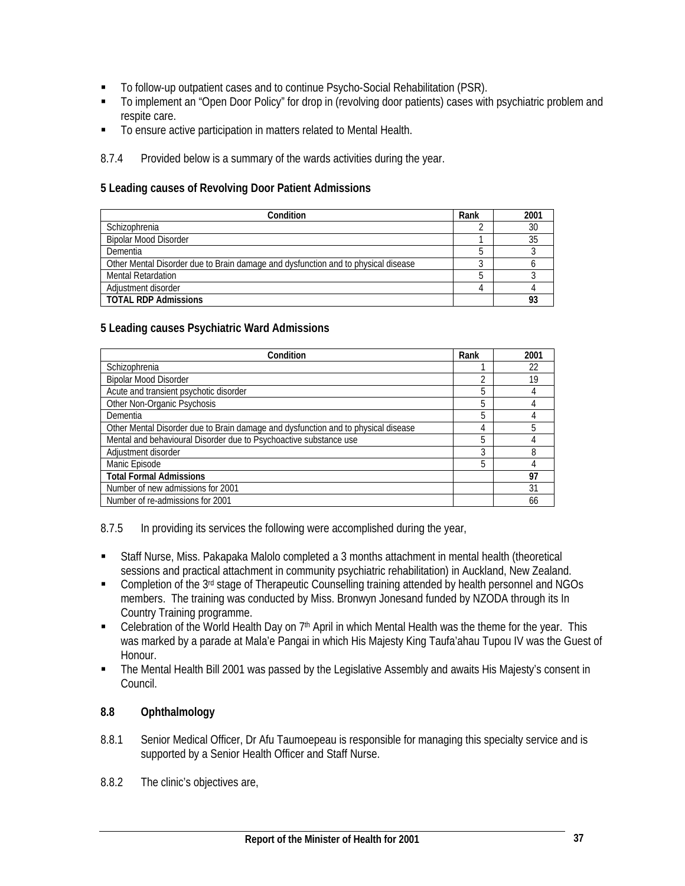- To follow-up outpatient cases and to continue Psycho-Social Rehabilitation (PSR).
- To implement an "Open Door Policy" for drop in (revolving door patients) cases with psychiatric problem and respite care.
- To ensure active participation in matters related to Mental Health.

8.7.4 Provided below is a summary of the wards activities during the year.

**5 Leading causes of Revolving Door Patient Admissions**

| Condition | Rank | 2001 |
|---|---|---|
| Schizophrenia | 2 | 30 |
| Bipolar Mood Disorder | 1 | 35 |
| Dementia | 5 | 3 |
| Other Mental Disorder due to Brain damage and dysfunction and to physical disease | 3 | 6 |
| Mental Retardation | 5 | 3 |
| Adjustment disorder | 4 | 4 |
| **TOTAL RDP Admissions** | | **93** |

**5 Leading causes Psychiatric Ward Admissions**

| Condition | Rank | 2001 |
|---|---|---|
| Schizophrenia | 1 | 22 |
| Bipolar Mood Disorder | 2 | 19 |
| Acute and transient psychotic disorder | 5 | 4 |
| Other Non-Organic Psychosis | 5 | 4 |
| Dementia | 5 | 4 |
| Other Mental Disorder due to Brain damage and dysfunction and to physical disease | 4 | 5 |
| Mental and behavioural Disorder due to Psychoactive substance use | 5 | 4 |
| Adjustment disorder | 3 | 8 |
| Manic Episode | 5 | 4 |
| **Total Formal Admissions** | | **97** |
| Number of new admissions for 2001 | | 31 |
| Number of re-admissions for 2001 | | 66 |

8.7.5 In providing its services the following were accomplished during the year,

- Staff Nurse, Miss. Pakapaka Malolo completed a 3 months attachment in mental health (theoretical sessions and practical attachment in community psychiatric rehabilitation) in Auckland, New Zealand.
- Completion of the 3rd stage of Therapeutic Counselling training attended by health personnel and NGOs members. The training was conducted by Miss. Bronwyn Jonesand funded by NZODA through its In Country Training programme.
- Celebration of the World Health Day on 7th April in which Mental Health was the theme for the year. This was marked by a parade at Mala'e Pangai in which His Majesty King Taufa'ahau Tupou IV was the Guest of Honour.
- The Mental Health Bill 2001 was passed by the Legislative Assembly and awaits His Majesty's consent in Council.

## 8.8 Ophthalmology

8.8.1 Senior Medical Officer, Dr Afu Taumoepeau is responsible for managing this specialty service and is supported by a Senior Health Officer and Staff Nurse.

8.8.2 The clinic's objectives are,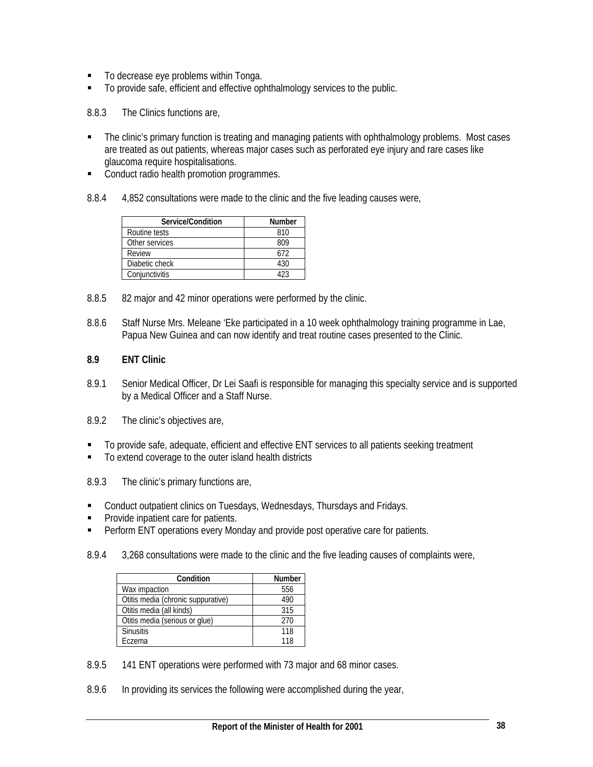- To decrease eye problems within Tonga.
- To provide safe, efficient and effective ophthalmology services to the public.

8.8.3 The Clinics functions are,

- The clinic's primary function is treating and managing patients with ophthalmology problems. Most cases are treated as out patients, whereas major cases such as perforated eye injury and rare cases like glaucoma require hospitalisations.
- Conduct radio health promotion programmes.

8.8.4 4,852 consultations were made to the clinic and the five leading causes were,

| Service/Condition | Number |
|---|---|
| Routine tests | 810 |
| Other services | 809 |
| Review | 672 |
| Diabetic check | 430 |
| Conjunctivitis | 423 |

8.8.5 82 major and 42 minor operations were performed by the clinic.

8.8.6 Staff Nurse Mrs. Meleane 'Eke participated in a 10 week ophthalmology training programme in Lae, Papua New Guinea and can now identify and treat routine cases presented to the Clinic.

## 8.9 ENT Clinic

8.9.1 Senior Medical Officer, Dr Lei Saafi is responsible for managing this specialty service and is supported by a Medical Officer and a Staff Nurse.

8.9.2 The clinic's objectives are,

- To provide safe, adequate, efficient and effective ENT services to all patients seeking treatment
- To extend coverage to the outer island health districts

8.9.3 The clinic's primary functions are,

- Conduct outpatient clinics on Tuesdays, Wednesdays, Thursdays and Fridays.
- Provide inpatient care for patients.
- Perform ENT operations every Monday and provide post operative care for patients.

8.9.4 3,268 consultations were made to the clinic and the five leading causes of complaints were,

| Condition | Number |
|---|---|
| Wax impaction | 556 |
| Otitis media (chronic suppurative) | 490 |
| Otitis media (all kinds) | 315 |
| Otitis media (serious or glue) | 270 |
| Sinusitis | 118 |
| Eczema | 118 |

8.9.5 141 ENT operations were performed with 73 major and 68 minor cases.

8.9.6 In providing its services the following were accomplished during the year,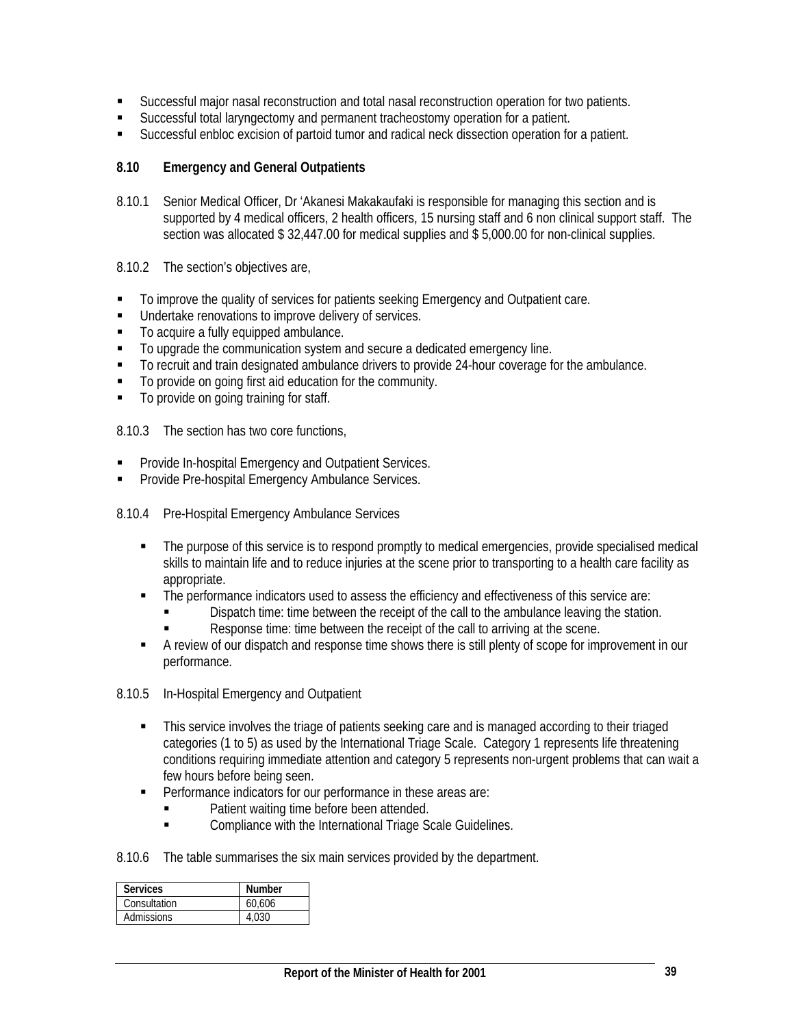- Successful major nasal reconstruction and total nasal reconstruction operation for two patients.
- Successful total laryngectomy and permanent tracheostomy operation for a patient.
- Successful enbloc excision of partoid tumor and radical neck dissection operation for a patient.

## 8.10 Emergency and General Outpatients

8.10.1 Senior Medical Officer, Dr 'Akanesi Makakaufaki is responsible for managing this section and is supported by 4 medical officers, 2 health officers, 15 nursing staff and 6 non clinical support staff. The section was allocated $ 32,447.00 for medical supplies and $ 5,000.00 for non-clinical supplies.

8.10.2 The section's objectives are,

- To improve the quality of services for patients seeking Emergency and Outpatient care.
- Undertake renovations to improve delivery of services.
- To acquire a fully equipped ambulance.
- To upgrade the communication system and secure a dedicated emergency line.
- To recruit and train designated ambulance drivers to provide 24-hour coverage for the ambulance.
- To provide on going first aid education for the community.
- To provide on going training for staff.

8.10.3 The section has two core functions,

- Provide In-hospital Emergency and Outpatient Services.
- Provide Pre-hospital Emergency Ambulance Services.

8.10.4 Pre-Hospital Emergency Ambulance Services

- The purpose of this service is to respond promptly to medical emergencies, provide specialised medical skills to maintain life and to reduce injuries at the scene prior to transporting to a health care facility as appropriate.
- The performance indicators used to assess the efficiency and effectiveness of this service are:
  - Dispatch time: time between the receipt of the call to the ambulance leaving the station.
  - Response time: time between the receipt of the call to arriving at the scene.
- A review of our dispatch and response time shows there is still plenty of scope for improvement in our performance.

8.10.5 In-Hospital Emergency and Outpatient

- This service involves the triage of patients seeking care and is managed according to their triaged categories (1 to 5) as used by the International Triage Scale. Category 1 represents life threatening conditions requiring immediate attention and category 5 represents non-urgent problems that can wait a few hours before being seen.
- Performance indicators for our performance in these areas are:
  - Patient waiting time before been attended.
  - Compliance with the International Triage Scale Guidelines.

8.10.6 The table summarises the six main services provided by the department.

| Services | Number |
|---|---|
| Consultation | 60,606 |
| Admissions | 4,030 |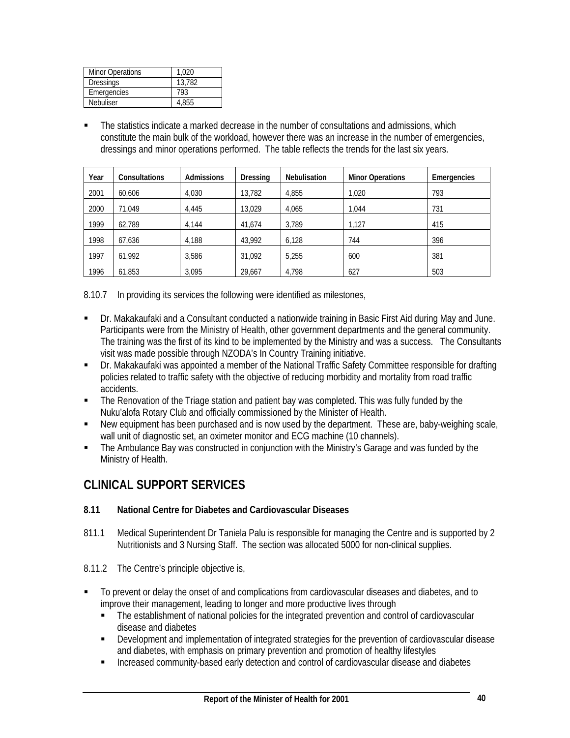| Minor Operations | 1,020 |
|---|---|
| Dressings | 13,782 |
| Emergencies | 793 |
| Nebuliser | 4,855 |

- The statistics indicate a marked decrease in the number of consultations and admissions, which constitute the main bulk of the workload, however there was an increase in the number of emergencies, dressings and minor operations performed. The table reflects the trends for the last six years.

| Year | Consultations | Admissions | Dressing | Nebulisation | Minor Operations | Emergencies |
|---|---|---|---|---|---|---|
| 2001 | 60,606 | 4,030 | 13,782 | 4,855 | 1,020 | 793 |
| 2000 | 71,049 | 4,445 | 13,029 | 4,065 | 1,044 | 731 |
| 1999 | 62,789 | 4,144 | 41,674 | 3,789 | 1,127 | 415 |
| 1998 | 67,636 | 4,188 | 43,992 | 6,128 | 744 | 396 |
| 1997 | 61,992 | 3,586 | 31,092 | 5,255 | 600 | 381 |
| 1996 | 61,853 | 3,095 | 29,667 | 4,798 | 627 | 503 |

8.10.7 In providing its services the following were identified as milestones,

- Dr. Makakaufaki and a Consultant conducted a nationwide training in Basic First Aid during May and June. Participants were from the Ministry of Health, other government departments and the general community. The training was the first of its kind to be implemented by the Ministry and was a success. The Consultants visit was made possible through NZODA's In Country Training initiative.
- Dr. Makakaufaki was appointed a member of the National Traffic Safety Committee responsible for drafting policies related to traffic safety with the objective of reducing morbidity and mortality from road traffic accidents.
- The Renovation of the Triage station and patient bay was completed. This was fully funded by the Nuku'alofa Rotary Club and officially commissioned by the Minister of Health.
- New equipment has been purchased and is now used by the department. These are, baby-weighing scale, wall unit of diagnostic set, an oximeter monitor and ECG machine (10 channels).
- The Ambulance Bay was constructed in conjunction with the Ministry's Garage and was funded by the Ministry of Health.

## CLINICAL SUPPORT SERVICES

### 8.11 National Centre for Diabetes and Cardiovascular Diseases

811.1 Medical Superintendent Dr Taniela Palu is responsible for managing the Centre and is supported by 2 Nutritionists and 3 Nursing Staff. The section was allocated 5000 for non-clinical supplies.

8.11.2 The Centre's principle objective is,

- To prevent or delay the onset of and complications from cardiovascular diseases and diabetes, and to improve their management, leading to longer and more productive lives through
  - The establishment of national policies for the integrated prevention and control of cardiovascular disease and diabetes
  - Development and implementation of integrated strategies for the prevention of cardiovascular disease and diabetes, with emphasis on primary prevention and promotion of healthy lifestyles
  - Increased community-based early detection and control of cardiovascular disease and diabetes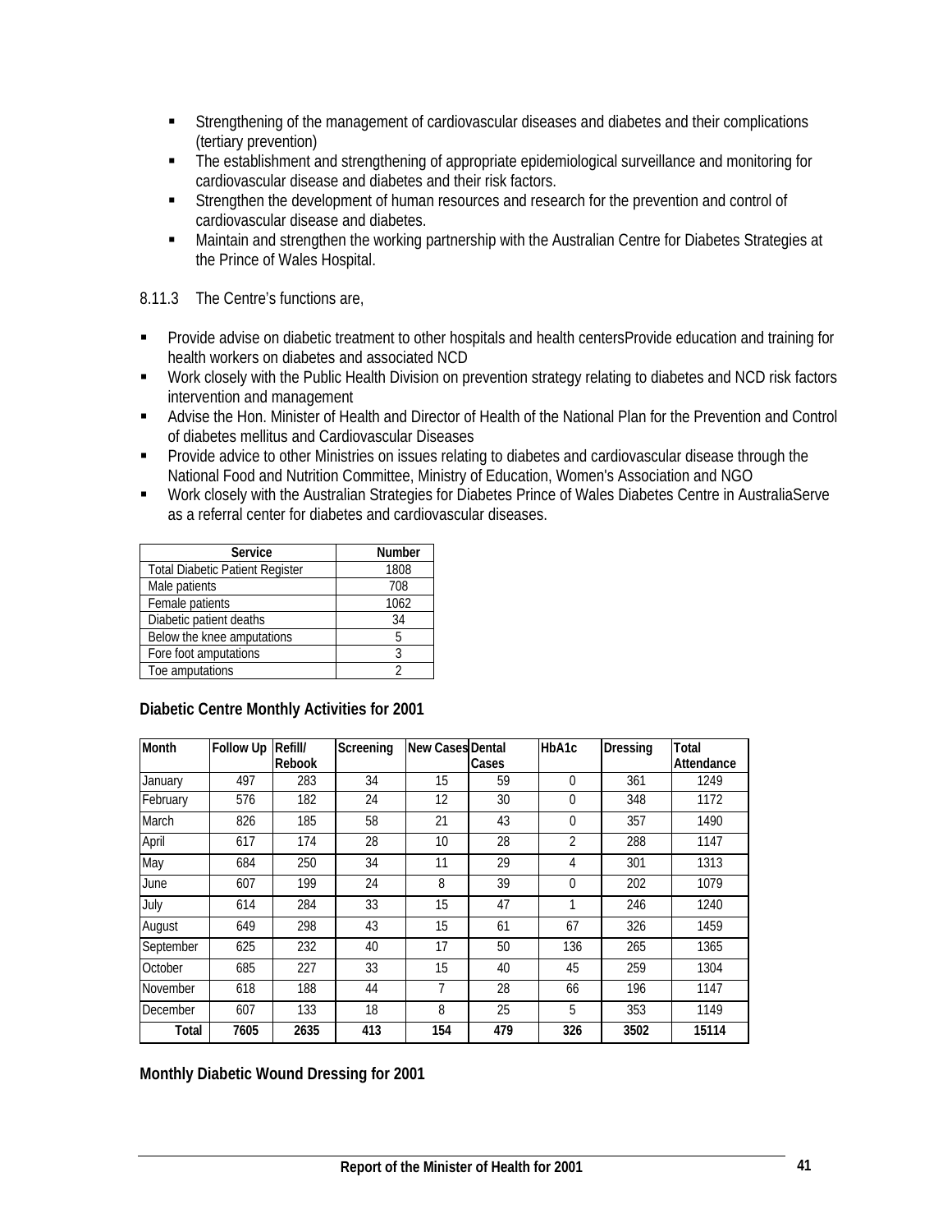- Strengthening of the management of cardiovascular diseases and diabetes and their complications (tertiary prevention)
- The establishment and strengthening of appropriate epidemiological surveillance and monitoring for cardiovascular disease and diabetes and their risk factors.
- Strengthen the development of human resources and research for the prevention and control of cardiovascular disease and diabetes.
- Maintain and strengthen the working partnership with the Australian Centre for Diabetes Strategies at the Prince of Wales Hospital.

8.11.3 The Centre's functions are,

- Provide advise on diabetic treatment to other hospitals and health centersProvide education and training for health workers on diabetes and associated NCD
- Work closely with the Public Health Division on prevention strategy relating to diabetes and NCD risk factors intervention and management
- Advise the Hon. Minister of Health and Director of Health of the National Plan for the Prevention and Control of diabetes mellitus and Cardiovascular Diseases
- Provide advice to other Ministries on issues relating to diabetes and cardiovascular disease through the National Food and Nutrition Committee, Ministry of Education, Women's Association and NGO
- Work closely with the Australian Strategies for Diabetes Prince of Wales Diabetes Centre in AustraliaServe as a referral center for diabetes and cardiovascular diseases.

| Service | Number |
|---|---|
| Total Diabetic Patient Register | 1808 |
| Male patients | 708 |
| Female patients | 1062 |
| Diabetic patient deaths | 34 |
| Below the knee amputations | 5 |
| Fore foot amputations | 3 |
| Toe amputations | 2 |

**Diabetic Centre Monthly Activities for 2001**

| Month | Follow Up | Refill/ Rebook | Screening | New Cases | Dental Cases | HbA1c | Dressing | Total Attendance |
|---|---|---|---|---|---|---|---|---|
| January | 497 | 283 | 34 | 15 | 59 | 0 | 361 | 1249 |
| February | 576 | 182 | 24 | 12 | 30 | 0 | 348 | 1172 |
| March | 826 | 185 | 58 | 21 | 43 | 0 | 357 | 1490 |
| April | 617 | 174 | 28 | 10 | 28 | 2 | 288 | 1147 |
| May | 684 | 250 | 34 | 11 | 29 | 4 | 301 | 1313 |
| June | 607 | 199 | 24 | 8 | 39 | 0 | 202 | 1079 |
| July | 614 | 284 | 33 | 15 | 47 | 1 | 246 | 1240 |
| August | 649 | 298 | 43 | 15 | 61 | 67 | 326 | 1459 |
| September | 625 | 232 | 40 | 17 | 50 | 136 | 265 | 1365 |
| October | 685 | 227 | 33 | 15 | 40 | 45 | 259 | 1304 |
| November | 618 | 188 | 44 | 7 | 28 | 66 | 196 | 1147 |
| December | 607 | 133 | 18 | 8 | 25 | 5 | 353 | 1149 |
| **Total** | **7605** | **2635** | **413** | **154** | **479** | **326** | **3502** | **15114** |

**Monthly Diabetic Wound Dressing for 2001**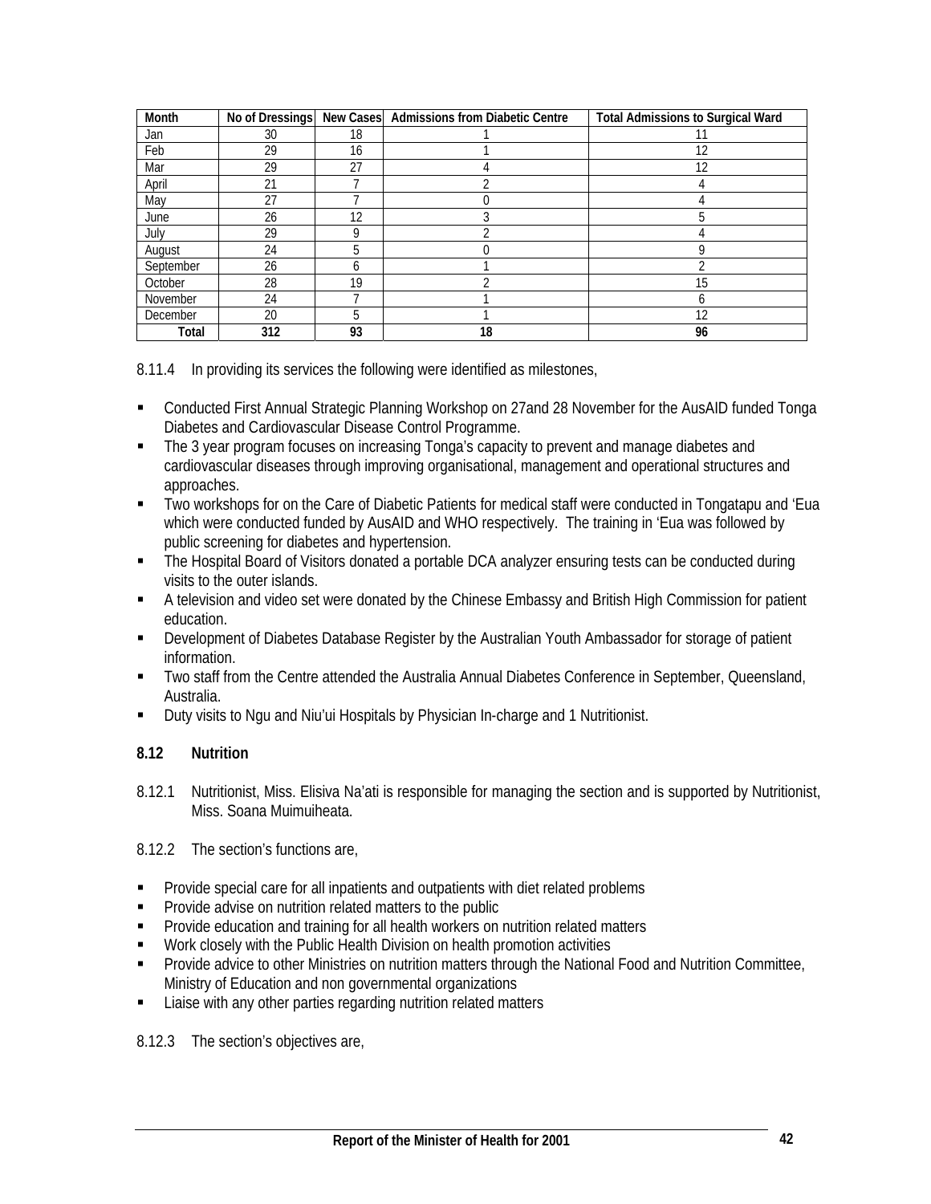| Month | No of Dressings | New Cases | Admissions from Diabetic Centre | Total Admissions to Surgical Ward |
|---|---|---|---|---|
| Jan | 30 | 18 | 1 | 11 |
| Feb | 29 | 16 | 1 | 12 |
| Mar | 29 | 27 | 4 | 12 |
| April | 21 | 7 | 2 | 4 |
| May | 27 | 7 | 0 | 4 |
| June | 26 | 12 | 3 | 5 |
| July | 29 | 9 | 2 | 4 |
| August | 24 | 5 | 0 | 9 |
| September | 26 | 6 | 1 | 2 |
| October | 28 | 19 | 2 | 15 |
| November | 24 | 7 | 1 | 6 |
| December | 20 | 5 | 1 | 12 |
| **Total** | **312** | **93** | **18** | **96** |

8.11.4 In providing its services the following were identified as milestones,

- Conducted First Annual Strategic Planning Workshop on 27and 28 November for the AusAID funded Tonga Diabetes and Cardiovascular Disease Control Programme.
- The 3 year program focuses on increasing Tonga's capacity to prevent and manage diabetes and cardiovascular diseases through improving organisational, management and operational structures and approaches.
- Two workshops for on the Care of Diabetic Patients for medical staff were conducted in Tongatapu and 'Eua which were conducted funded by AusAID and WHO respectively. The training in 'Eua was followed by public screening for diabetes and hypertension.
- The Hospital Board of Visitors donated a portable DCA analyzer ensuring tests can be conducted during visits to the outer islands.
- A television and video set were donated by the Chinese Embassy and British High Commission for patient education.
- Development of Diabetes Database Register by the Australian Youth Ambassador for storage of patient information.
- Two staff from the Centre attended the Australia Annual Diabetes Conference in September, Queensland, Australia.
- Duty visits to Ngu and Niu'ui Hospitals by Physician In-charge and 1 Nutritionist.

## 8.12 Nutrition

8.12.1 Nutritionist, Miss. Elisiva Na'ati is responsible for managing the section and is supported by Nutritionist, Miss. Soana Muimuiheata.

8.12.2 The section's functions are,

- Provide special care for all inpatients and outpatients with diet related problems
- Provide advise on nutrition related matters to the public
- Provide education and training for all health workers on nutrition related matters
- Work closely with the Public Health Division on health promotion activities
- Provide advice to other Ministries on nutrition matters through the National Food and Nutrition Committee, Ministry of Education and non governmental organizations
- Liaise with any other parties regarding nutrition related matters

8.12.3 The section's objectives are,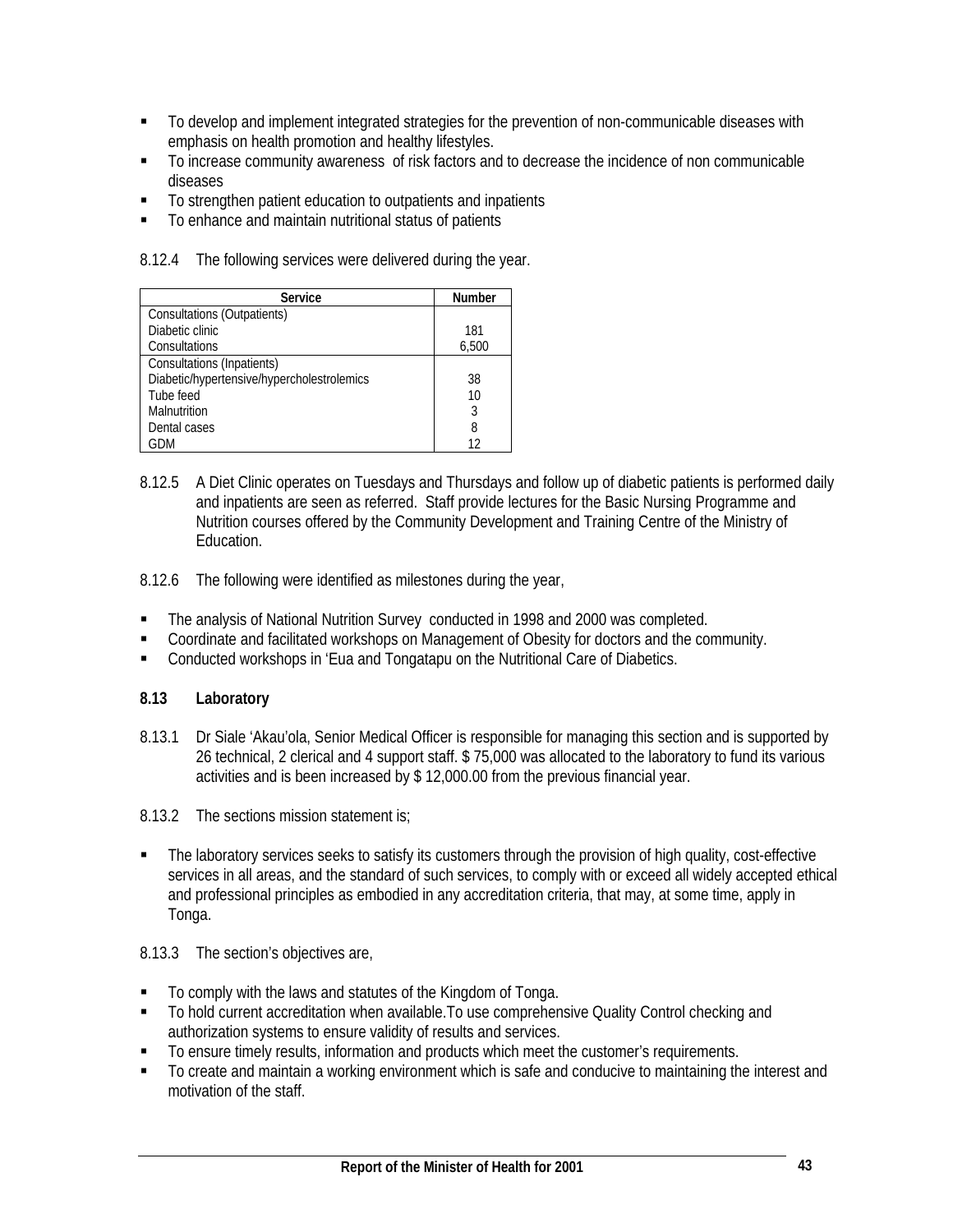- To develop and implement integrated strategies for the prevention of non-communicable diseases with emphasis on health promotion and healthy lifestyles.
- To increase community awareness of risk factors and to decrease the incidence of non communicable diseases
- To strengthen patient education to outpatients and inpatients
- To enhance and maintain nutritional status of patients

8.12.4 The following services were delivered during the year.

| Service | Number |
|---|---|
| Consultations (Outpatients) | |
| Diabetic clinic | 181 |
| Consultations | 6,500 |
| Consultations (Inpatients) | |
| Diabetic/hypertensive/hypercholestrolemics | 38 |
| Tube feed | 10 |
| Malnutrition | 3 |
| Dental cases | 8 |
| GDM | 12 |

8.12.5 A Diet Clinic operates on Tuesdays and Thursdays and follow up of diabetic patients is performed daily and inpatients are seen as referred. Staff provide lectures for the Basic Nursing Programme and Nutrition courses offered by the Community Development and Training Centre of the Ministry of Education.

8.12.6 The following were identified as milestones during the year,

- The analysis of National Nutrition Survey conducted in 1998 and 2000 was completed.
- Coordinate and facilitated workshops on Management of Obesity for doctors and the community.
- Conducted workshops in 'Eua and Tongatapu on the Nutritional Care of Diabetics.

### 8.13 Laboratory

8.13.1 Dr Siale 'Akau'ola, Senior Medical Officer is responsible for managing this section and is supported by 26 technical, 2 clerical and 4 support staff. $ 75,000 was allocated to the laboratory to fund its various activities and is been increased by $ 12,000.00 from the previous financial year.

8.13.2 The sections mission statement is;

- The laboratory services seeks to satisfy its customers through the provision of high quality, cost-effective services in all areas, and the standard of such services, to comply with or exceed all widely accepted ethical and professional principles as embodied in any accreditation criteria, that may, at some time, apply in Tonga.

8.13.3 The section's objectives are,

- To comply with the laws and statutes of the Kingdom of Tonga.
- To hold current accreditation when available.To use comprehensive Quality Control checking and authorization systems to ensure validity of results and services.
- To ensure timely results, information and products which meet the customer's requirements.
- To create and maintain a working environment which is safe and conducive to maintaining the interest and motivation of the staff.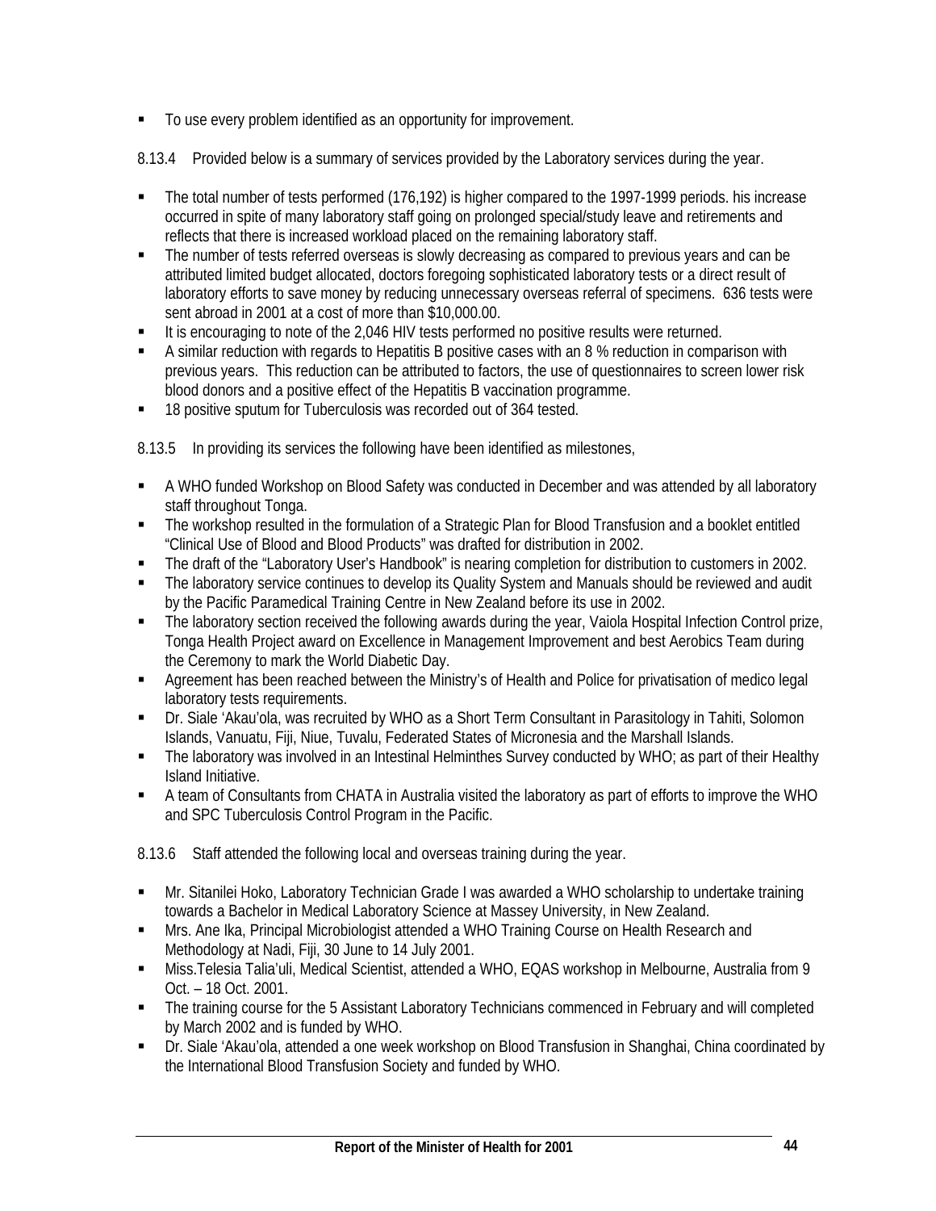- To use every problem identified as an opportunity for improvement.

8.13.4 Provided below is a summary of services provided by the Laboratory services during the year.

- The total number of tests performed (176,192) is higher compared to the 1997-1999 periods. his increase occurred in spite of many laboratory staff going on prolonged special/study leave and retirements and reflects that there is increased workload placed on the remaining laboratory staff.
- The number of tests referred overseas is slowly decreasing as compared to previous years and can be attributed limited budget allocated, doctors foregoing sophisticated laboratory tests or a direct result of laboratory efforts to save money by reducing unnecessary overseas referral of specimens. 636 tests were sent abroad in 2001 at a cost of more than $10,000.00.
- It is encouraging to note of the 2,046 HIV tests performed no positive results were returned.
- A similar reduction with regards to Hepatitis B positive cases with an 8 % reduction in comparison with previous years. This reduction can be attributed to factors, the use of questionnaires to screen lower risk blood donors and a positive effect of the Hepatitis B vaccination programme.
- 18 positive sputum for Tuberculosis was recorded out of 364 tested.

8.13.5 In providing its services the following have been identified as milestones,

- A WHO funded Workshop on Blood Safety was conducted in December and was attended by all laboratory staff throughout Tonga.
- The workshop resulted in the formulation of a Strategic Plan for Blood Transfusion and a booklet entitled "Clinical Use of Blood and Blood Products" was drafted for distribution in 2002.
- The draft of the "Laboratory User's Handbook" is nearing completion for distribution to customers in 2002.
- The laboratory service continues to develop its Quality System and Manuals should be reviewed and audit by the Pacific Paramedical Training Centre in New Zealand before its use in 2002.
- The laboratory section received the following awards during the year, Vaiola Hospital Infection Control prize, Tonga Health Project award on Excellence in Management Improvement and best Aerobics Team during the Ceremony to mark the World Diabetic Day.
- Agreement has been reached between the Ministry's of Health and Police for privatisation of medico legal laboratory tests requirements.
- Dr. Siale 'Akau'ola, was recruited by WHO as a Short Term Consultant in Parasitology in Tahiti, Solomon Islands, Vanuatu, Fiji, Niue, Tuvalu, Federated States of Micronesia and the Marshall Islands.
- The laboratory was involved in an Intestinal Helminthes Survey conducted by WHO; as part of their Healthy Island Initiative.
- A team of Consultants from CHATA in Australia visited the laboratory as part of efforts to improve the WHO and SPC Tuberculosis Control Program in the Pacific.

8.13.6 Staff attended the following local and overseas training during the year.

- Mr. Sitanilei Hoko, Laboratory Technician Grade I was awarded a WHO scholarship to undertake training towards a Bachelor in Medical Laboratory Science at Massey University, in New Zealand.
- Mrs. Ane Ika, Principal Microbiologist attended a WHO Training Course on Health Research and Methodology at Nadi, Fiji, 30 June to 14 July 2001.
- Miss.Telesia Talia'uli, Medical Scientist, attended a WHO, EQAS workshop in Melbourne, Australia from 9 Oct. – 18 Oct. 2001.
- The training course for the 5 Assistant Laboratory Technicians commenced in February and will completed by March 2002 and is funded by WHO.
- Dr. Siale 'Akau'ola, attended a one week workshop on Blood Transfusion in Shanghai, China coordinated by the International Blood Transfusion Society and funded by WHO.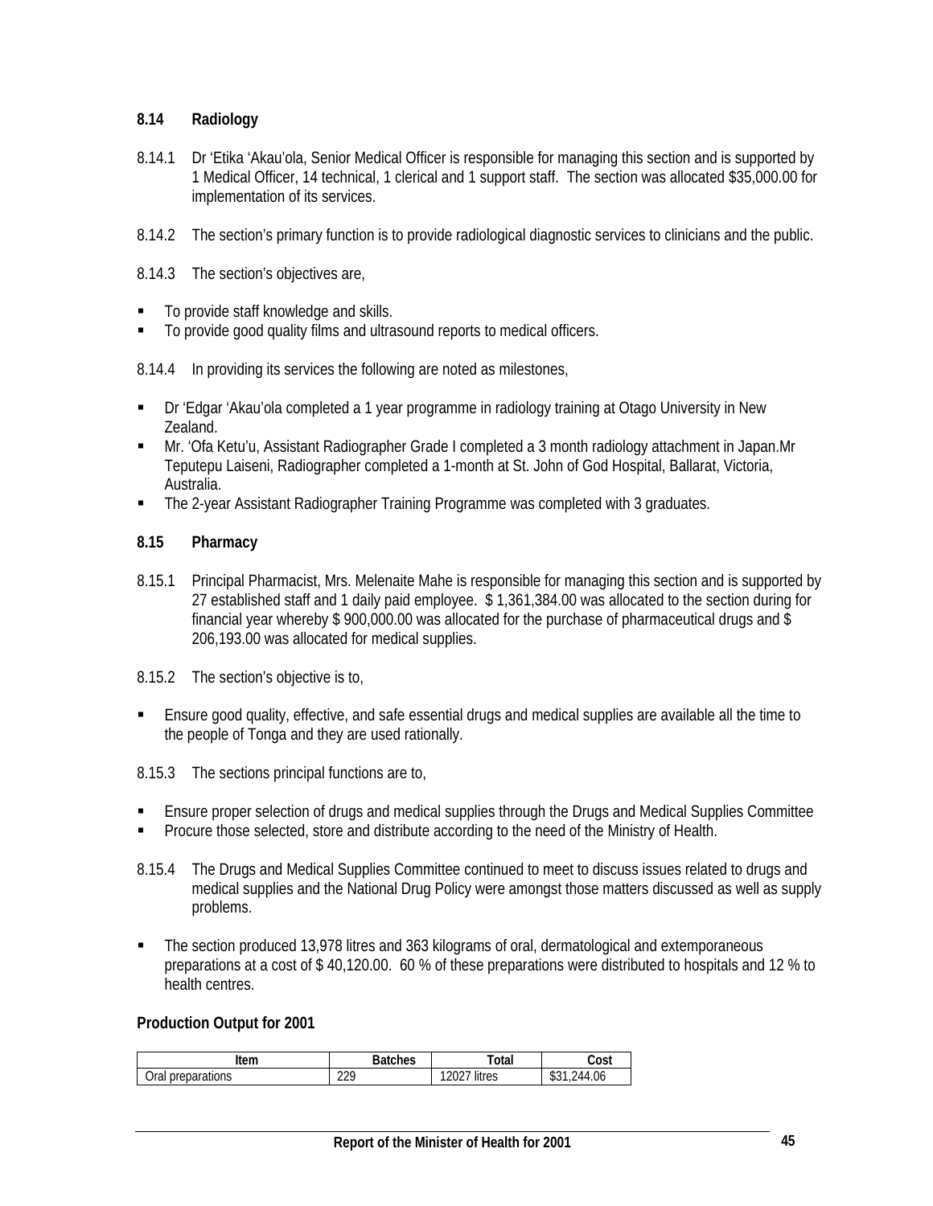### 8.14 Radiology

8.14.1 Dr 'Etika 'Akau'ola, Senior Medical Officer is responsible for managing this section and is supported by 1 Medical Officer, 14 technical, 1 clerical and 1 support staff. The section was allocated $35,000.00 for implementation of its services.

8.14.2 The section's primary function is to provide radiological diagnostic services to clinicians and the public.

8.14.3 The section's objectives are,

- To provide staff knowledge and skills.
- To provide good quality films and ultrasound reports to medical officers.

8.14.4 In providing its services the following are noted as milestones,

- Dr 'Edgar 'Akau'ola completed a 1 year programme in radiology training at Otago University in New Zealand.
- Mr. 'Ofa Ketu'u, Assistant Radiographer Grade I completed a 3 month radiology attachment in Japan.Mr Teputepu Laiseni, Radiographer completed a 1-month at St. John of God Hospital, Ballarat, Victoria, Australia.
- The 2-year Assistant Radiographer Training Programme was completed with 3 graduates.

### 8.15 Pharmacy

8.15.1 Principal Pharmacist, Mrs. Melenaite Mahe is responsible for managing this section and is supported by 27 established staff and 1 daily paid employee. $ 1,361,384.00 was allocated to the section during for financial year whereby $ 900,000.00 was allocated for the purchase of pharmaceutical drugs and $ 206,193.00 was allocated for medical supplies.

8.15.2 The section's objective is to,

- Ensure good quality, effective, and safe essential drugs and medical supplies are available all the time to the people of Tonga and they are used rationally.

8.15.3 The sections principal functions are to,

- Ensure proper selection of drugs and medical supplies through the Drugs and Medical Supplies Committee
- Procure those selected, store and distribute according to the need of the Ministry of Health.

8.15.4 The Drugs and Medical Supplies Committee continued to meet to discuss issues related to drugs and medical supplies and the National Drug Policy were amongst those matters discussed as well as supply problems.

- The section produced 13,978 litres and 363 kilograms of oral, dermatological and extemporaneous preparations at a cost of $ 40,120.00. 60 % of these preparations were distributed to hospitals and 12 % to health centres.

**Production Output for 2001**

| Item | Batches | Total | Cost |
|---|---|---|---|
| Oral preparations | 229 | 12027 litres | $31,244.06 |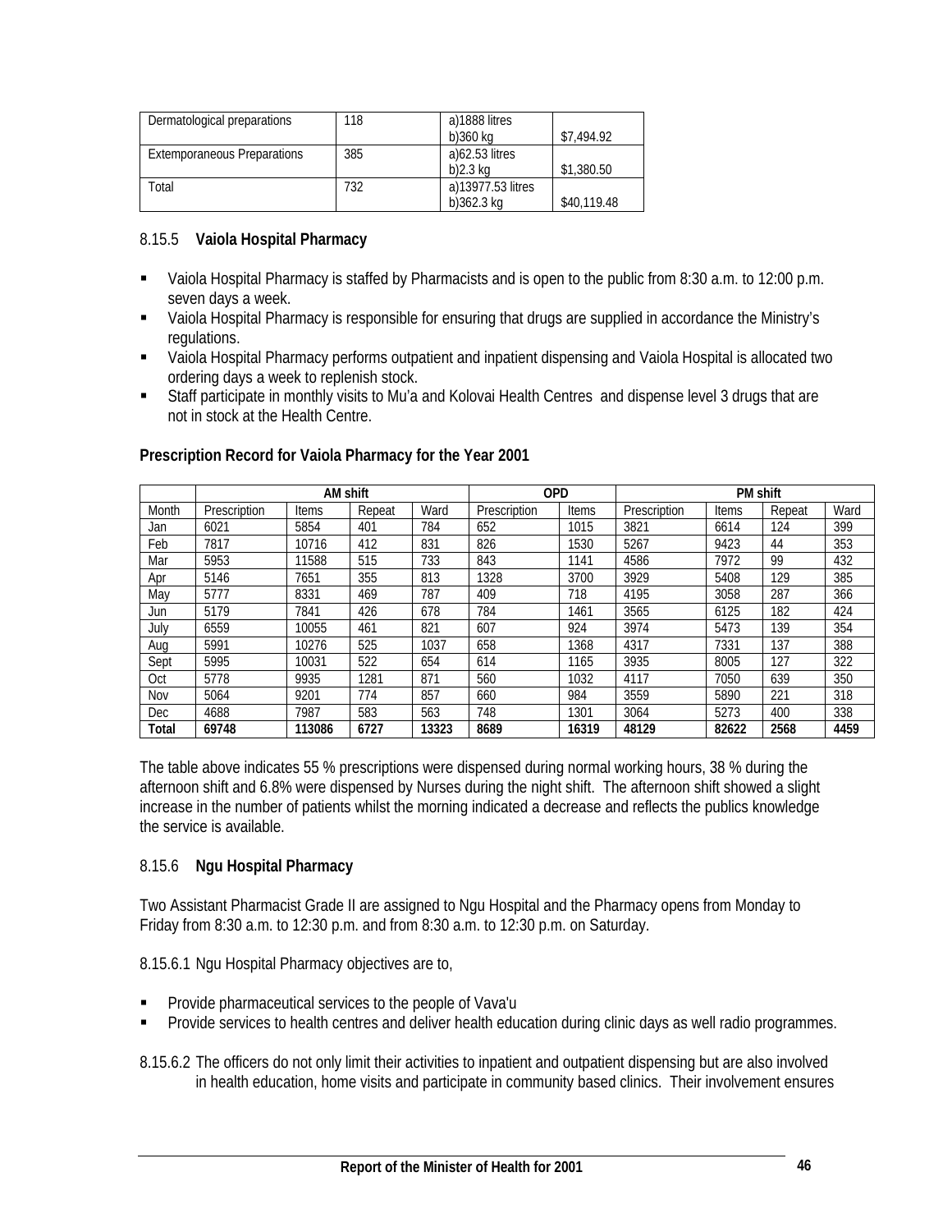| Dermatological preparations | 118 | a)1888 litres<br>b)360 kg | $7,494.92 |
|---|---|---|---|
| Extemporaneous Preparations | 385 | a)62.53 litres<br>b)2.3 kg | $1,380.50 |
| Total | 732 | a)13977.53 litres<br>b)362.3 kg | $40,119.48 |

### 8.15.5 **Vaiola Hospital Pharmacy**

- Vaiola Hospital Pharmacy is staffed by Pharmacists and is open to the public from 8:30 a.m. to 12:00 p.m. seven days a week.
- Vaiola Hospital Pharmacy is responsible for ensuring that drugs are supplied in accordance the Ministry's regulations.
- Vaiola Hospital Pharmacy performs outpatient and inpatient dispensing and Vaiola Hospital is allocated two ordering days a week to replenish stock.
- Staff participate in monthly visits to Mu'a and Kolovai Health Centres and dispense level 3 drugs that are not in stock at the Health Centre.

**Prescription Record for Vaiola Pharmacy for the Year 2001**

| | AM shift | | | | OPD | | PM shift | | | |
|---|---|---|---|---|---|---|---|---|---|---|
| Month | Prescription | Items | Repeat | Ward | Prescription | Items | Prescription | Items | Repeat | Ward |
| Jan | 6021 | 5854 | 401 | 784 | 652 | 1015 | 3821 | 6614 | 124 | 399 |
| Feb | 7817 | 10716 | 412 | 831 | 826 | 1530 | 5267 | 9423 | 44 | 353 |
| Mar | 5953 | 11588 | 515 | 733 | 843 | 1141 | 4586 | 7972 | 99 | 432 |
| Apr | 5146 | 7651 | 355 | 813 | 1328 | 3700 | 3929 | 5408 | 129 | 385 |
| May | 5777 | 8331 | 469 | 787 | 409 | 718 | 4195 | 3058 | 287 | 366 |
| Jun | 5179 | 7841 | 426 | 678 | 784 | 1461 | 3565 | 6125 | 182 | 424 |
| July | 6559 | 10055 | 461 | 821 | 607 | 924 | 3974 | 5473 | 139 | 354 |
| Aug | 5991 | 10276 | 525 | 1037 | 658 | 1368 | 4317 | 7331 | 137 | 388 |
| Sept | 5995 | 10031 | 522 | 654 | 614 | 1165 | 3935 | 8005 | 127 | 322 |
| Oct | 5778 | 9935 | 1281 | 871 | 560 | 1032 | 4117 | 7050 | 639 | 350 |
| Nov | 5064 | 9201 | 774 | 857 | 660 | 984 | 3559 | 5890 | 221 | 318 |
| Dec | 4688 | 7987 | 583 | 563 | 748 | 1301 | 3064 | 5273 | 400 | 338 |
| **Total** | **69748** | **113086** | **6727** | **13323** | **8689** | **16319** | **48129** | **82622** | **2568** | **4459** |

The table above indicates 55 % prescriptions were dispensed during normal working hours, 38 % during the afternoon shift and 6.8% were dispensed by Nurses during the night shift. The afternoon shift showed a slight increase in the number of patients whilst the morning indicated a decrease and reflects the publics knowledge the service is available.

### 8.15.6 **Ngu Hospital Pharmacy**

Two Assistant Pharmacist Grade II are assigned to Ngu Hospital and the Pharmacy opens from Monday to Friday from 8:30 a.m. to 12:30 p.m. and from 8:30 a.m. to 12:30 p.m. on Saturday.

8.15.6.1 Ngu Hospital Pharmacy objectives are to,

- Provide pharmaceutical services to the people of Vava'u
- Provide services to health centres and deliver health education during clinic days as well radio programmes.

8.15.6.2 The officers do not only limit their activities to inpatient and outpatient dispensing but are also involved in health education, home visits and participate in community based clinics. Their involvement ensures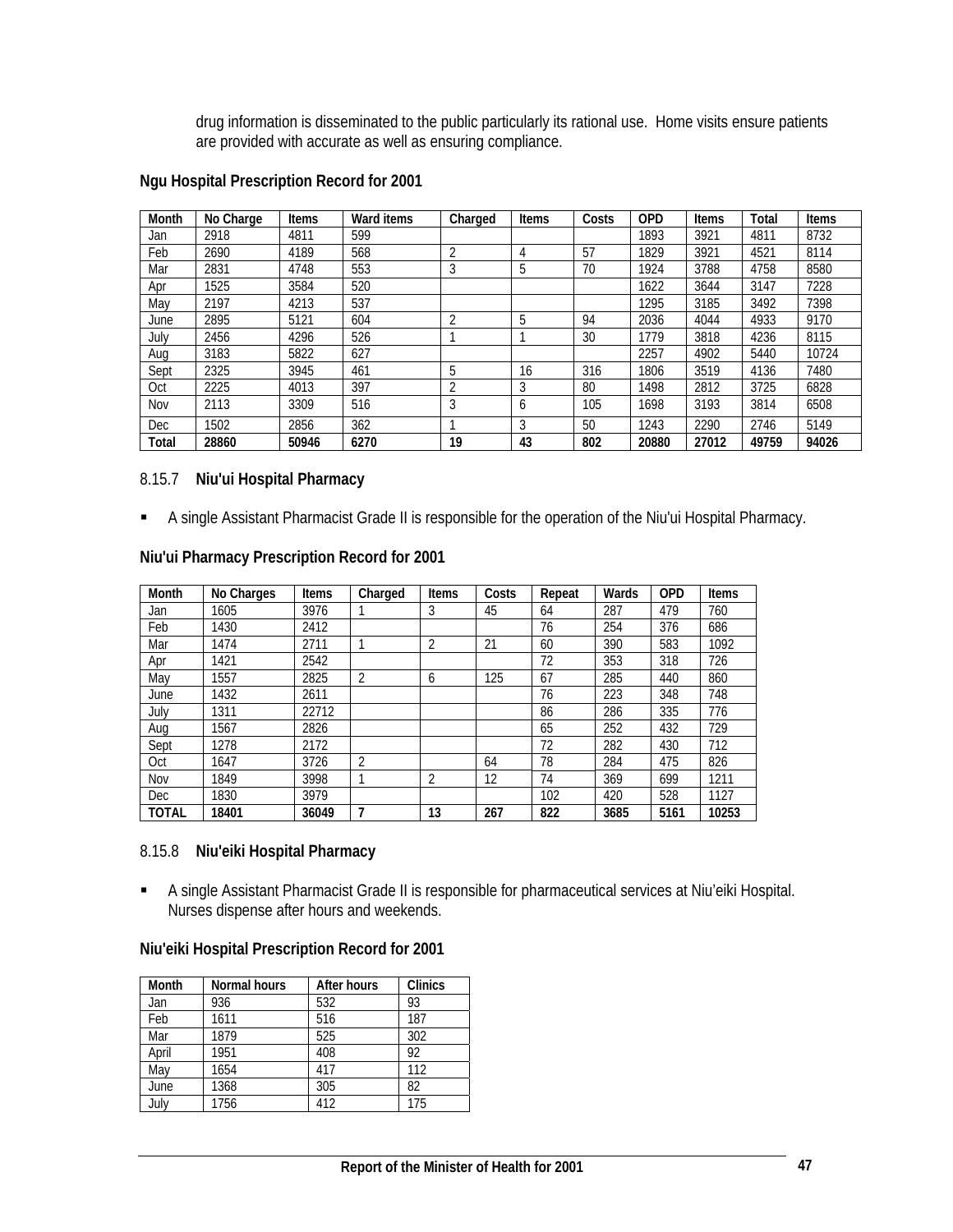drug information is disseminated to the public particularly its rational use. Home visits ensure patients are provided with accurate as well as ensuring compliance.

**Ngu Hospital Prescription Record for 2001**

| Month | No Charge | Items | Ward items | Charged | Items | Costs | OPD | Items | Total | Items |
|---|---|---|---|---|---|---|---|---|---|---|
| Jan | 2918 | 4811 | 599 | | | | 1893 | 3921 | 4811 | 8732 |
| Feb | 2690 | 4189 | 568 | 2 | 4 | 57 | 1829 | 3921 | 4521 | 8114 |
| Mar | 2831 | 4748 | 553 | 3 | 5 | 70 | 1924 | 3788 | 4758 | 8580 |
| Apr | 1525 | 3584 | 520 | | | | 1622 | 3644 | 3147 | 7228 |
| May | 2197 | 4213 | 537 | | | | 1295 | 3185 | 3492 | 7398 |
| June | 2895 | 5121 | 604 | 2 | 5 | 94 | 2036 | 4044 | 4933 | 9170 |
| July | 2456 | 4296 | 526 | 1 | 1 | 30 | 1779 | 3818 | 4236 | 8115 |
| Aug | 3183 | 5822 | 627 | | | | 2257 | 4902 | 5440 | 10724 |
| Sept | 2325 | 3945 | 461 | 5 | 16 | 316 | 1806 | 3519 | 4136 | 7480 |
| Oct | 2225 | 4013 | 397 | 2 | 3 | 80 | 1498 | 2812 | 3725 | 6828 |
| Nov | 2113 | 3309 | 516 | 3 | 6 | 105 | 1698 | 3193 | 3814 | 6508 |
| Dec | 1502 | 2856 | 362 | 1 | 3 | 50 | 1243 | 2290 | 2746 | 5149 |
| **Total** | **28860** | **50946** | **6270** | **19** | **43** | **802** | **20880** | **27012** | **49759** | **94026** |

### 8.15.7 Niu'ui Hospital Pharmacy

- A single Assistant Pharmacist Grade II is responsible for the operation of the Niu'ui Hospital Pharmacy.

**Niu'ui Pharmacy Prescription Record for 2001**

| Month | No Charges | Items | Charged | Items | Costs | Repeat | Wards | OPD | Items |
|---|---|---|---|---|---|---|---|---|---|
| Jan | 1605 | 3976 | 1 | 3 | 45 | 64 | 287 | 479 | 760 |
| Feb | 1430 | 2412 | | | | 76 | 254 | 376 | 686 |
| Mar | 1474 | 2711 | 1 | 2 | 21 | 60 | 390 | 583 | 1092 |
| Apr | 1421 | 2542 | | | | 72 | 353 | 318 | 726 |
| May | 1557 | 2825 | 2 | 6 | 125 | 67 | 285 | 440 | 860 |
| June | 1432 | 2611 | | | | 76 | 223 | 348 | 748 |
| July | 1311 | 22712 | | | | 86 | 286 | 335 | 776 |
| Aug | 1567 | 2826 | | | | 65 | 252 | 432 | 729 |
| Sept | 1278 | 2172 | | | | 72 | 282 | 430 | 712 |
| Oct | 1647 | 3726 | 2 | | 64 | 78 | 284 | 475 | 826 |
| Nov | 1849 | 3998 | 1 | 2 | 12 | 74 | 369 | 699 | 1211 |
| Dec | 1830 | 3979 | | | | 102 | 420 | 528 | 1127 |
| **TOTAL** | **18401** | **36049** | **7** | **13** | **267** | **822** | **3685** | **5161** | **10253** |

### 8.15.8 Niu'eiki Hospital Pharmacy

- A single Assistant Pharmacist Grade II is responsible for pharmaceutical services at Niu'eiki Hospital. Nurses dispense after hours and weekends.

**Niu'eiki Hospital Prescription Record for 2001**

| Month | Normal hours | After hours | Clinics |
|---|---|---|---|
| Jan | 936 | 532 | 93 |
| Feb | 1611 | 516 | 187 |
| Mar | 1879 | 525 | 302 |
| April | 1951 | 408 | 92 |
| May | 1654 | 417 | 112 |
| June | 1368 | 305 | 82 |
| July | 1756 | 412 | 175 |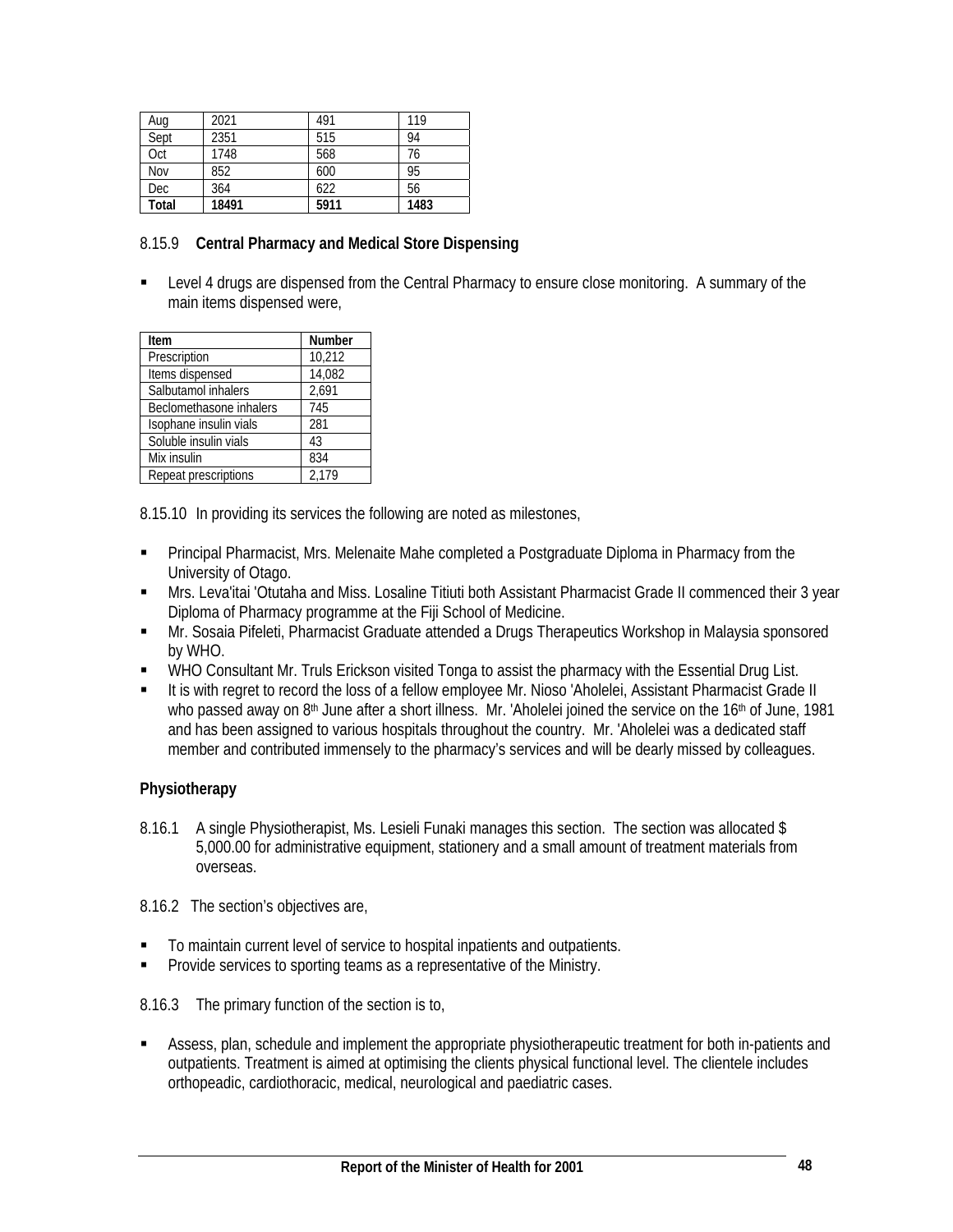| Aug | 2021 | 491 | 119 |
|---|---|---|---|
| Sept | 2351 | 515 | 94 |
| Oct | 1748 | 568 | 76 |
| Nov | 852 | 600 | 95 |
| Dec | 364 | 622 | 56 |
| **Total** | **18491** | **5911** | **1483** |

8.15.9 **Central Pharmacy and Medical Store Dispensing**

- Level 4 drugs are dispensed from the Central Pharmacy to ensure close monitoring. A summary of the main items dispensed were,

| Item | Number |
|---|---|
| Prescription | 10,212 |
| Items dispensed | 14,082 |
| Salbutamol inhalers | 2,691 |
| Beclomethasone inhalers | 745 |
| Isophane insulin vials | 281 |
| Soluble insulin vials | 43 |
| Mix insulin | 834 |
| Repeat prescriptions | 2,179 |

8.15.10 In providing its services the following are noted as milestones,

- Principal Pharmacist, Mrs. Melenaite Mahe completed a Postgraduate Diploma in Pharmacy from the University of Otago.
- Mrs. Leva'itai 'Otutaha and Miss. Losaline Titiuti both Assistant Pharmacist Grade II commenced their 3 year Diploma of Pharmacy programme at the Fiji School of Medicine.
- Mr. Sosaia Pifeleti, Pharmacist Graduate attended a Drugs Therapeutics Workshop in Malaysia sponsored by WHO.
- WHO Consultant Mr. Truls Erickson visited Tonga to assist the pharmacy with the Essential Drug List.
- It is with regret to record the loss of a fellow employee Mr. Nioso 'Aholelei, Assistant Pharmacist Grade II who passed away on 8th June after a short illness. Mr. 'Aholelei joined the service on the 16th of June, 1981 and has been assigned to various hospitals throughout the country. Mr. 'Aholelei was a dedicated staff member and contributed immensely to the pharmacy's services and will be dearly missed by colleagues.

**Physiotherapy**

8.16.1 A single Physiotherapist, Ms. Lesieli Funaki manages this section. The section was allocated $ 5,000.00 for administrative equipment, stationery and a small amount of treatment materials from overseas.

8.16.2 The section's objectives are,

- To maintain current level of service to hospital inpatients and outpatients.
- Provide services to sporting teams as a representative of the Ministry.

8.16.3 The primary function of the section is to,

- Assess, plan, schedule and implement the appropriate physiotherapeutic treatment for both in-patients and outpatients. Treatment is aimed at optimising the clients physical functional level. The clientele includes orthopeadic, cardiothoracic, medical, neurological and paediatric cases.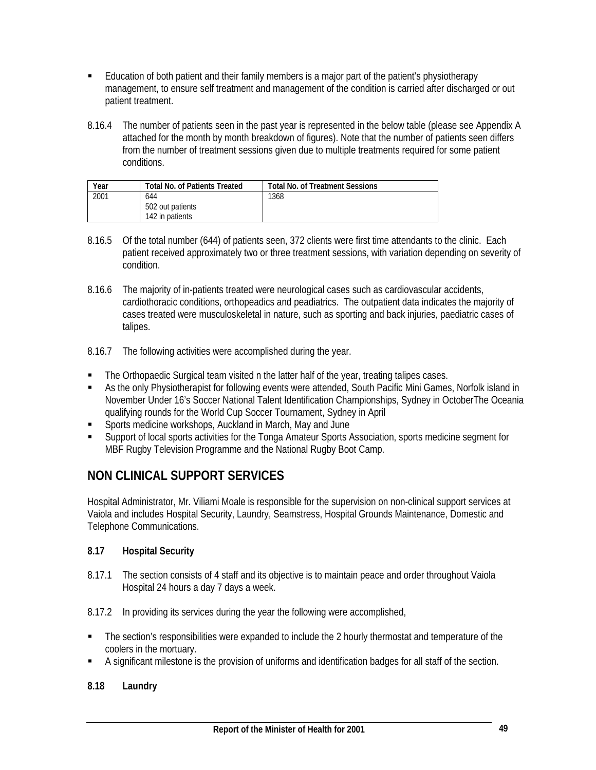- Education of both patient and their family members is a major part of the patient's physiotherapy management, to ensure self treatment and management of the condition is carried after discharged or out patient treatment.

8.16.4 The number of patients seen in the past year is represented in the below table (please see Appendix A attached for the month by month breakdown of figures). Note that the number of patients seen differs from the number of treatment sessions given due to multiple treatments required for some patient conditions.

| Year | Total No. of Patients Treated | Total No. of Treatment Sessions |
|---|---|---|
| 2001 | 644<br>502 out patients<br>142 in patients | 1368 |

8.16.5 Of the total number (644) of patients seen, 372 clients were first time attendants to the clinic. Each patient received approximately two or three treatment sessions, with variation depending on severity of condition.

8.16.6 The majority of in-patients treated were neurological cases such as cardiovascular accidents, cardiothoracic conditions, orthopeadics and peadiatrics. The outpatient data indicates the majority of cases treated were musculoskeletal in nature, such as sporting and back injuries, paediatric cases of talipes.

8.16.7 The following activities were accomplished during the year.

- The Orthopaedic Surgical team visited n the latter half of the year, treating talipes cases.
- As the only Physiotherapist for following events were attended, South Pacific Mini Games, Norfolk island in November Under 16's Soccer National Talent Identification Championships, Sydney in OctoberThe Oceania qualifying rounds for the World Cup Soccer Tournament, Sydney in April
- Sports medicine workshops, Auckland in March, May and June
- Support of local sports activities for the Tonga Amateur Sports Association, sports medicine segment for MBF Rugby Television Programme and the National Rugby Boot Camp.

## NON CLINICAL SUPPORT SERVICES

Hospital Administrator, Mr. Viliami Moale is responsible for the supervision on non-clinical support services at Vaiola and includes Hospital Security, Laundry, Seamstress, Hospital Grounds Maintenance, Domestic and Telephone Communications.

### 8.17 Hospital Security

8.17.1 The section consists of 4 staff and its objective is to maintain peace and order throughout Vaiola Hospital 24 hours a day 7 days a week.

8.17.2 In providing its services during the year the following were accomplished,

- The section's responsibilities were expanded to include the 2 hourly thermostat and temperature of the coolers in the mortuary.
- A significant milestone is the provision of uniforms and identification badges for all staff of the section.

### 8.18 Laundry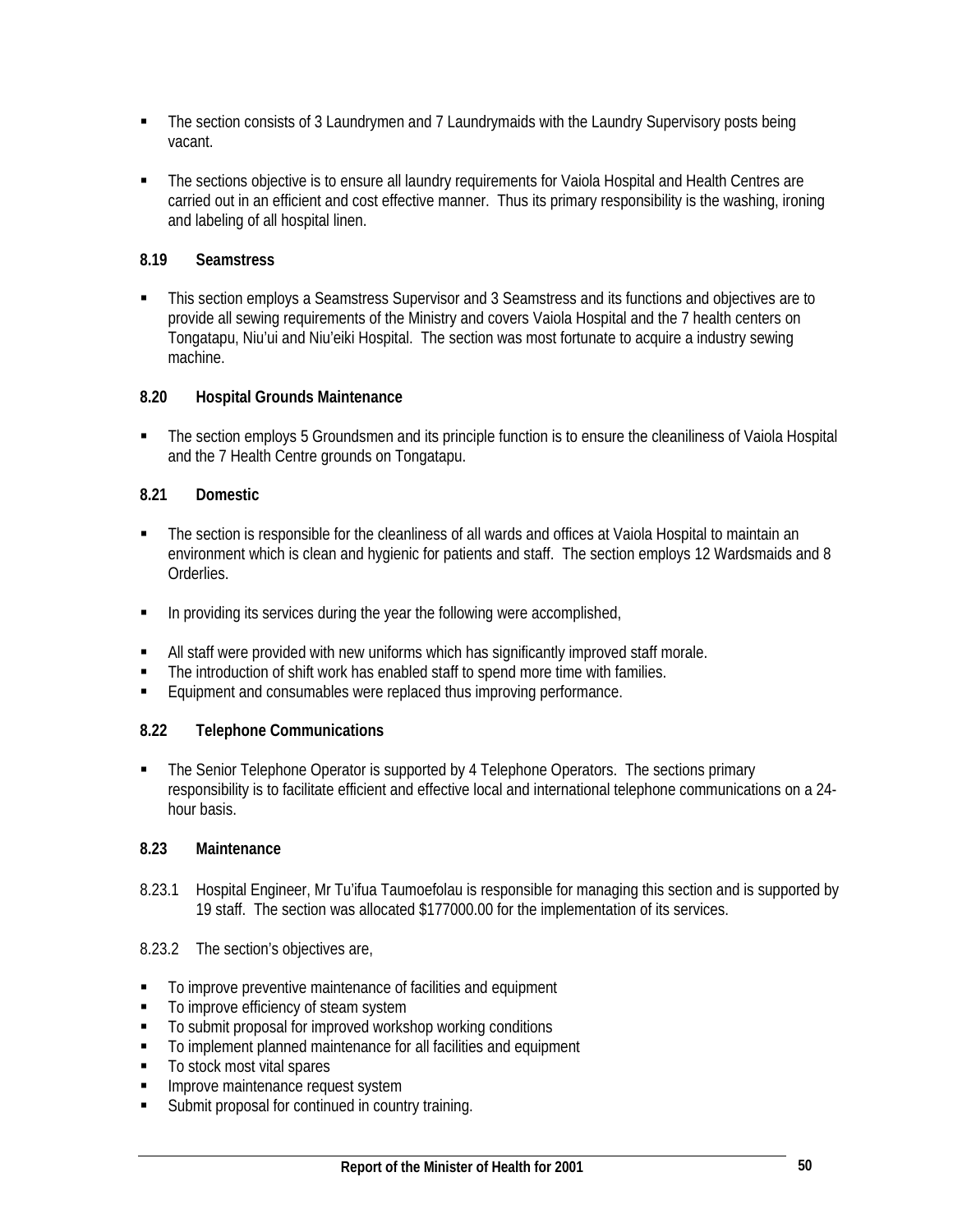- The section consists of 3 Laundrymen and 7 Laundrymaids with the Laundry Supervisory posts being vacant.
- The sections objective is to ensure all laundry requirements for Vaiola Hospital and Health Centres are carried out in an efficient and cost effective manner. Thus its primary responsibility is the washing, ironing and labeling of all hospital linen.

### 8.19 Seamstress

- This section employs a Seamstress Supervisor and 3 Seamstress and its functions and objectives are to provide all sewing requirements of the Ministry and covers Vaiola Hospital and the 7 health centers on Tongatapu, Niu'ui and Niu'eiki Hospital. The section was most fortunate to acquire a industry sewing machine.

### 8.20 Hospital Grounds Maintenance

- The section employs 5 Groundsmen and its principle function is to ensure the cleaniliness of Vaiola Hospital and the 7 Health Centre grounds on Tongatapu.

### 8.21 Domestic

- The section is responsible for the cleanliness of all wards and offices at Vaiola Hospital to maintain an environment which is clean and hygienic for patients and staff. The section employs 12 Wardsmaids and 8 Orderlies.
- In providing its services during the year the following were accomplished,
- All staff were provided with new uniforms which has significantly improved staff morale.
- The introduction of shift work has enabled staff to spend more time with families.
- Equipment and consumables were replaced thus improving performance.

### 8.22 Telephone Communications

- The Senior Telephone Operator is supported by 4 Telephone Operators. The sections primary responsibility is to facilitate efficient and effective local and international telephone communications on a 24-hour basis.

### 8.23 Maintenance

8.23.1 Hospital Engineer, Mr Tu'ifua Taumoefolau is responsible for managing this section and is supported by 19 staff. The section was allocated $177000.00 for the implementation of its services.

8.23.2 The section's objectives are,

- To improve preventive maintenance of facilities and equipment
- To improve efficiency of steam system
- To submit proposal for improved workshop working conditions
- To implement planned maintenance for all facilities and equipment
- To stock most vital spares
- Improve maintenance request system
- Submit proposal for continued in country training.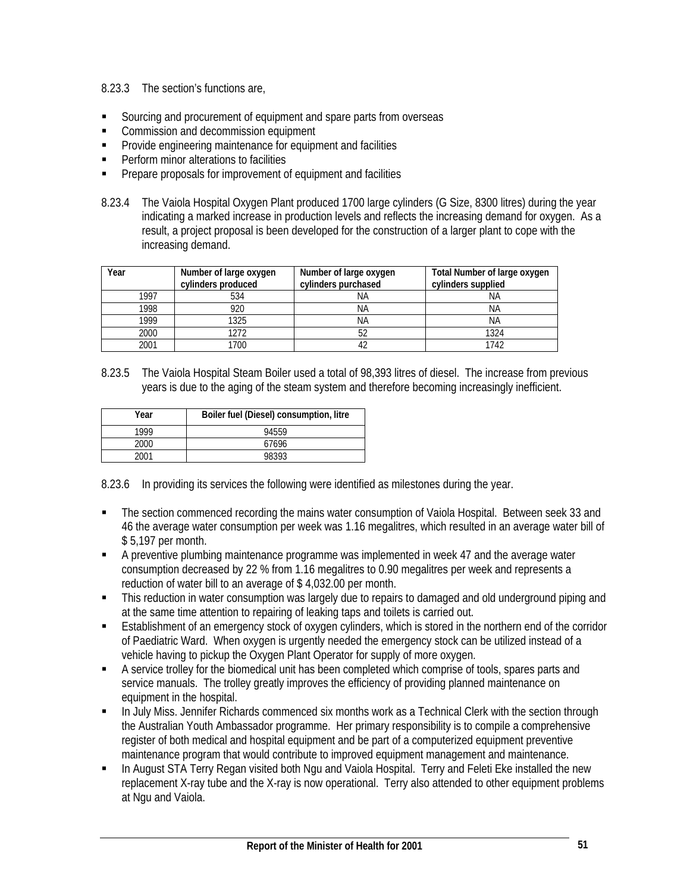8.23.3 The section's functions are,

- Sourcing and procurement of equipment and spare parts from overseas
- Commission and decommission equipment
- Provide engineering maintenance for equipment and facilities
- Perform minor alterations to facilities
- Prepare proposals for improvement of equipment and facilities

8.23.4 The Vaiola Hospital Oxygen Plant produced 1700 large cylinders (G Size, 8300 litres) during the year indicating a marked increase in production levels and reflects the increasing demand for oxygen. As a result, a project proposal is been developed for the construction of a larger plant to cope with the increasing demand.

| Year | Number of large oxygen cylinders produced | Number of large oxygen cylinders purchased | Total Number of large oxygen cylinders supplied |
|---|---|---|---|
| 1997 | 534 | NA | NA |
| 1998 | 920 | NA | NA |
| 1999 | 1325 | NA | NA |
| 2000 | 1272 | 52 | 1324 |
| 2001 | 1700 | 42 | 1742 |

8.23.5 The Vaiola Hospital Steam Boiler used a total of 98,393 litres of diesel. The increase from previous years is due to the aging of the steam system and therefore becoming increasingly inefficient.

| Year | Boiler fuel (Diesel) consumption, litre |
|---|---|
| 1999 | 94559 |
| 2000 | 67696 |
| 2001 | 98393 |

8.23.6 In providing its services the following were identified as milestones during the year.

- The section commenced recording the mains water consumption of Vaiola Hospital. Between seek 33 and 46 the average water consumption per week was 1.16 megalitres, which resulted in an average water bill of $ 5,197 per month.
- A preventive plumbing maintenance programme was implemented in week 47 and the average water consumption decreased by 22 % from 1.16 megalitres to 0.90 megalitres per week and represents a reduction of water bill to an average of $ 4,032.00 per month.
- This reduction in water consumption was largely due to repairs to damaged and old underground piping and at the same time attention to repairing of leaking taps and toilets is carried out.
- Establishment of an emergency stock of oxygen cylinders, which is stored in the northern end of the corridor of Paediatric Ward. When oxygen is urgently needed the emergency stock can be utilized instead of a vehicle having to pickup the Oxygen Plant Operator for supply of more oxygen.
- A service trolley for the biomedical unit has been completed which comprise of tools, spares parts and service manuals. The trolley greatly improves the efficiency of providing planned maintenance on equipment in the hospital.
- In July Miss. Jennifer Richards commenced six months work as a Technical Clerk with the section through the Australian Youth Ambassador programme. Her primary responsibility is to compile a comprehensive register of both medical and hospital equipment and be part of a computerized equipment preventive maintenance program that would contribute to improved equipment management and maintenance.
- In August STA Terry Regan visited both Ngu and Vaiola Hospital. Terry and Feleti Eke installed the new replacement X-ray tube and the X-ray is now operational. Terry also attended to other equipment problems at Ngu and Vaiola.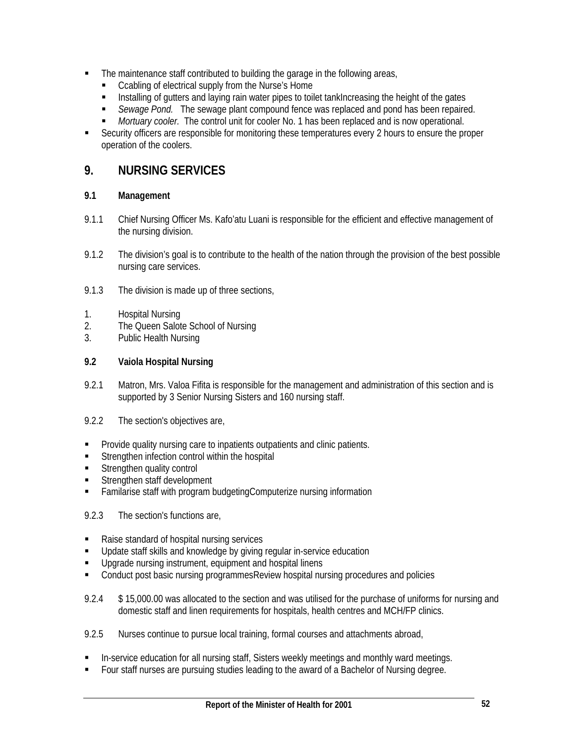- The maintenance staff contributed to building the garage in the following areas,
  - Ccabling of electrical supply from the Nurse's Home
  - Installing of gutters and laying rain water pipes to toilet tankIncreasing the height of the gates
  - *Sewage Pond.* The sewage plant compound fence was replaced and pond has been repaired.
  - *Mortuary cooler.* The control unit for cooler No. 1 has been replaced and is now operational.
- Security officers are responsible for monitoring these temperatures every 2 hours to ensure the proper operation of the coolers.

## 9. NURSING SERVICES

### 9.1 Management

9.1.1 Chief Nursing Officer Ms. Kafo'atu Luani is responsible for the efficient and effective management of the nursing division.

9.1.2 The division's goal is to contribute to the health of the nation through the provision of the best possible nursing care services.

9.1.3 The division is made up of three sections,

1. Hospital Nursing
2. The Queen Salote School of Nursing
3. Public Health Nursing

### 9.2 Vaiola Hospital Nursing

9.2.1 Matron, Mrs. Valoa Fifita is responsible for the management and administration of this section and is supported by 3 Senior Nursing Sisters and 160 nursing staff.

9.2.2 The section's objectives are,

- Provide quality nursing care to inpatients outpatients and clinic patients.
- Strengthen infection control within the hospital
- Strengthen quality control
- Strengthen staff development
- Familarise staff with program budgetingComputerize nursing information

9.2.3 The section's functions are,

- Raise standard of hospital nursing services
- Update staff skills and knowledge by giving regular in-service education
- Upgrade nursing instrument, equipment and hospital linens
- Conduct post basic nursing programmesReview hospital nursing procedures and policies

9.2.4 $ 15,000.00 was allocated to the section and was utilised for the purchase of uniforms for nursing and domestic staff and linen requirements for hospitals, health centres and MCH/FP clinics.

9.2.5 Nurses continue to pursue local training, formal courses and attachments abroad,

- In-service education for all nursing staff, Sisters weekly meetings and monthly ward meetings.
- Four staff nurses are pursuing studies leading to the award of a Bachelor of Nursing degree.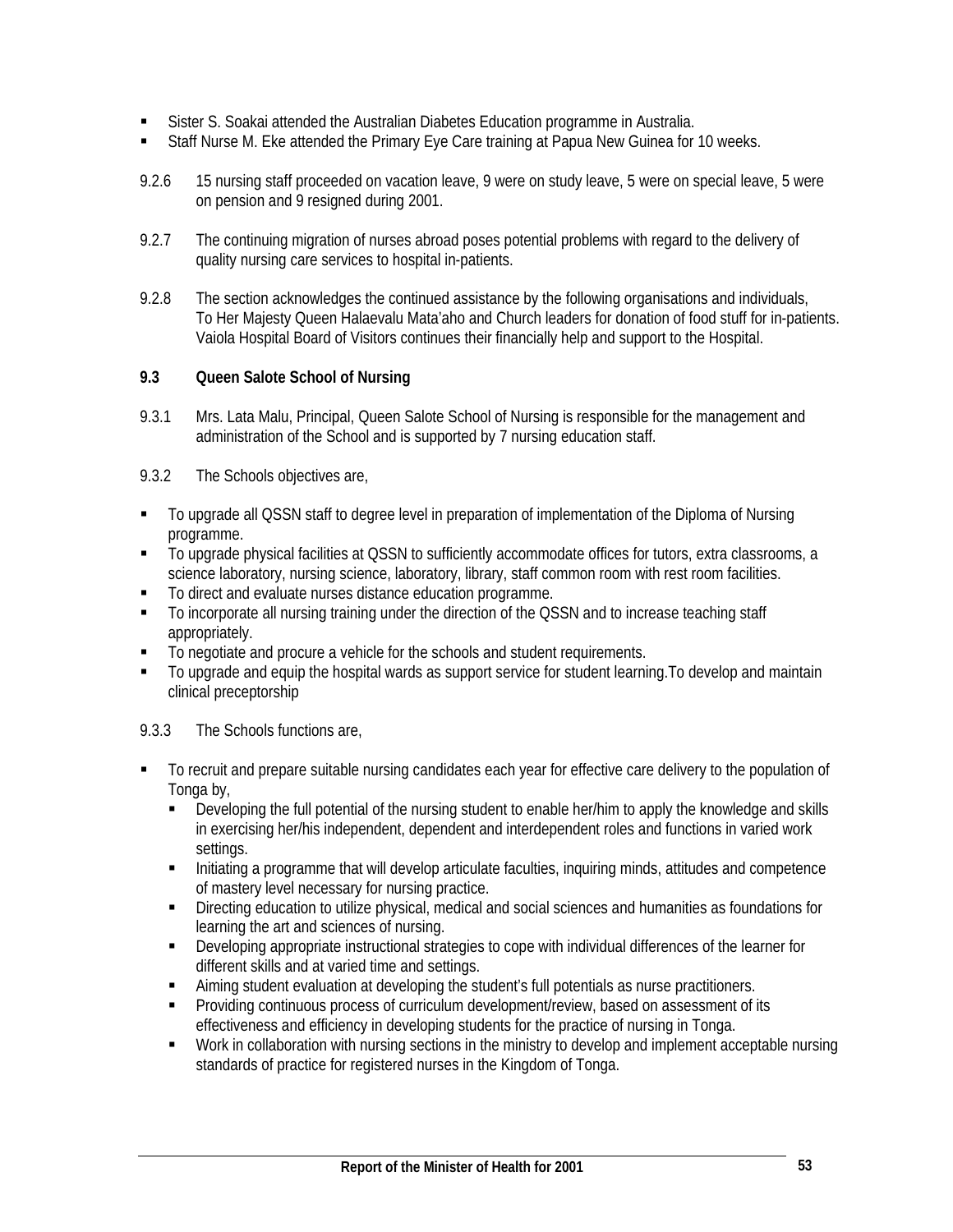- Sister S. Soakai attended the Australian Diabetes Education programme in Australia.
- Staff Nurse M. Eke attended the Primary Eye Care training at Papua New Guinea for 10 weeks.

9.2.6 15 nursing staff proceeded on vacation leave, 9 were on study leave, 5 were on special leave, 5 were on pension and 9 resigned during 2001.

9.2.7 The continuing migration of nurses abroad poses potential problems with regard to the delivery of quality nursing care services to hospital in-patients.

9.2.8 The section acknowledges the continued assistance by the following organisations and individuals, To Her Majesty Queen Halaevalu Mata'aho and Church leaders for donation of food stuff for in-patients. Vaiola Hospital Board of Visitors continues their financially help and support to the Hospital.

**9.3 Queen Salote School of Nursing**

9.3.1 Mrs. Lata Malu, Principal, Queen Salote School of Nursing is responsible for the management and administration of the School and is supported by 7 nursing education staff.

9.3.2 The Schools objectives are,

- To upgrade all QSSN staff to degree level in preparation of implementation of the Diploma of Nursing programme.
- To upgrade physical facilities at QSSN to sufficiently accommodate offices for tutors, extra classrooms, a science laboratory, nursing science, laboratory, library, staff common room with rest room facilities.
- To direct and evaluate nurses distance education programme.
- To incorporate all nursing training under the direction of the QSSN and to increase teaching staff appropriately.
- To negotiate and procure a vehicle for the schools and student requirements.
- To upgrade and equip the hospital wards as support service for student learning.To develop and maintain clinical preceptorship

9.3.3 The Schools functions are,

- To recruit and prepare suitable nursing candidates each year for effective care delivery to the population of Tonga by,
  - Developing the full potential of the nursing student to enable her/him to apply the knowledge and skills in exercising her/his independent, dependent and interdependent roles and functions in varied work settings.
  - Initiating a programme that will develop articulate faculties, inquiring minds, attitudes and competence of mastery level necessary for nursing practice.
  - Directing education to utilize physical, medical and social sciences and humanities as foundations for learning the art and sciences of nursing.
  - Developing appropriate instructional strategies to cope with individual differences of the learner for different skills and at varied time and settings.
  - Aiming student evaluation at developing the student's full potentials as nurse practitioners.
  - Providing continuous process of curriculum development/review, based on assessment of its effectiveness and efficiency in developing students for the practice of nursing in Tonga.
  - Work in collaboration with nursing sections in the ministry to develop and implement acceptable nursing standards of practice for registered nurses in the Kingdom of Tonga.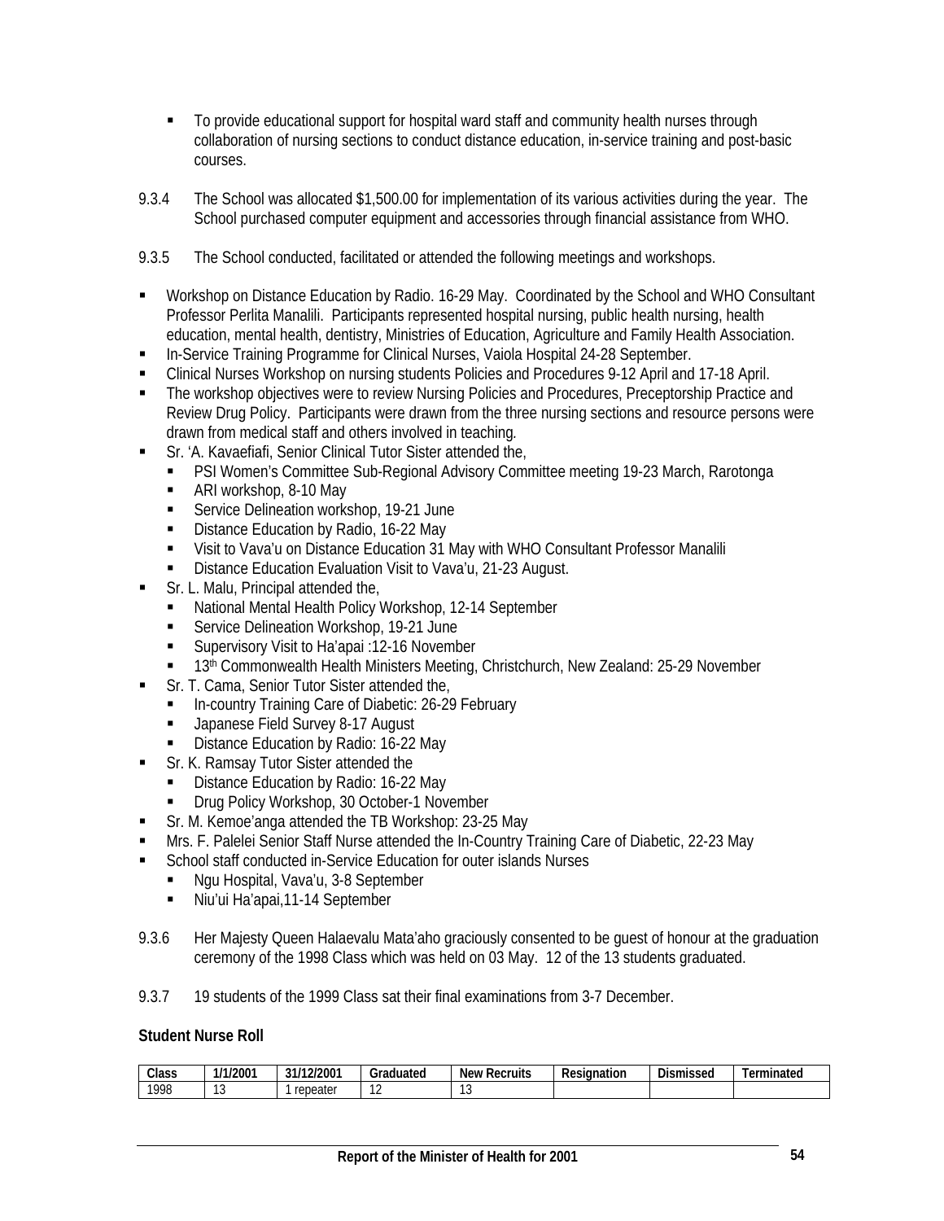- To provide educational support for hospital ward staff and community health nurses through collaboration of nursing sections to conduct distance education, in-service training and post-basic courses.

9.3.4 The School was allocated $1,500.00 for implementation of its various activities during the year. The School purchased computer equipment and accessories through financial assistance from WHO.

9.3.5 The School conducted, facilitated or attended the following meetings and workshops.

- Workshop on Distance Education by Radio. 16-29 May. Coordinated by the School and WHO Consultant Professor Perlita Manalili. Participants represented hospital nursing, public health nursing, health education, mental health, dentistry, Ministries of Education, Agriculture and Family Health Association.
- In-Service Training Programme for Clinical Nurses, Vaiola Hospital 24-28 September.
- Clinical Nurses Workshop on nursing students Policies and Procedures 9-12 April and 17-18 April.
- The workshop objectives were to review Nursing Policies and Procedures, Preceptorship Practice and Review Drug Policy. Participants were drawn from the three nursing sections and resource persons were drawn from medical staff and others involved in teaching.
- Sr. 'A. Kavaefiafi, Senior Clinical Tutor Sister attended the,
  - PSI Women's Committee Sub-Regional Advisory Committee meeting 19-23 March, Rarotonga
  - ARI workshop, 8-10 May
  - Service Delineation workshop, 19-21 June
  - Distance Education by Radio, 16-22 May
  - Visit to Vava'u on Distance Education 31 May with WHO Consultant Professor Manalili
  - Distance Education Evaluation Visit to Vava'u, 21-23 August.
- Sr. L. Malu, Principal attended the,
  - National Mental Health Policy Workshop, 12-14 September
  - Service Delineation Workshop, 19-21 June
  - Supervisory Visit to Ha'apai :12-16 November
  - 13th Commonwealth Health Ministers Meeting, Christchurch, New Zealand: 25-29 November
- Sr. T. Cama, Senior Tutor Sister attended the,
  - In-country Training Care of Diabetic: 26-29 February
  - Japanese Field Survey 8-17 August
  - Distance Education by Radio: 16-22 May
- Sr. K. Ramsay Tutor Sister attended the
  - Distance Education by Radio: 16-22 May
  - Drug Policy Workshop, 30 October-1 November
- Sr. M. Kemoe'anga attended the TB Workshop: 23-25 May
- Mrs. F. Palelei Senior Staff Nurse attended the In-Country Training Care of Diabetic, 22-23 May
- School staff conducted in-Service Education for outer islands Nurses
  - Ngu Hospital, Vava'u, 3-8 September
  - Niu'ui Ha'apai,11-14 September

9.3.6 Her Majesty Queen Halaevalu Mata'aho graciously consented to be guest of honour at the graduation ceremony of the 1998 Class which was held on 03 May. 12 of the 13 students graduated.

9.3.7 19 students of the 1999 Class sat their final examinations from 3-7 December.

**Student Nurse Roll**

| Class | 1/1/2001 | 31/12/2001 | Graduated | New Recruits | Resignation | Dismissed | Terminated |
|---|---|---|---|---|---|---|---|
| 1998 | 13 | 1 repeater | 12 | 13 | | | |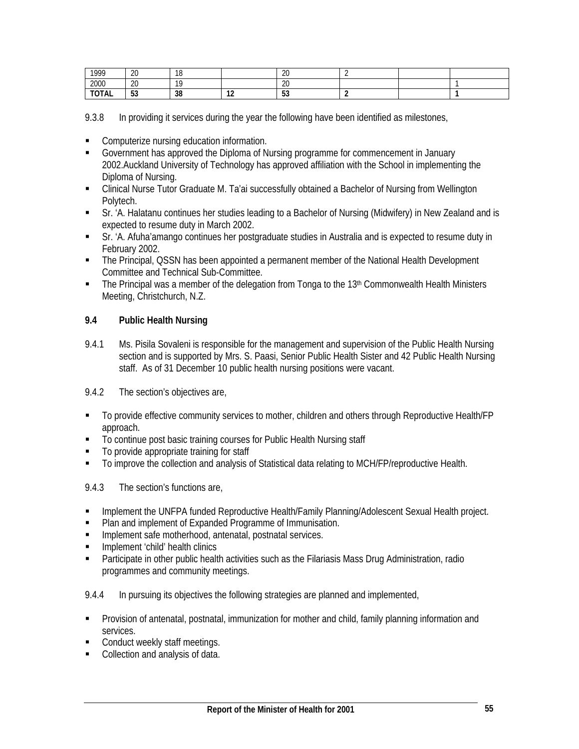| 1999 | 20 | 18 | | 20 | 2 | | |
|---|---|---|---|---|---|---|---|
| 2000 | 20 | 19 | | 20 | | | 1 |
| **TOTAL** | **53** | **38** | **12** | **53** | **2** | | **1** |

9.3.8 In providing it services during the year the following have been identified as milestones,

- Computerize nursing education information.
- Government has approved the Diploma of Nursing programme for commencement in January 2002.Auckland University of Technology has approved affiliation with the School in implementing the Diploma of Nursing.
- Clinical Nurse Tutor Graduate M. Ta'ai successfully obtained a Bachelor of Nursing from Wellington Polytech.
- Sr. 'A. Halatanu continues her studies leading to a Bachelor of Nursing (Midwifery) in New Zealand and is expected to resume duty in March 2002.
- Sr. 'A. Afuha'amango continues her postgraduate studies in Australia and is expected to resume duty in February 2002.
- The Principal, QSSN has been appointed a permanent member of the National Health Development Committee and Technical Sub-Committee.
- The Principal was a member of the delegation from Tonga to the 13th Commonwealth Health Ministers Meeting, Christchurch, N.Z.

### 9.4 Public Health Nursing

9.4.1 Ms. Pisila Sovaleni is responsible for the management and supervision of the Public Health Nursing section and is supported by Mrs. S. Paasi, Senior Public Health Sister and 42 Public Health Nursing staff. As of 31 December 10 public health nursing positions were vacant.

9.4.2 The section's objectives are,

- To provide effective community services to mother, children and others through Reproductive Health/FP approach.
- To continue post basic training courses for Public Health Nursing staff
- To provide appropriate training for staff
- To improve the collection and analysis of Statistical data relating to MCH/FP/reproductive Health.

9.4.3 The section's functions are,

- Implement the UNFPA funded Reproductive Health/Family Planning/Adolescent Sexual Health project.
- Plan and implement of Expanded Programme of Immunisation.
- Implement safe motherhood, antenatal, postnatal services.
- Implement 'child' health clinics
- Participate in other public health activities such as the Filariasis Mass Drug Administration, radio programmes and community meetings.

9.4.4 In pursuing its objectives the following strategies are planned and implemented,

- Provision of antenatal, postnatal, immunization for mother and child, family planning information and services.
- Conduct weekly staff meetings.
- Collection and analysis of data.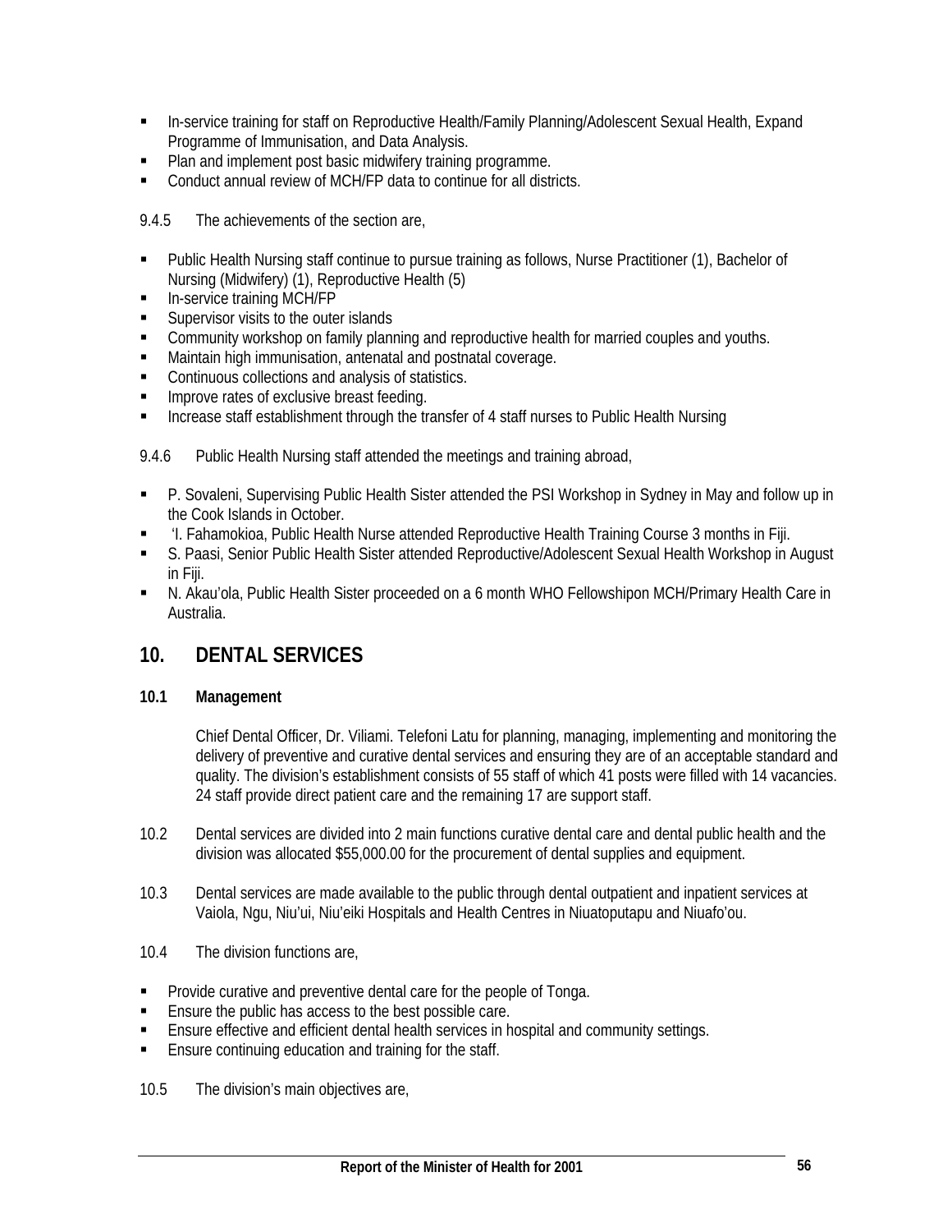- In-service training for staff on Reproductive Health/Family Planning/Adolescent Sexual Health, Expand Programme of Immunisation, and Data Analysis.
- Plan and implement post basic midwifery training programme.
- Conduct annual review of MCH/FP data to continue for all districts.

9.4.5 The achievements of the section are,

- Public Health Nursing staff continue to pursue training as follows, Nurse Practitioner (1), Bachelor of Nursing (Midwifery) (1), Reproductive Health (5)
- In-service training MCH/FP
- Supervisor visits to the outer islands
- Community workshop on family planning and reproductive health for married couples and youths.
- Maintain high immunisation, antenatal and postnatal coverage.
- Continuous collections and analysis of statistics.
- Improve rates of exclusive breast feeding.
- Increase staff establishment through the transfer of 4 staff nurses to Public Health Nursing

9.4.6 Public Health Nursing staff attended the meetings and training abroad,

- P. Sovaleni, Supervising Public Health Sister attended the PSI Workshop in Sydney in May and follow up in the Cook Islands in October.
- 'I. Fahamokioa, Public Health Nurse attended Reproductive Health Training Course 3 months in Fiji.
- S. Paasi, Senior Public Health Sister attended Reproductive/Adolescent Sexual Health Workshop in August in Fiji.
- N. Akau'ola, Public Health Sister proceeded on a 6 month WHO Fellowshipon MCH/Primary Health Care in Australia.

## 10. DENTAL SERVICES

### 10.1 Management

Chief Dental Officer, Dr. Viliami. Telefoni Latu for planning, managing, implementing and monitoring the delivery of preventive and curative dental services and ensuring they are of an acceptable standard and quality. The division's establishment consists of 55 staff of which 41 posts were filled with 14 vacancies. 24 staff provide direct patient care and the remaining 17 are support staff.

10.2 Dental services are divided into 2 main functions curative dental care and dental public health and the division was allocated $55,000.00 for the procurement of dental supplies and equipment.

10.3 Dental services are made available to the public through dental outpatient and inpatient services at Vaiola, Ngu, Niu'ui, Niu'eiki Hospitals and Health Centres in Niuatoputapu and Niuafo'ou.

10.4 The division functions are,

- Provide curative and preventive dental care for the people of Tonga.
- Ensure the public has access to the best possible care.
- Ensure effective and efficient dental health services in hospital and community settings.
- Ensure continuing education and training for the staff.

10.5 The division's main objectives are,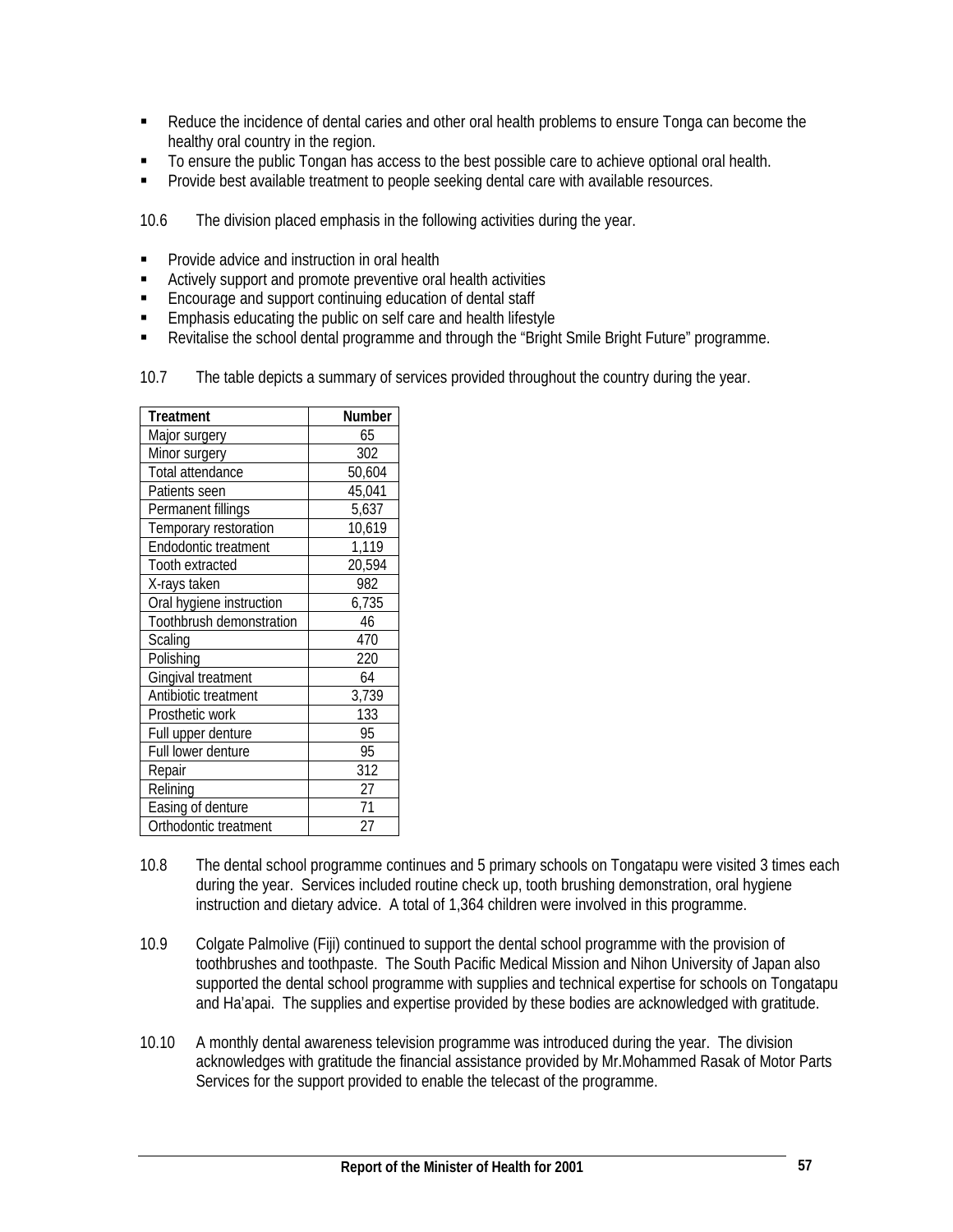- Reduce the incidence of dental caries and other oral health problems to ensure Tonga can become the healthy oral country in the region.
- To ensure the public Tongan has access to the best possible care to achieve optional oral health.
- Provide best available treatment to people seeking dental care with available resources.

10.6 The division placed emphasis in the following activities during the year.

- Provide advice and instruction in oral health
- Actively support and promote preventive oral health activities
- Encourage and support continuing education of dental staff
- Emphasis educating the public on self care and health lifestyle
- Revitalise the school dental programme and through the "Bright Smile Bright Future" programme.

10.7 The table depicts a summary of services provided throughout the country during the year.

| Treatment | Number |
|---|---|
| Major surgery | 65 |
| Minor surgery | 302 |
| Total attendance | 50,604 |
| Patients seen | 45,041 |
| Permanent fillings | 5,637 |
| Temporary restoration | 10,619 |
| Endodontic treatment | 1,119 |
| Tooth extracted | 20,594 |
| X-rays taken | 982 |
| Oral hygiene instruction | 6,735 |
| Toothbrush demonstration | 46 |
| Scaling | 470 |
| Polishing | 220 |
| Gingival treatment | 64 |
| Antibiotic treatment | 3,739 |
| Prosthetic work | 133 |
| Full upper denture | 95 |
| Full lower denture | 95 |
| Repair | 312 |
| Relining | 27 |
| Easing of denture | 71 |
| Orthodontic treatment | 27 |

10.8 The dental school programme continues and 5 primary schools on Tongatapu were visited 3 times each during the year. Services included routine check up, tooth brushing demonstration, oral hygiene instruction and dietary advice. A total of 1,364 children were involved in this programme.

10.9 Colgate Palmolive (Fiji) continued to support the dental school programme with the provision of toothbrushes and toothpaste. The South Pacific Medical Mission and Nihon University of Japan also supported the dental school programme with supplies and technical expertise for schools on Tongatapu and Ha'apai. The supplies and expertise provided by these bodies are acknowledged with gratitude.

10.10 A monthly dental awareness television programme was introduced during the year. The division acknowledges with gratitude the financial assistance provided by Mr.Mohammed Rasak of Motor Parts Services for the support provided to enable the telecast of the programme.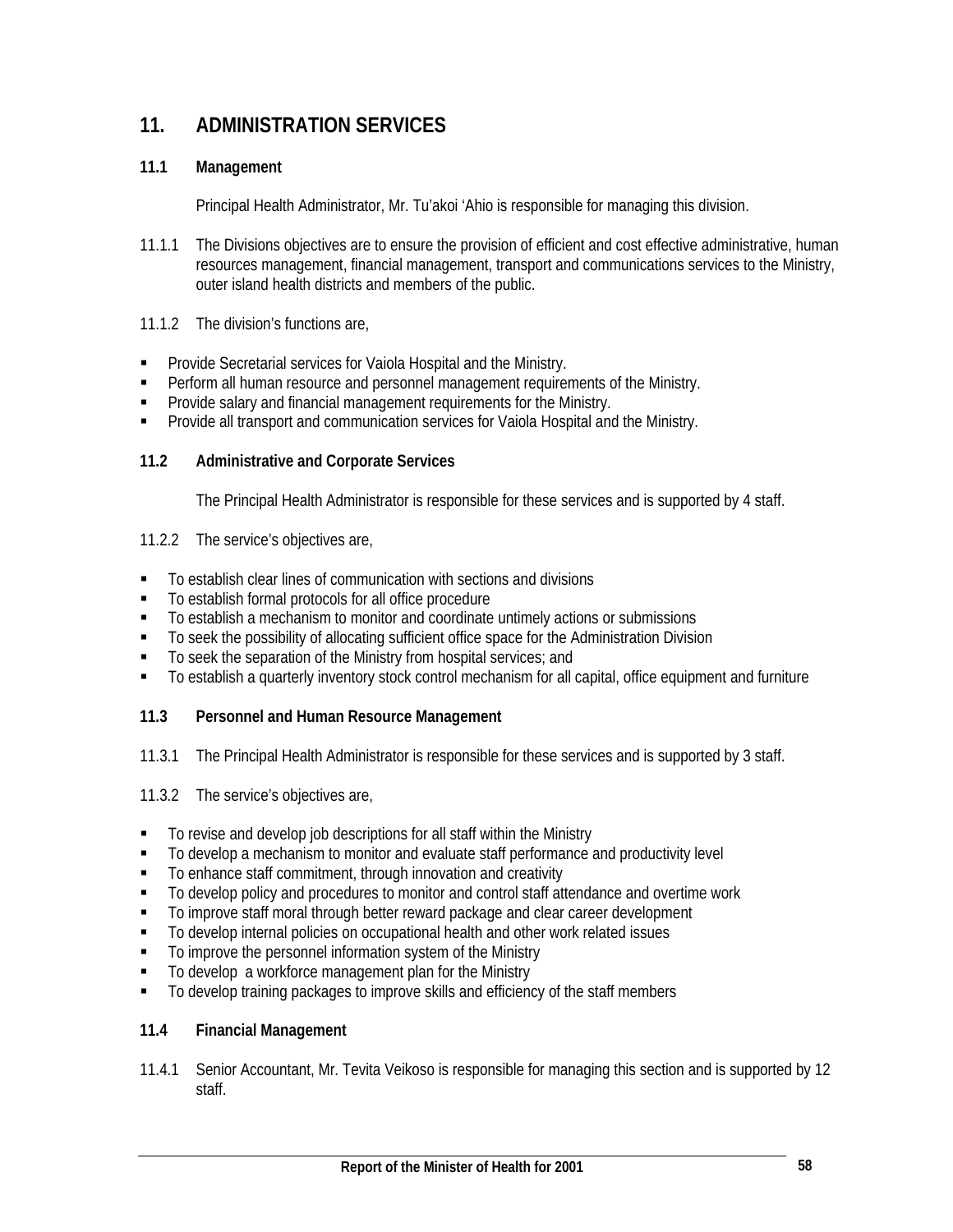## 11. ADMINISTRATION SERVICES

### 11.1 Management

Principal Health Administrator, Mr. Tu'akoi 'Ahio is responsible for managing this division.

11.1.1 The Divisions objectives are to ensure the provision of efficient and cost effective administrative, human resources management, financial management, transport and communications services to the Ministry, outer island health districts and members of the public.

11.1.2 The division's functions are,

- Provide Secretarial services for Vaiola Hospital and the Ministry.
- Perform all human resource and personnel management requirements of the Ministry.
- Provide salary and financial management requirements for the Ministry.
- Provide all transport and communication services for Vaiola Hospital and the Ministry.

### 11.2 Administrative and Corporate Services

The Principal Health Administrator is responsible for these services and is supported by 4 staff.

11.2.2 The service's objectives are,

- To establish clear lines of communication with sections and divisions
- To establish formal protocols for all office procedure
- To establish a mechanism to monitor and coordinate untimely actions or submissions
- To seek the possibility of allocating sufficient office space for the Administration Division
- To seek the separation of the Ministry from hospital services; and
- To establish a quarterly inventory stock control mechanism for all capital, office equipment and furniture

### 11.3 Personnel and Human Resource Management

11.3.1 The Principal Health Administrator is responsible for these services and is supported by 3 staff.

11.3.2 The service's objectives are,

- To revise and develop job descriptions for all staff within the Ministry
- To develop a mechanism to monitor and evaluate staff performance and productivity level
- To enhance staff commitment, through innovation and creativity
- To develop policy and procedures to monitor and control staff attendance and overtime work
- To improve staff moral through better reward package and clear career development
- To develop internal policies on occupational health and other work related issues
- To improve the personnel information system of the Ministry
- To develop a workforce management plan for the Ministry
- To develop training packages to improve skills and efficiency of the staff members

### 11.4 Financial Management

11.4.1 Senior Accountant, Mr. Tevita Veikoso is responsible for managing this section and is supported by 12 staff.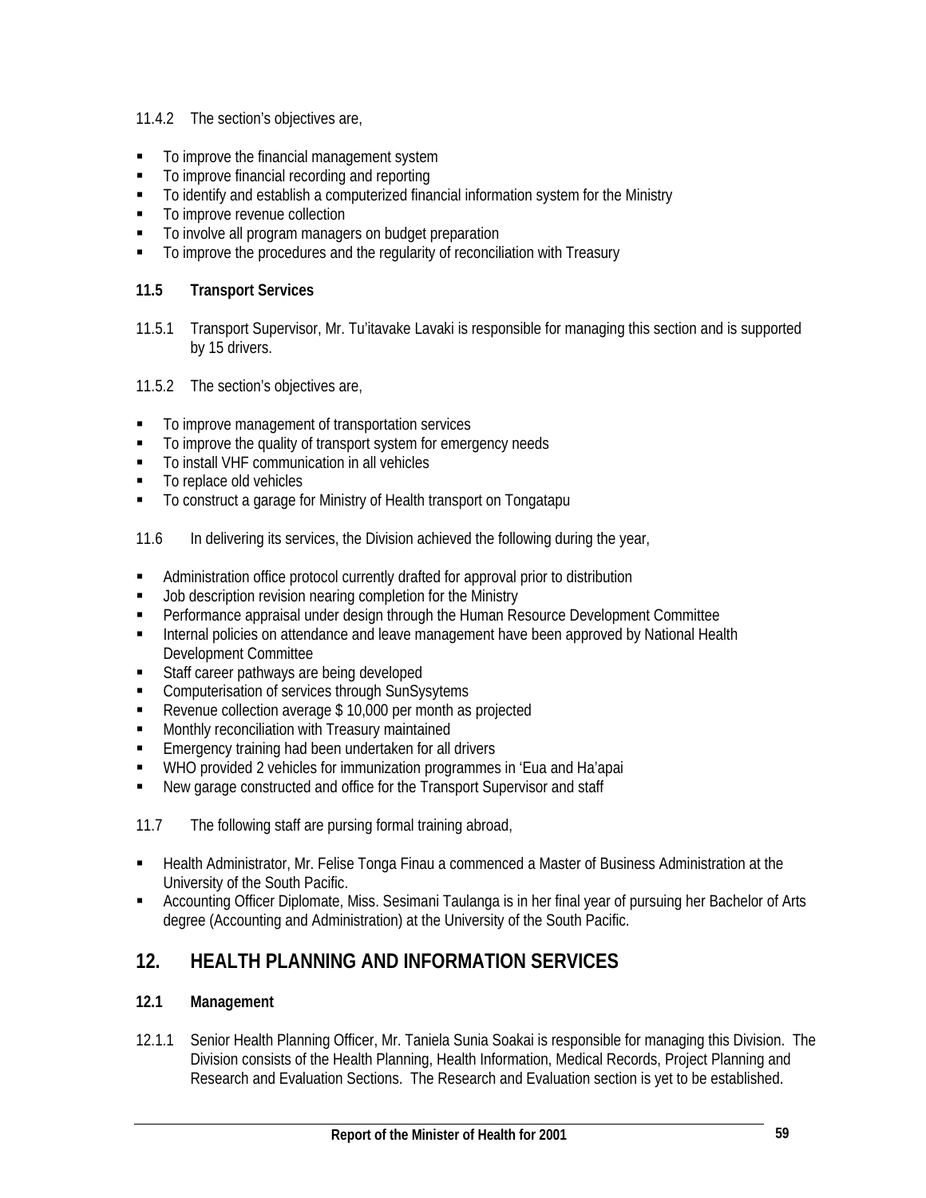11.4.2 The section's objectives are,

- To improve the financial management system
- To improve financial recording and reporting
- To identify and establish a computerized financial information system for the Ministry
- To improve revenue collection
- To involve all program managers on budget preparation
- To improve the procedures and the regularity of reconciliation with Treasury

### 11.5 Transport Services

11.5.1 Transport Supervisor, Mr. Tu'itavake Lavaki is responsible for managing this section and is supported by 15 drivers.

11.5.2 The section's objectives are,

- To improve management of transportation services
- To improve the quality of transport system for emergency needs
- To install VHF communication in all vehicles
- To replace old vehicles
- To construct a garage for Ministry of Health transport on Tongatapu

11.6 In delivering its services, the Division achieved the following during the year,

- Administration office protocol currently drafted for approval prior to distribution
- Job description revision nearing completion for the Ministry
- Performance appraisal under design through the Human Resource Development Committee
- Internal policies on attendance and leave management have been approved by National Health Development Committee
- Staff career pathways are being developed
- Computerisation of services through SunSysytems
- Revenue collection average $ 10,000 per month as projected
- Monthly reconciliation with Treasury maintained
- Emergency training had been undertaken for all drivers
- WHO provided 2 vehicles for immunization programmes in 'Eua and Ha'apai
- New garage constructed and office for the Transport Supervisor and staff

11.7 The following staff are pursing formal training abroad,

- Health Administrator, Mr. Felise Tonga Finau a commenced a Master of Business Administration at the University of the South Pacific.
- Accounting Officer Diplomate, Miss. Sesimani Taulanga is in her final year of pursuing her Bachelor of Arts degree (Accounting and Administration) at the University of the South Pacific.

## 12. HEALTH PLANNING AND INFORMATION SERVICES

### 12.1 Management

12.1.1 Senior Health Planning Officer, Mr. Taniela Sunia Soakai is responsible for managing this Division. The Division consists of the Health Planning, Health Information, Medical Records, Project Planning and Research and Evaluation Sections. The Research and Evaluation section is yet to be established.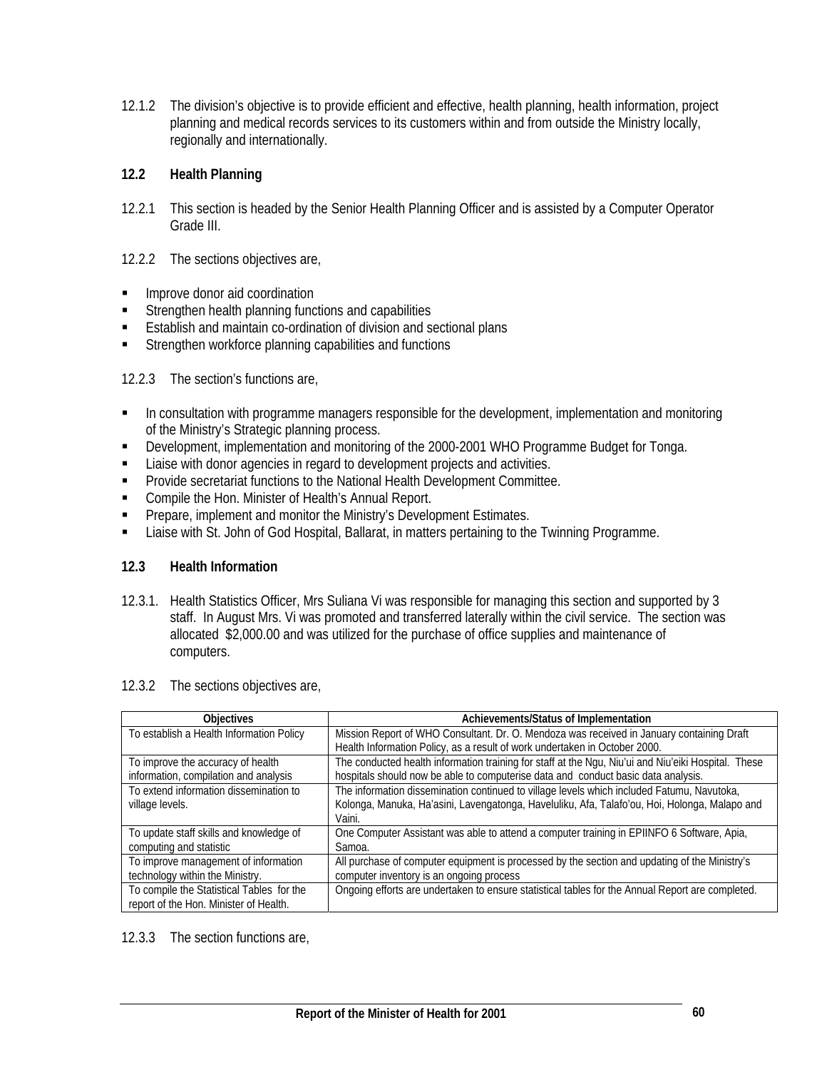12.1.2 The division's objective is to provide efficient and effective, health planning, health information, project planning and medical records services to its customers within and from outside the Ministry locally, regionally and internationally.

### 12.2 Health Planning

12.2.1 This section is headed by the Senior Health Planning Officer and is assisted by a Computer Operator Grade III.

12.2.2 The sections objectives are,

- Improve donor aid coordination
- Strengthen health planning functions and capabilities
- Establish and maintain co-ordination of division and sectional plans
- Strengthen workforce planning capabilities and functions

12.2.3 The section's functions are,

- In consultation with programme managers responsible for the development, implementation and monitoring of the Ministry's Strategic planning process.
- Development, implementation and monitoring of the 2000-2001 WHO Programme Budget for Tonga.
- Liaise with donor agencies in regard to development projects and activities.
- Provide secretariat functions to the National Health Development Committee.
- Compile the Hon. Minister of Health's Annual Report.
- Prepare, implement and monitor the Ministry's Development Estimates.
- Liaise with St. John of God Hospital, Ballarat, in matters pertaining to the Twinning Programme.

### 12.3 Health Information

12.3.1. Health Statistics Officer, Mrs Suliana Vi was responsible for managing this section and supported by 3 staff. In August Mrs. Vi was promoted and transferred laterally within the civil service. The section was allocated $2,000.00 and was utilized for the purchase of office supplies and maintenance of computers.

12.3.2 The sections objectives are,

| Objectives | Achievements/Status of Implementation |
|---|---|
| To establish a Health Information Policy | Mission Report of WHO Consultant. Dr. O. Mendoza was received in January containing Draft Health Information Policy, as a result of work undertaken in October 2000. |
| To improve the accuracy of health information, compilation and analysis | The conducted health information training for staff at the Ngu, Niu'ui and Niu'eiki Hospital. These hospitals should now be able to computerise data and conduct basic data analysis. |
| To extend information dissemination to village levels. | The information dissemination continued to village levels which included Fatumu, Navutoka, Kolonga, Manuka, Ha'asini, Lavengatonga, Haveluliku, Afa, Talafo'ou, Hoi, Holonga, Malapo and Vaini. |
| To update staff skills and knowledge of computing and statistic | One Computer Assistant was able to attend a computer training in EPIINFO 6 Software, Apia, Samoa. |
| To improve management of information technology within the Ministry. | All purchase of computer equipment is processed by the section and updating of the Ministry's computer inventory is an ongoing process |
| To compile the Statistical Tables for the report of the Hon. Minister of Health. | Ongoing efforts are undertaken to ensure statistical tables for the Annual Report are completed. |

12.3.3 The section functions are,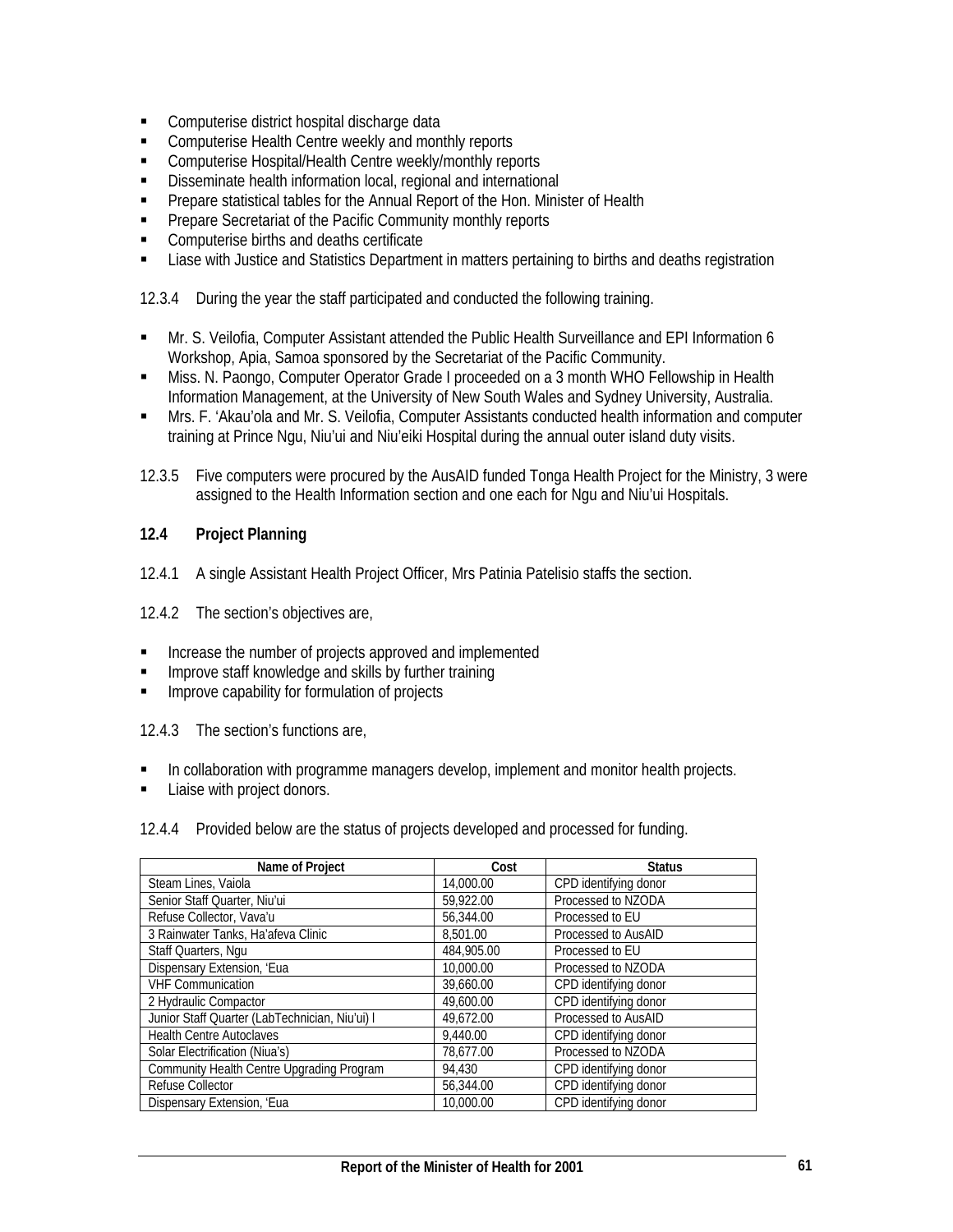- Computerise district hospital discharge data
- Computerise Health Centre weekly and monthly reports
- Computerise Hospital/Health Centre weekly/monthly reports
- Disseminate health information local, regional and international
- Prepare statistical tables for the Annual Report of the Hon. Minister of Health
- Prepare Secretariat of the Pacific Community monthly reports
- Computerise births and deaths certificate
- Liase with Justice and Statistics Department in matters pertaining to births and deaths registration

12.3.4 During the year the staff participated and conducted the following training.

- Mr. S. Veilofia, Computer Assistant attended the Public Health Surveillance and EPI Information 6 Workshop, Apia, Samoa sponsored by the Secretariat of the Pacific Community.
- Miss. N. Paongo, Computer Operator Grade I proceeded on a 3 month WHO Fellowship in Health Information Management, at the University of New South Wales and Sydney University, Australia.
- Mrs. F. 'Akau'ola and Mr. S. Veilofia, Computer Assistants conducted health information and computer training at Prince Ngu, Niu'ui and Niu'eiki Hospital during the annual outer island duty visits.

12.3.5 Five computers were procured by the AusAID funded Tonga Health Project for the Ministry, 3 were assigned to the Health Information section and one each for Ngu and Niu'ui Hospitals.

### 12.4 Project Planning

12.4.1 A single Assistant Health Project Officer, Mrs Patinia Patelisio staffs the section.

12.4.2 The section's objectives are,

- Increase the number of projects approved and implemented
- Improve staff knowledge and skills by further training
- Improve capability for formulation of projects

12.4.3 The section's functions are,

- In collaboration with programme managers develop, implement and monitor health projects.
- Liaise with project donors.

12.4.4 Provided below are the status of projects developed and processed for funding.

| Name of Project | Cost | Status |
|---|---|---|
| Steam Lines, Vaiola | 14,000.00 | CPD identifying donor |
| Senior Staff Quarter, Niu'ui | 59,922.00 | Processed to NZODA |
| Refuse Collector, Vava'u | 56,344.00 | Processed to EU |
| 3 Rainwater Tanks, Ha'afeva Clinic | 8,501.00 | Processed to AusAID |
| Staff Quarters, Ngu | 484,905.00 | Processed to EU |
| Dispensary Extension, 'Eua | 10,000.00 | Processed to NZODA |
| VHF Communication | 39,660.00 | CPD identifying donor |
| 2 Hydraulic Compactor | 49,600.00 | CPD identifying donor |
| Junior Staff Quarter (LabTechnician, Niu'ui) l | 49,672.00 | Processed to AusAID |
| Health Centre Autoclaves | 9,440.00 | CPD identifying donor |
| Solar Electrification (Niua's) | 78,677.00 | Processed to NZODA |
| Community Health Centre Upgrading Program | 94,430 | CPD identifying donor |
| Refuse Collector | 56,344.00 | CPD identifying donor |
| Dispensary Extension, 'Eua | 10,000.00 | CPD identifying donor |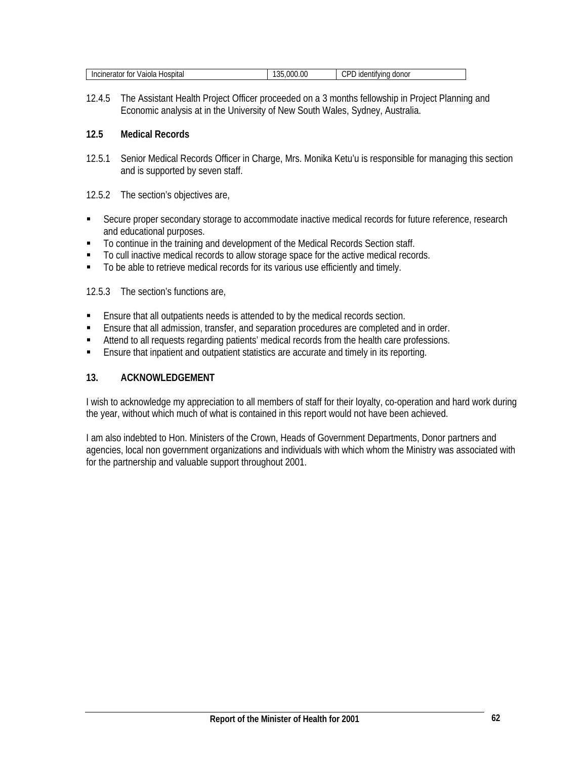| | | |
|---|---|---|
| Incinerator for Vaiola Hospital | 135,000.00 | CPD identifying donor |

12.4.5 The Assistant Health Project Officer proceeded on a 3 months fellowship in Project Planning and Economic analysis at in the University of New South Wales, Sydney, Australia.

**12.5 Medical Records**

12.5.1 Senior Medical Records Officer in Charge, Mrs. Monika Ketu'u is responsible for managing this section and is supported by seven staff.

12.5.2 The section's objectives are,

- Secure proper secondary storage to accommodate inactive medical records for future reference, research and educational purposes.
- To continue in the training and development of the Medical Records Section staff.
- To cull inactive medical records to allow storage space for the active medical records.
- To be able to retrieve medical records for its various use efficiently and timely.

12.5.3 The section's functions are,

- Ensure that all outpatients needs is attended to by the medical records section.
- Ensure that all admission, transfer, and separation procedures are completed and in order.
- Attend to all requests regarding patients' medical records from the health care professions.
- Ensure that inpatient and outpatient statistics are accurate and timely in its reporting.

**13. ACKNOWLEDGEMENT**

I wish to acknowledge my appreciation to all members of staff for their loyalty, co-operation and hard work during the year, without which much of what is contained in this report would not have been achieved.

I am also indebted to Hon. Ministers of the Crown, Heads of Government Departments, Donor partners and agencies, local non government organizations and individuals with which whom the Ministry was associated with for the partnership and valuable support throughout 2001.